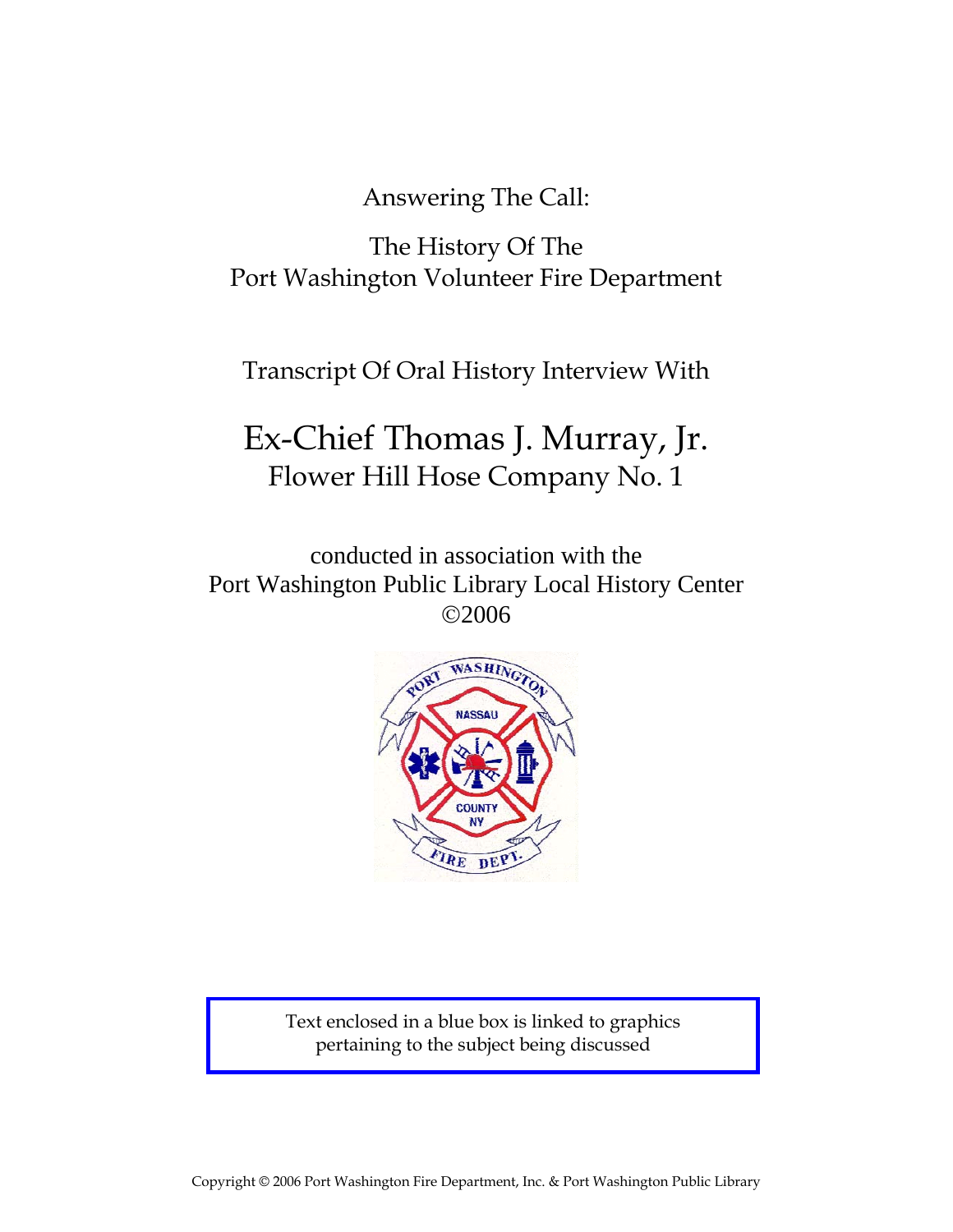Answering The Call:

The History Of The
Port Washington Volunteer Fire Department

Transcript Of Oral History Interview With

# Ex-Chief Thomas J. Murray, Jr.

## Flower Hill Hose Company No. 1

conducted in association with the
Port Washington Public Library Local History Center
©2006

Text enclosed in a blue box is linked to graphics pertaining to the subject being discussed

Copyright © 2006 Port Washington Fire Department, Inc. & Port Washington Public Library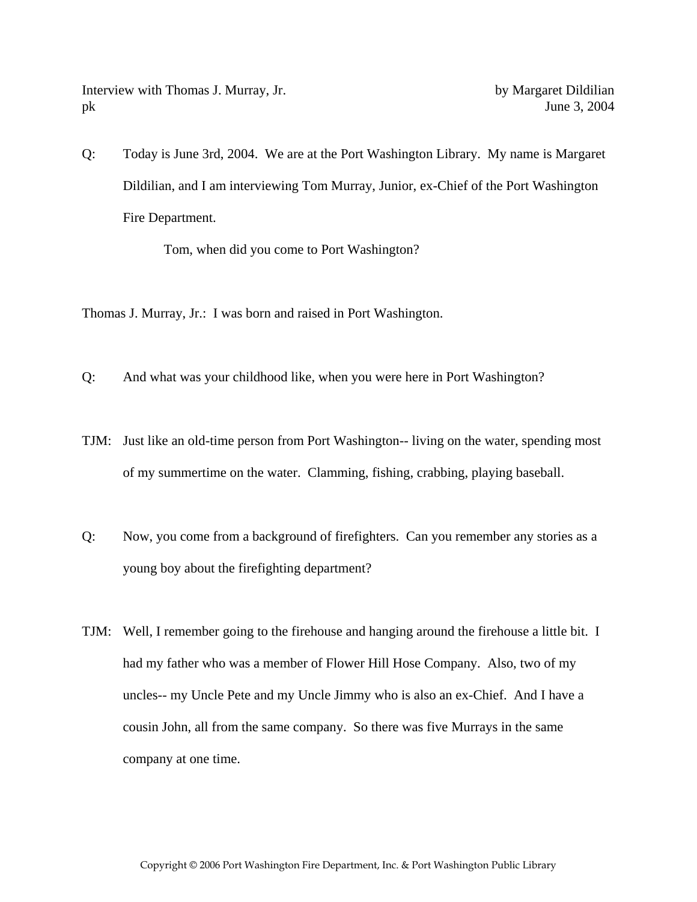Interview with Thomas J. Murray, Jr. by Margaret Dildilian
pk June 3, 2004

Q: Today is June 3rd, 2004. We are at the Port Washington Library. My name is Margaret Dildilian, and I am interviewing Tom Murray, Junior, ex-Chief of the Port Washington Fire Department.

Tom, when did you come to Port Washington?

Thomas J. Murray, Jr.: I was born and raised in Port Washington.

Q: And what was your childhood like, when you were here in Port Washington?

TJM: Just like an old-time person from Port Washington-- living on the water, spending most of my summertime on the water. Clamming, fishing, crabbing, playing baseball.

Q: Now, you come from a background of firefighters. Can you remember any stories as a young boy about the firefighting department?

TJM: Well, I remember going to the firehouse and hanging around the firehouse a little bit. I had my father who was a member of Flower Hill Hose Company. Also, two of my uncles-- my Uncle Pete and my Uncle Jimmy who is also an ex-Chief. And I have a cousin John, all from the same company. So there was five Murrays in the same company at one time.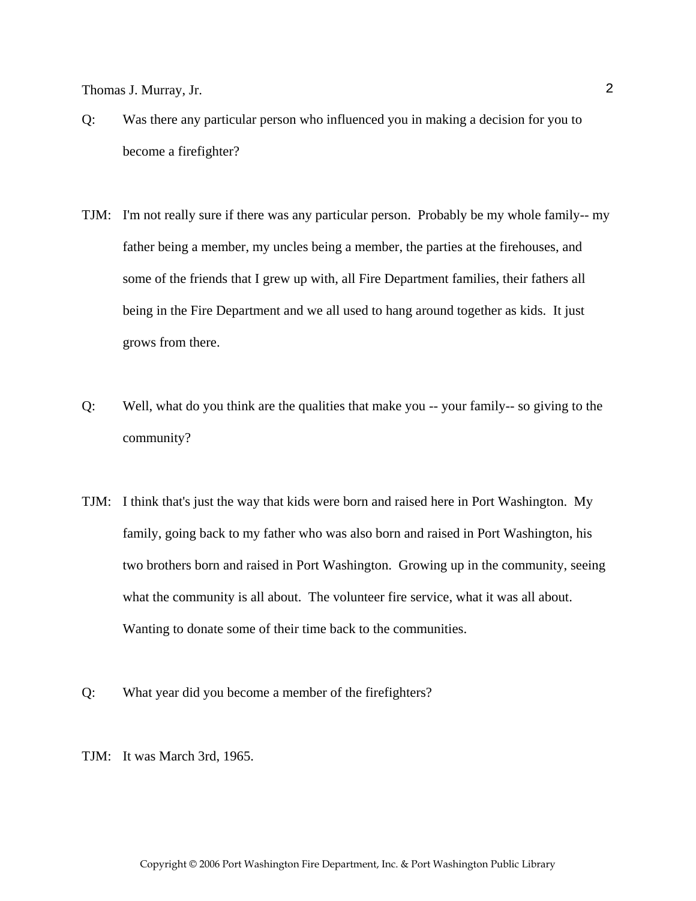Q: Was there any particular person who influenced you in making a decision for you to become a firefighter?

TJM: I'm not really sure if there was any particular person. Probably be my whole family-- my father being a member, my uncles being a member, the parties at the firehouses, and some of the friends that I grew up with, all Fire Department families, their fathers all being in the Fire Department and we all used to hang around together as kids. It just grows from there.

Q: Well, what do you think are the qualities that make you -- your family-- so giving to the community?

TJM: I think that's just the way that kids were born and raised here in Port Washington. My family, going back to my father who was also born and raised in Port Washington, his two brothers born and raised in Port Washington. Growing up in the community, seeing what the community is all about. The volunteer fire service, what it was all about. Wanting to donate some of their time back to the communities.

Q: What year did you become a member of the firefighters?

TJM: It was March 3rd, 1965.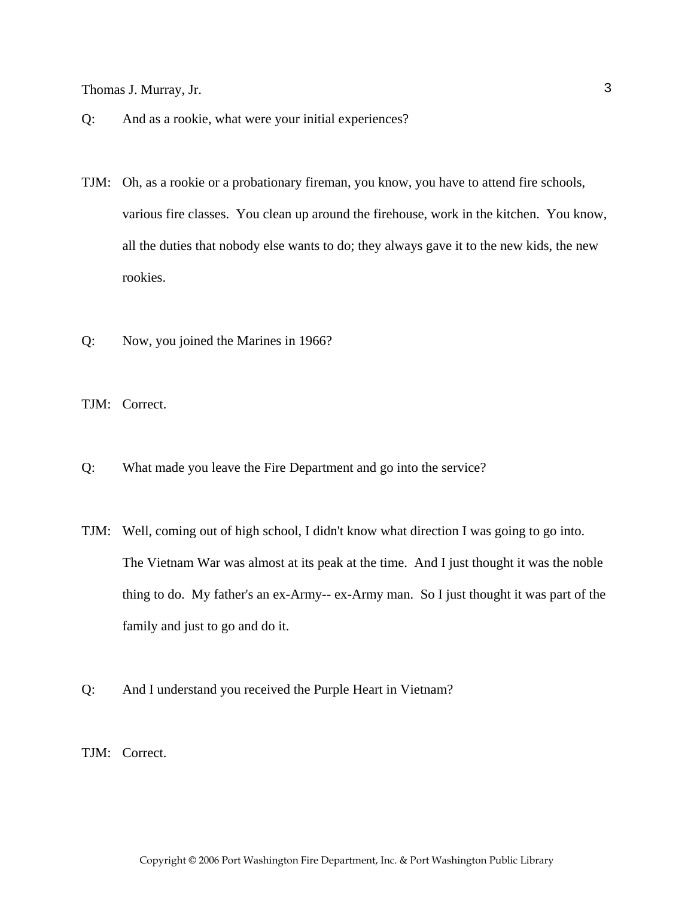Q: And as a rookie, what were your initial experiences?

TJM: Oh, as a rookie or a probationary fireman, you know, you have to attend fire schools, various fire classes. You clean up around the firehouse, work in the kitchen. You know, all the duties that nobody else wants to do; they always gave it to the new kids, the new rookies.

Q: Now, you joined the Marines in 1966?

TJM: Correct.

Q: What made you leave the Fire Department and go into the service?

TJM: Well, coming out of high school, I didn't know what direction I was going to go into. The Vietnam War was almost at its peak at the time. And I just thought it was the noble thing to do. My father's an ex-Army-- ex-Army man. So I just thought it was part of the family and just to go and do it.

Q: And I understand you received the Purple Heart in Vietnam?

TJM: Correct.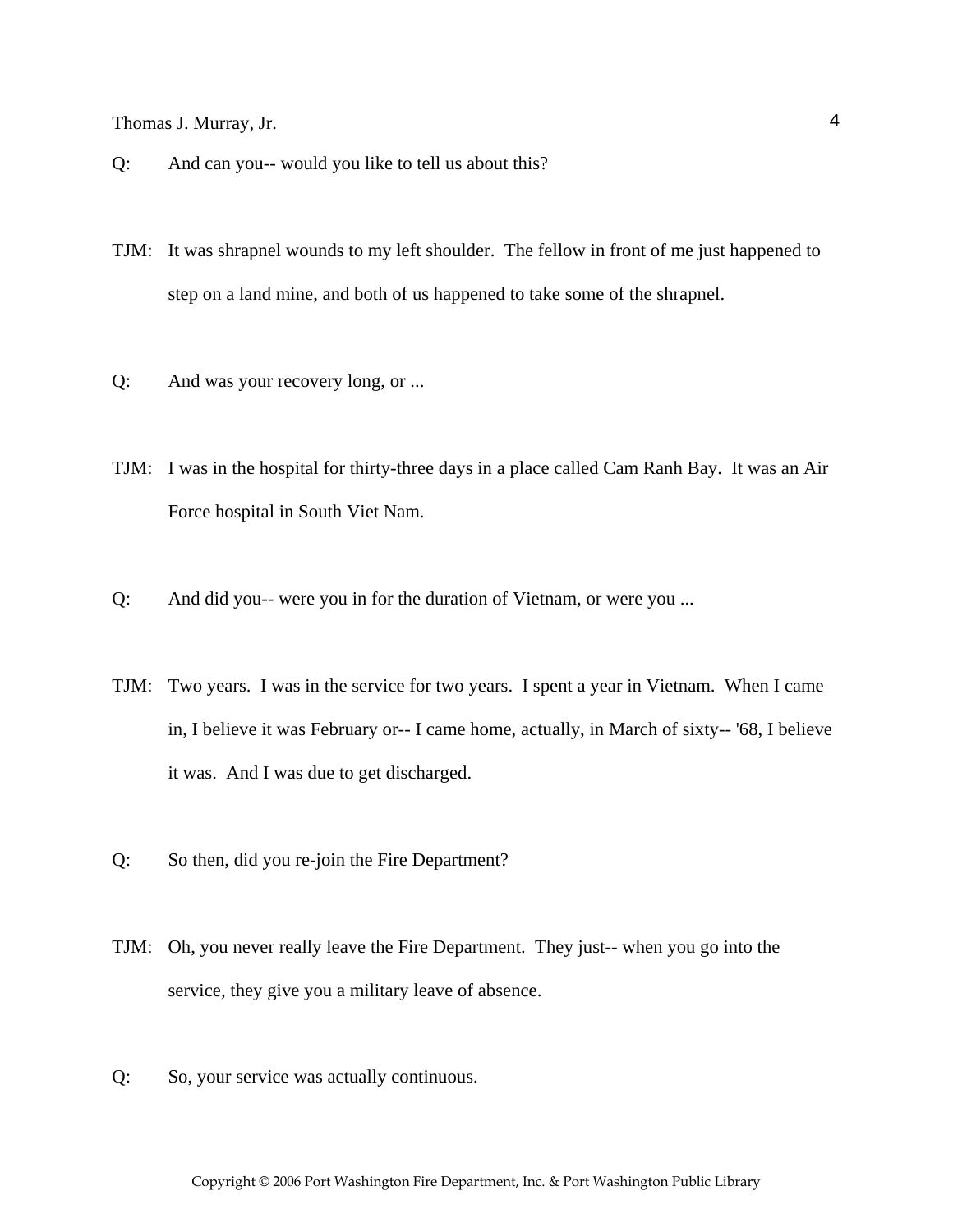Q: And can you-- would you like to tell us about this?

TJM: It was shrapnel wounds to my left shoulder. The fellow in front of me just happened to step on a land mine, and both of us happened to take some of the shrapnel.

Q: And was your recovery long, or ...

TJM: I was in the hospital for thirty-three days in a place called Cam Ranh Bay. It was an Air Force hospital in South Viet Nam.

Q: And did you-- were you in for the duration of Vietnam, or were you ...

TJM: Two years. I was in the service for two years. I spent a year in Vietnam. When I came in, I believe it was February or-- I came home, actually, in March of sixty-- '68, I believe it was. And I was due to get discharged.

Q: So then, did you re-join the Fire Department?

TJM: Oh, you never really leave the Fire Department. They just-- when you go into the service, they give you a military leave of absence.

Q: So, your service was actually continuous.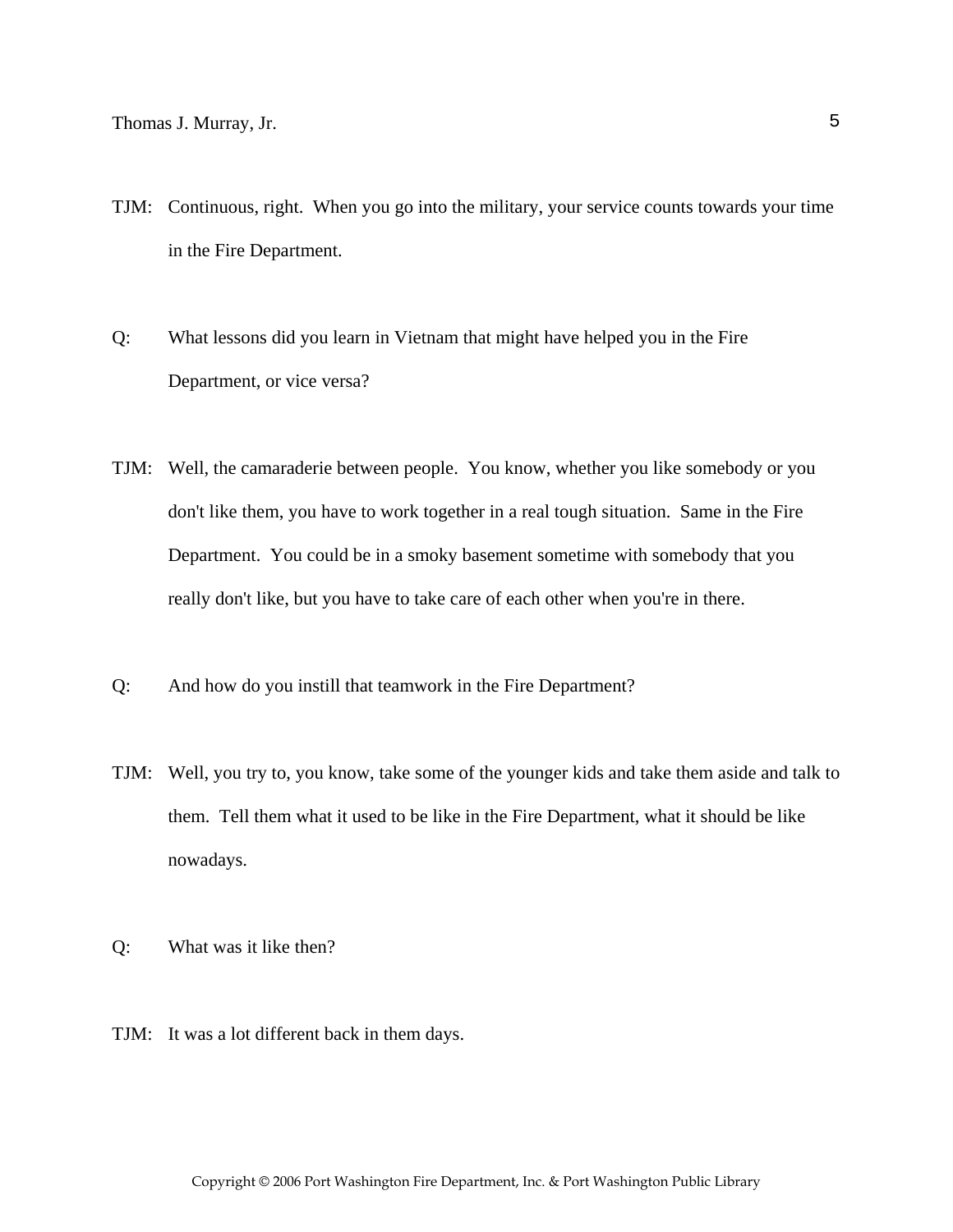TJM: Continuous, right. When you go into the military, your service counts towards your time in the Fire Department.

Q: What lessons did you learn in Vietnam that might have helped you in the Fire Department, or vice versa?

TJM: Well, the camaraderie between people. You know, whether you like somebody or you don't like them, you have to work together in a real tough situation. Same in the Fire Department. You could be in a smoky basement sometime with somebody that you really don't like, but you have to take care of each other when you're in there.

Q: And how do you instill that teamwork in the Fire Department?

TJM: Well, you try to, you know, take some of the younger kids and take them aside and talk to them. Tell them what it used to be like in the Fire Department, what it should be like nowadays.

Q: What was it like then?

TJM: It was a lot different back in them days.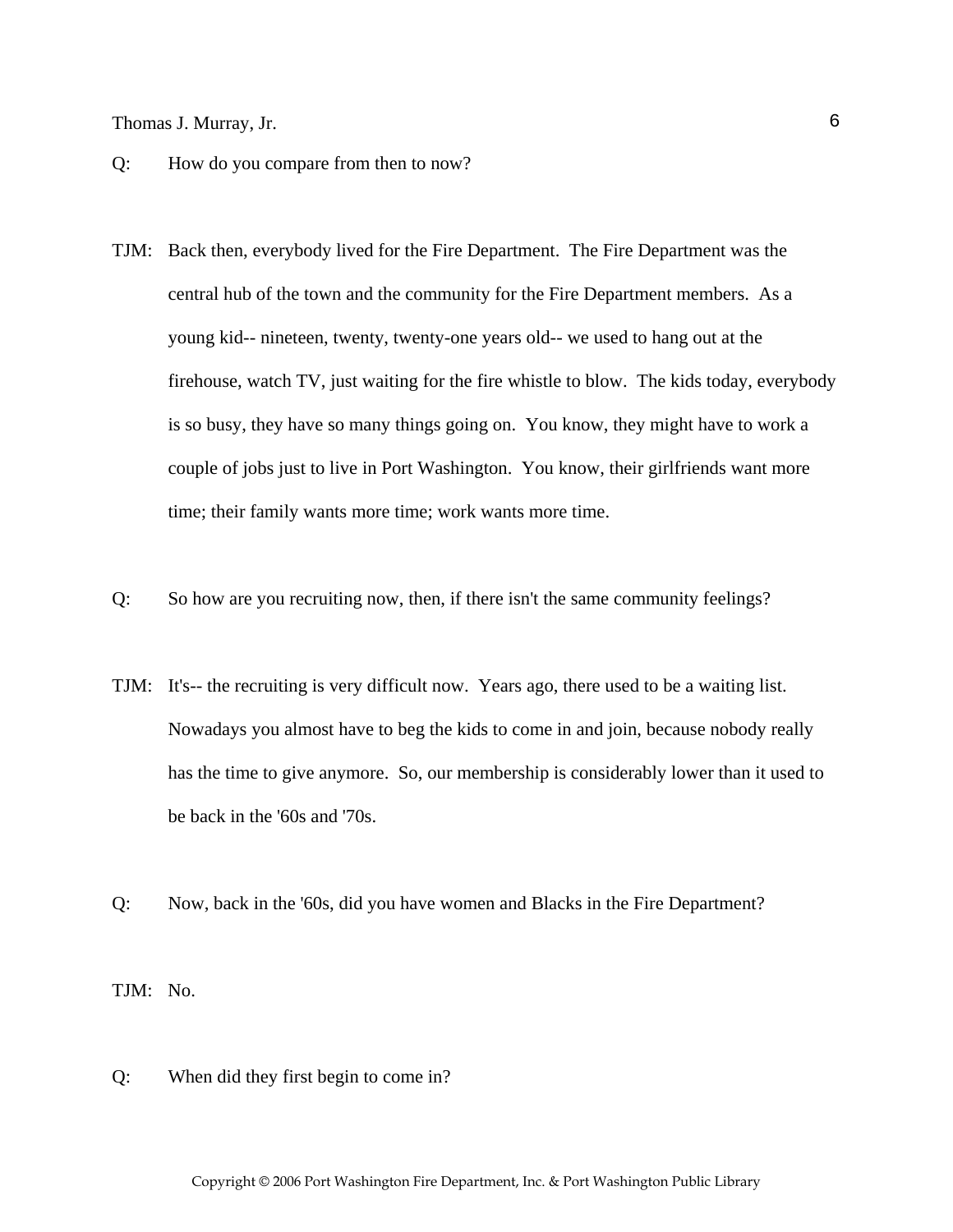Q: How do you compare from then to now?

TJM: Back then, everybody lived for the Fire Department. The Fire Department was the central hub of the town and the community for the Fire Department members. As a young kid-- nineteen, twenty, twenty-one years old-- we used to hang out at the firehouse, watch TV, just waiting for the fire whistle to blow. The kids today, everybody is so busy, they have so many things going on. You know, they might have to work a couple of jobs just to live in Port Washington. You know, their girlfriends want more time; their family wants more time; work wants more time.

Q: So how are you recruiting now, then, if there isn't the same community feelings?

TJM: It's-- the recruiting is very difficult now. Years ago, there used to be a waiting list. Nowadays you almost have to beg the kids to come in and join, because nobody really has the time to give anymore. So, our membership is considerably lower than it used to be back in the '60s and '70s.

Q: Now, back in the '60s, did you have women and Blacks in the Fire Department?

TJM: No.

Q: When did they first begin to come in?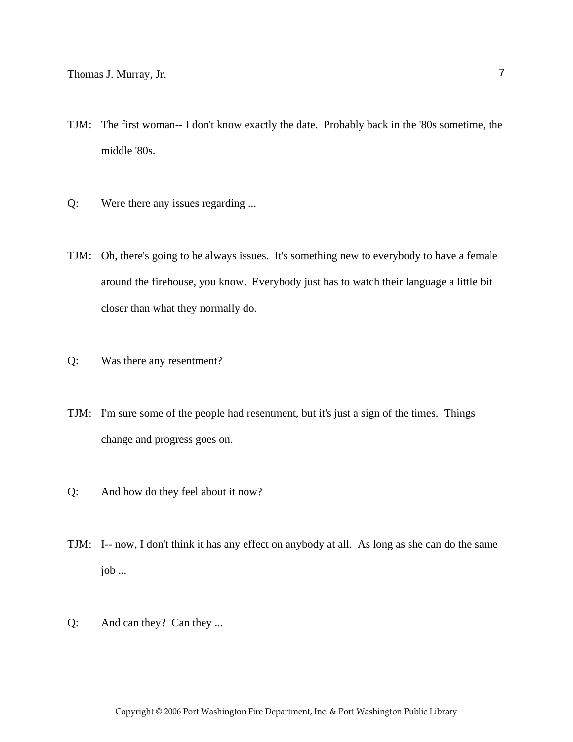TJM: The first woman-- I don't know exactly the date. Probably back in the '80s sometime, the middle '80s.

Q: Were there any issues regarding ...

TJM: Oh, there's going to be always issues. It's something new to everybody to have a female around the firehouse, you know. Everybody just has to watch their language a little bit closer than what they normally do.

Q: Was there any resentment?

TJM: I'm sure some of the people had resentment, but it's just a sign of the times. Things change and progress goes on.

Q: And how do they feel about it now?

TJM: I-- now, I don't think it has any effect on anybody at all. As long as she can do the same job ...

Q: And can they? Can they ...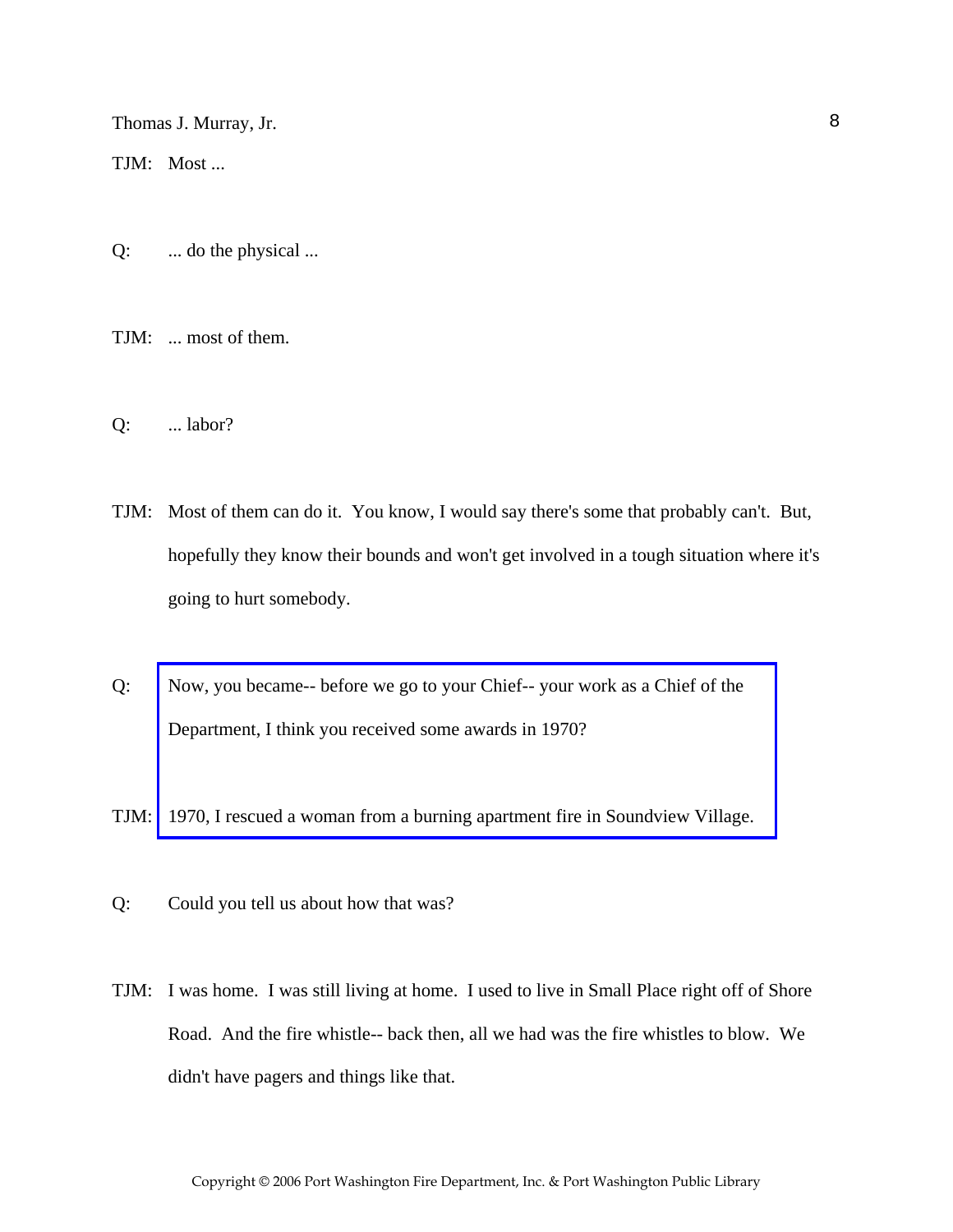TJM: Most ...

Q: ... do the physical ...

TJM: ... most of them.

Q: ... labor?

TJM: Most of them can do it. You know, I would say there's some that probably can't. But, hopefully they know their bounds and won't get involved in a tough situation where it's going to hurt somebody.

Q: Now, you became-- before we go to your Chief-- your work as a Chief of the Department, I think you received some awards in 1970?

TJM: 1970, I rescued a woman from a burning apartment fire in Soundview Village.

Q: Could you tell us about how that was?

TJM: I was home. I was still living at home. I used to live in Small Place right off of Shore Road. And the fire whistle-- back then, all we had was the fire whistles to blow. We didn't have pagers and things like that.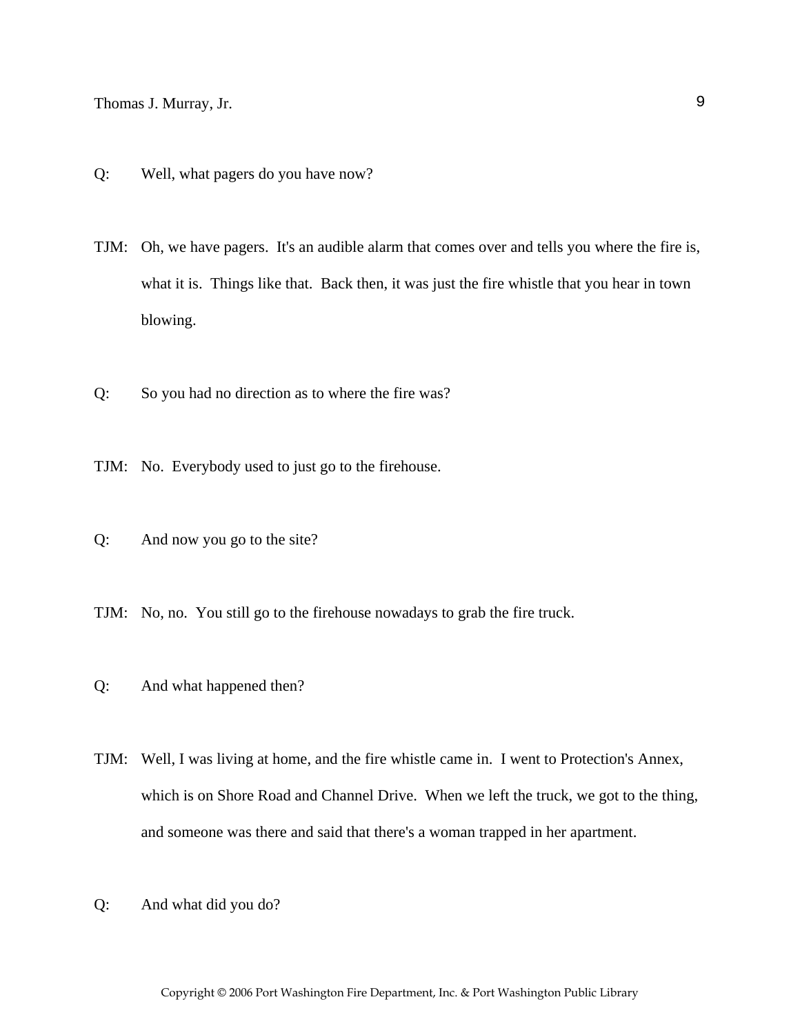Q: Well, what pagers do you have now?

TJM: Oh, we have pagers. It's an audible alarm that comes over and tells you where the fire is, what it is. Things like that. Back then, it was just the fire whistle that you hear in town blowing.

Q: So you had no direction as to where the fire was?

TJM: No. Everybody used to just go to the firehouse.

Q: And now you go to the site?

TJM: No, no. You still go to the firehouse nowadays to grab the fire truck.

Q: And what happened then?

TJM: Well, I was living at home, and the fire whistle came in. I went to Protection's Annex, which is on Shore Road and Channel Drive. When we left the truck, we got to the thing, and someone was there and said that there's a woman trapped in her apartment.

Q: And what did you do?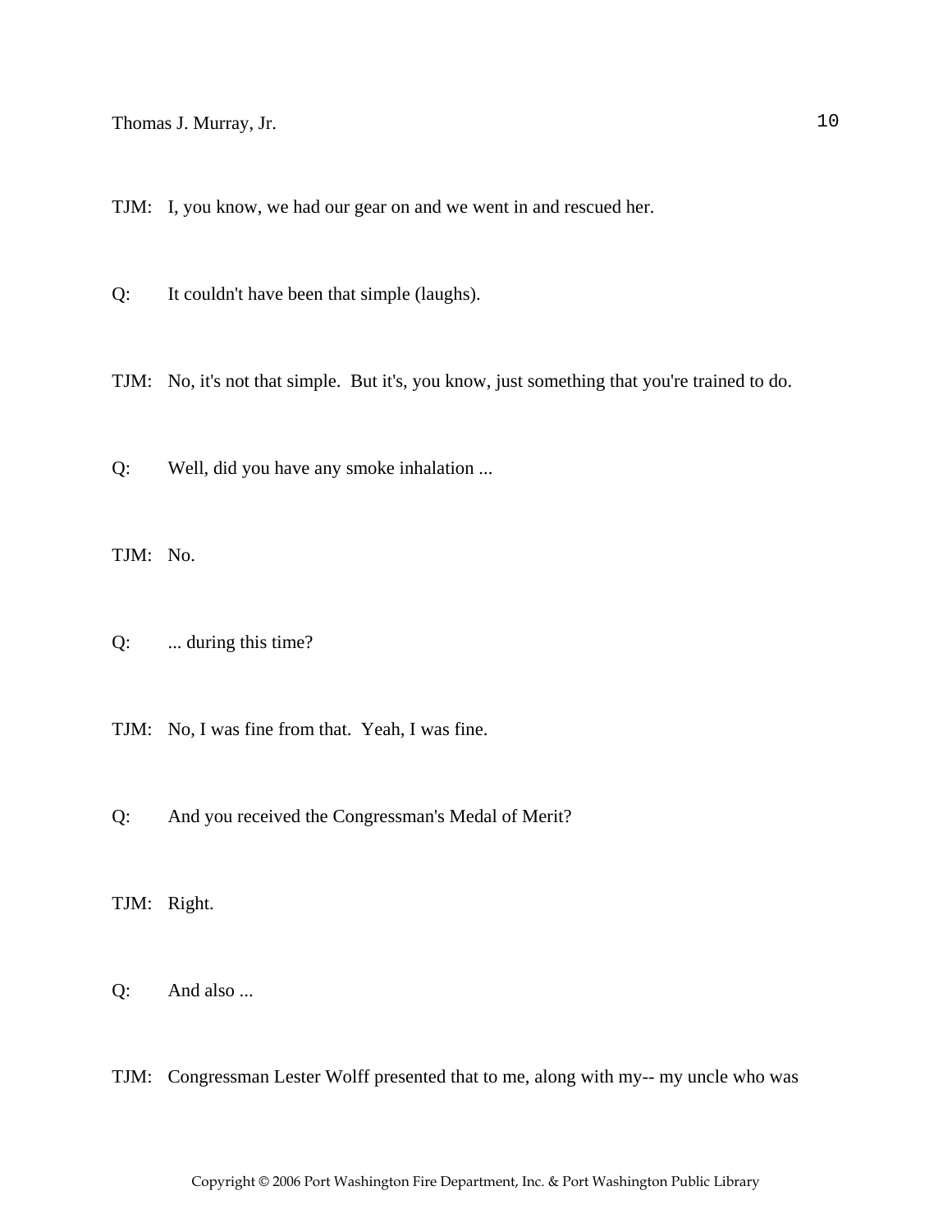TJM: I, you know, we had our gear on and we went in and rescued her.

Q: It couldn't have been that simple (laughs).

TJM: No, it's not that simple. But it's, you know, just something that you're trained to do.

Q: Well, did you have any smoke inhalation ...

TJM: No.

Q: ... during this time?

TJM: No, I was fine from that. Yeah, I was fine.

Q: And you received the Congressman's Medal of Merit?

TJM: Right.

Q: And also ...

TJM: Congressman Lester Wolff presented that to me, along with my-- my uncle who was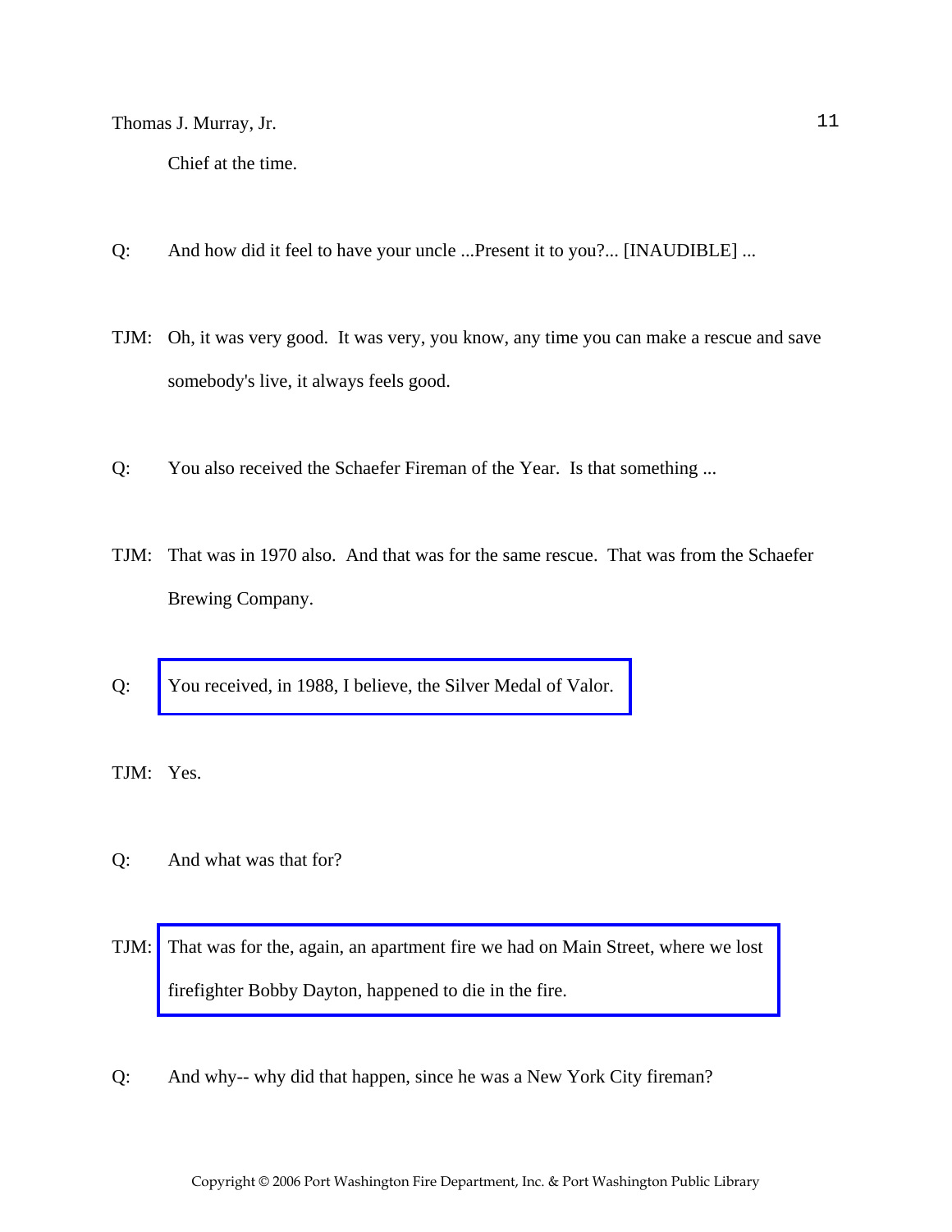Chief at the time.

Q: And how did it feel to have your uncle ...Present it to you?... [INAUDIBLE] ...

TJM: Oh, it was very good. It was very, you know, any time you can make a rescue and save somebody's live, it always feels good.

Q: You also received the Schaefer Fireman of the Year. Is that something ...

TJM: That was in 1970 also. And that was for the same rescue. That was from the Schaefer Brewing Company.

Q: You received, in 1988, I believe, the Silver Medal of Valor.

TJM: Yes.

Q: And what was that for?

TJM: That was for the, again, an apartment fire we had on Main Street, where we lost firefighter Bobby Dayton, happened to die in the fire.

Q: And why-- why did that happen, since he was a New York City fireman?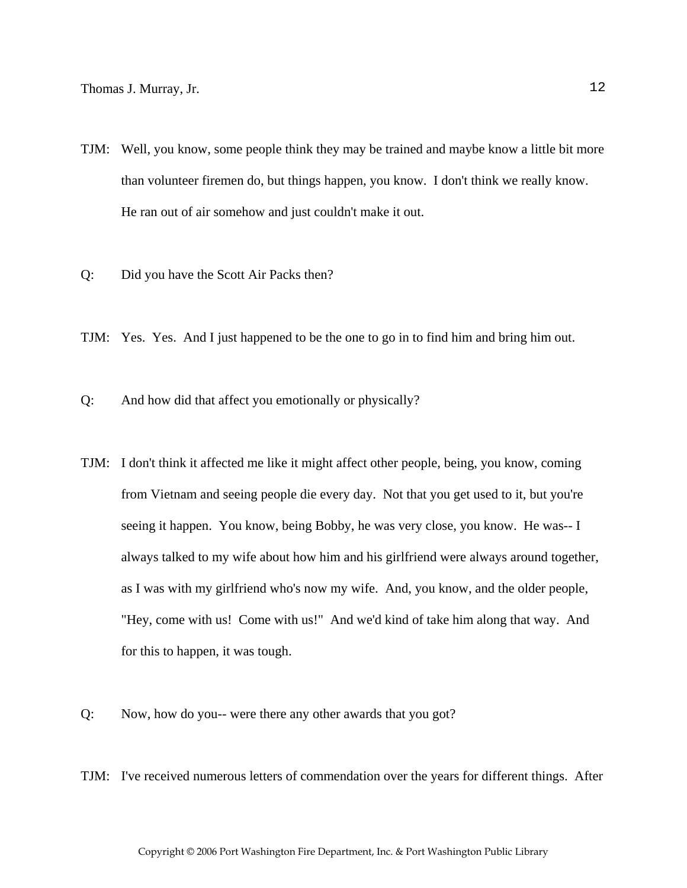TJM: Well, you know, some people think they may be trained and maybe know a little bit more than volunteer firemen do, but things happen, you know. I don't think we really know. He ran out of air somehow and just couldn't make it out.

Q: Did you have the Scott Air Packs then?

TJM: Yes. Yes. And I just happened to be the one to go in to find him and bring him out.

Q: And how did that affect you emotionally or physically?

TJM: I don't think it affected me like it might affect other people, being, you know, coming from Vietnam and seeing people die every day. Not that you get used to it, but you're seeing it happen. You know, being Bobby, he was very close, you know. He was-- I always talked to my wife about how him and his girlfriend were always around together, as I was with my girlfriend who's now my wife. And, you know, and the older people, "Hey, come with us! Come with us!" And we'd kind of take him along that way. And for this to happen, it was tough.

Q: Now, how do you-- were there any other awards that you got?

TJM: I've received numerous letters of commendation over the years for different things. After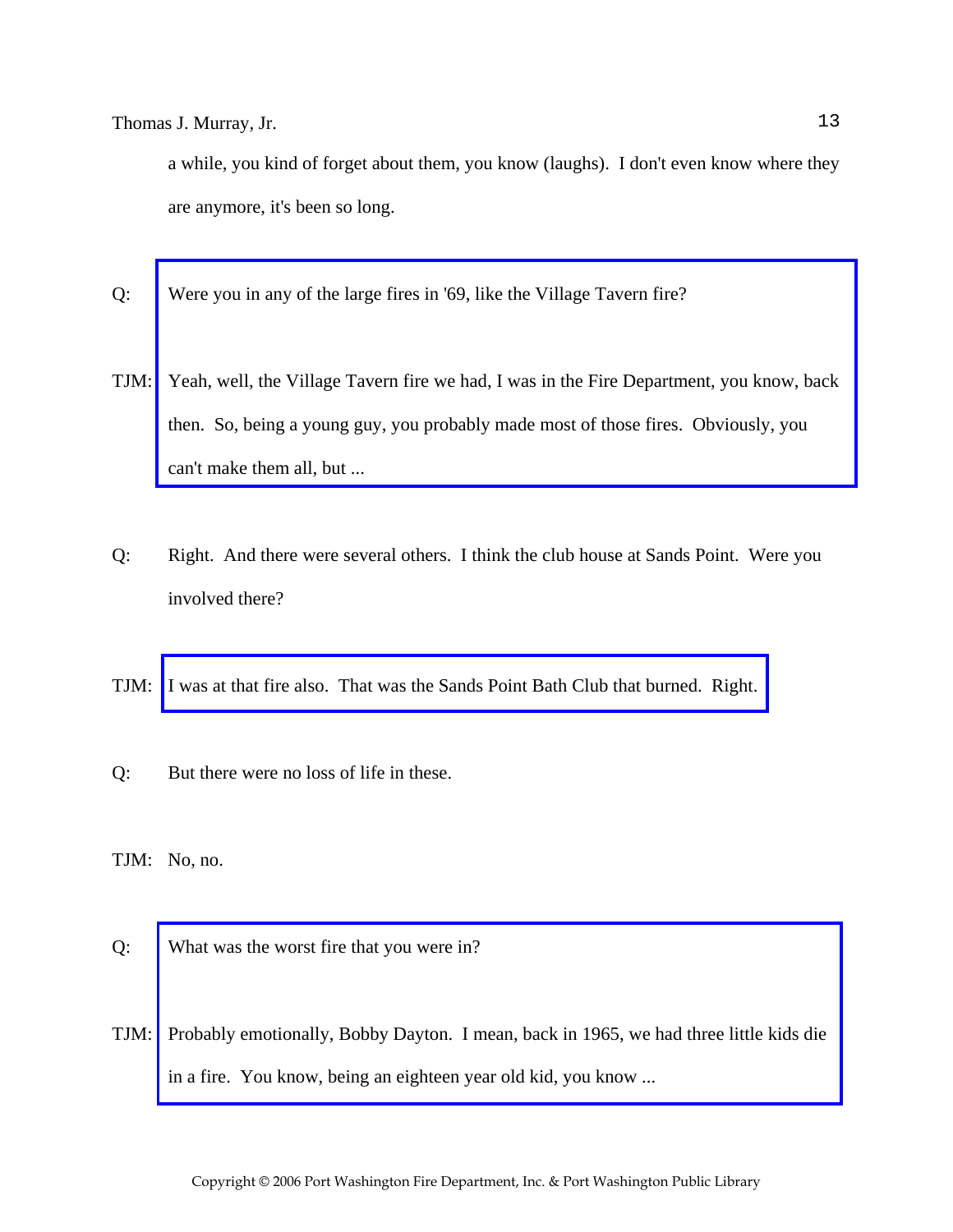a while, you kind of forget about them, you know (laughs). I don't even know where they are anymore, it's been so long.

Q: Were you in any of the large fires in '69, like the Village Tavern fire?

TJM: Yeah, well, the Village Tavern fire we had, I was in the Fire Department, you know, back then. So, being a young guy, you probably made most of those fires. Obviously, you can't make them all, but ...

Q: Right. And there were several others. I think the club house at Sands Point. Were you involved there?

TJM: I was at that fire also. That was the Sands Point Bath Club that burned. Right.

Q: But there were no loss of life in these.

TJM: No, no.

Q: What was the worst fire that you were in?

TJM: Probably emotionally, Bobby Dayton. I mean, back in 1965, we had three little kids die in a fire. You know, being an eighteen year old kid, you know ...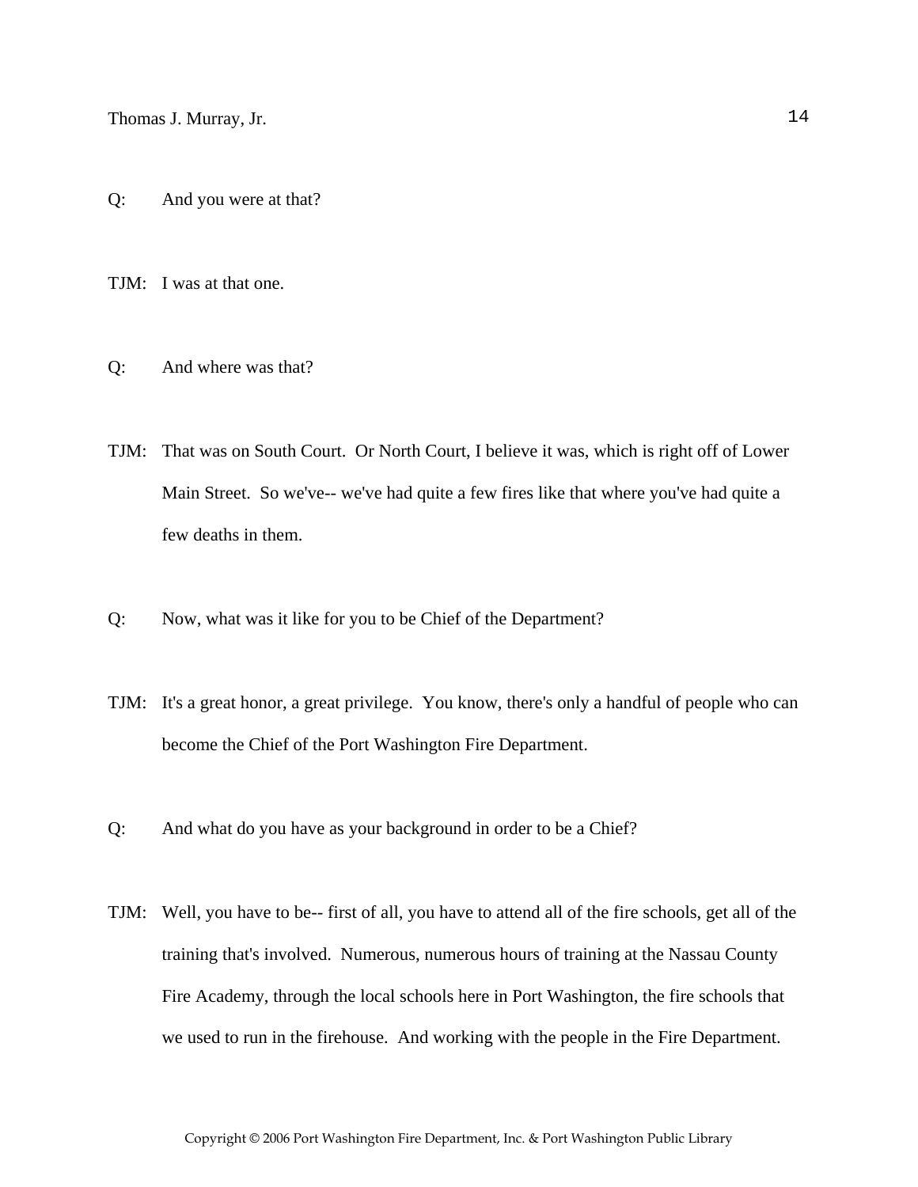Q: And you were at that?

TJM: I was at that one.

Q: And where was that?

TJM: That was on South Court. Or North Court, I believe it was, which is right off of Lower Main Street. So we've-- we've had quite a few fires like that where you've had quite a few deaths in them.

Q: Now, what was it like for you to be Chief of the Department?

TJM: It's a great honor, a great privilege. You know, there's only a handful of people who can become the Chief of the Port Washington Fire Department.

Q: And what do you have as your background in order to be a Chief?

TJM: Well, you have to be-- first of all, you have to attend all of the fire schools, get all of the training that's involved. Numerous, numerous hours of training at the Nassau County Fire Academy, through the local schools here in Port Washington, the fire schools that we used to run in the firehouse. And working with the people in the Fire Department.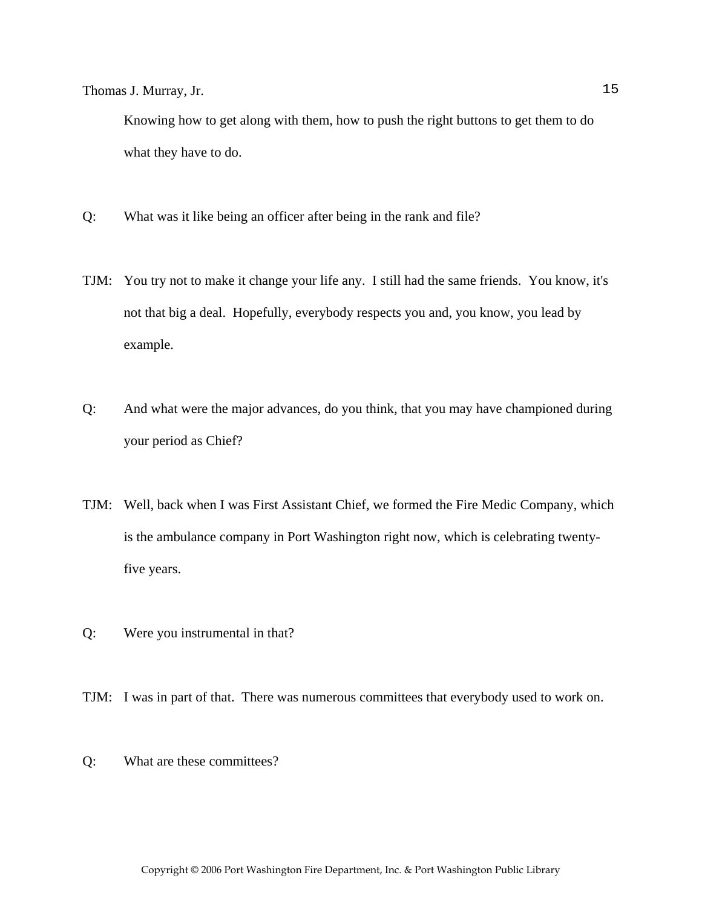Knowing how to get along with them, how to push the right buttons to get them to do what they have to do.

Q: What was it like being an officer after being in the rank and file?

TJM: You try not to make it change your life any. I still had the same friends. You know, it's not that big a deal. Hopefully, everybody respects you and, you know, you lead by example.

Q: And what were the major advances, do you think, that you may have championed during your period as Chief?

TJM: Well, back when I was First Assistant Chief, we formed the Fire Medic Company, which is the ambulance company in Port Washington right now, which is celebrating twenty-five years.

Q: Were you instrumental in that?

TJM: I was in part of that. There was numerous committees that everybody used to work on.

Q: What are these committees?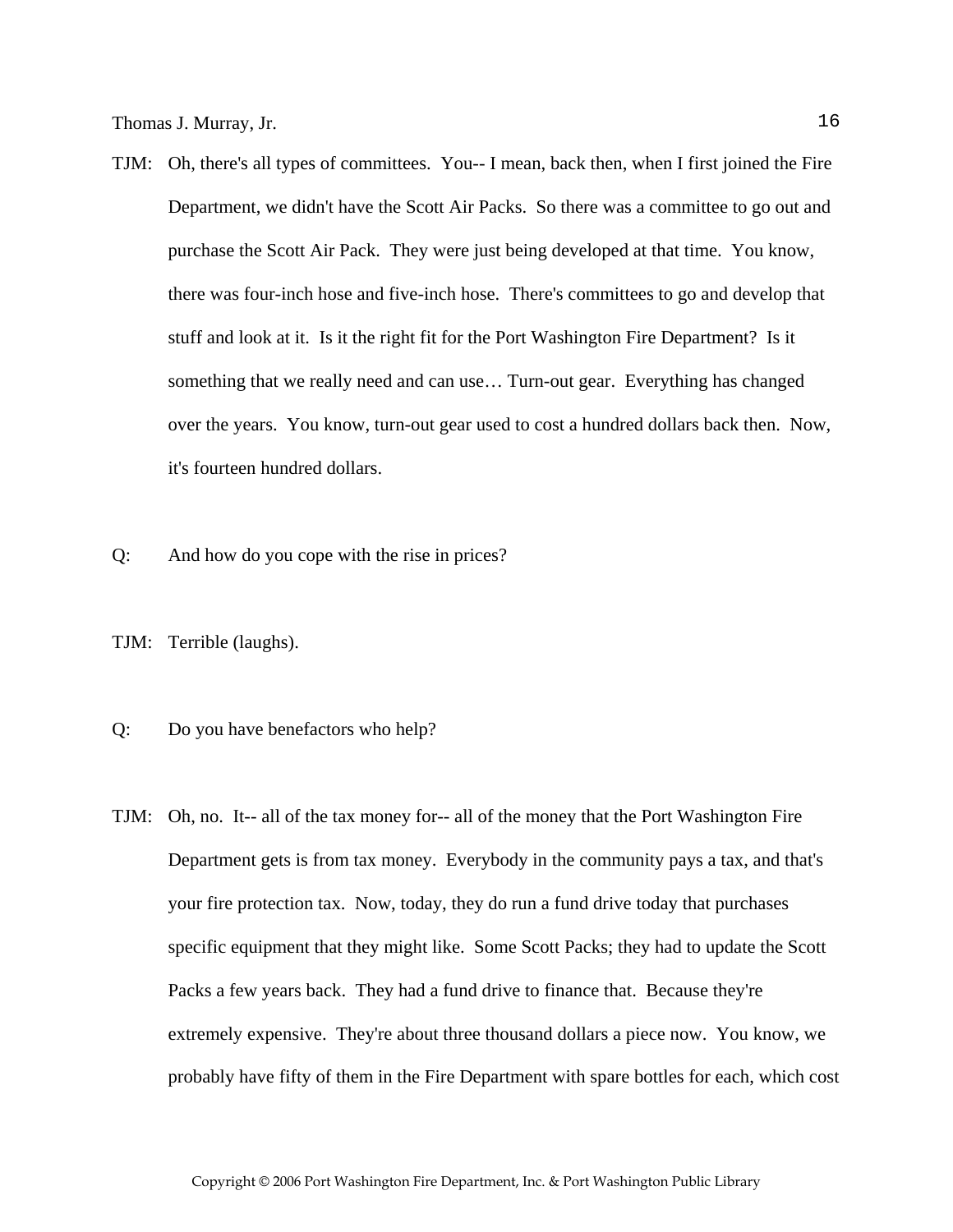TJM: Oh, there's all types of committees. You-- I mean, back then, when I first joined the Fire Department, we didn't have the Scott Air Packs. So there was a committee to go out and purchase the Scott Air Pack. They were just being developed at that time. You know, there was four-inch hose and five-inch hose. There's committees to go and develop that stuff and look at it. Is it the right fit for the Port Washington Fire Department? Is it something that we really need and can use… Turn-out gear. Everything has changed over the years. You know, turn-out gear used to cost a hundred dollars back then. Now, it's fourteen hundred dollars.

Q: And how do you cope with the rise in prices?

TJM: Terrible (laughs).

Q: Do you have benefactors who help?

TJM: Oh, no. It-- all of the tax money for-- all of the money that the Port Washington Fire Department gets is from tax money. Everybody in the community pays a tax, and that's your fire protection tax. Now, today, they do run a fund drive today that purchases specific equipment that they might like. Some Scott Packs; they had to update the Scott Packs a few years back. They had a fund drive to finance that. Because they're extremely expensive. They're about three thousand dollars a piece now. You know, we probably have fifty of them in the Fire Department with spare bottles for each, which cost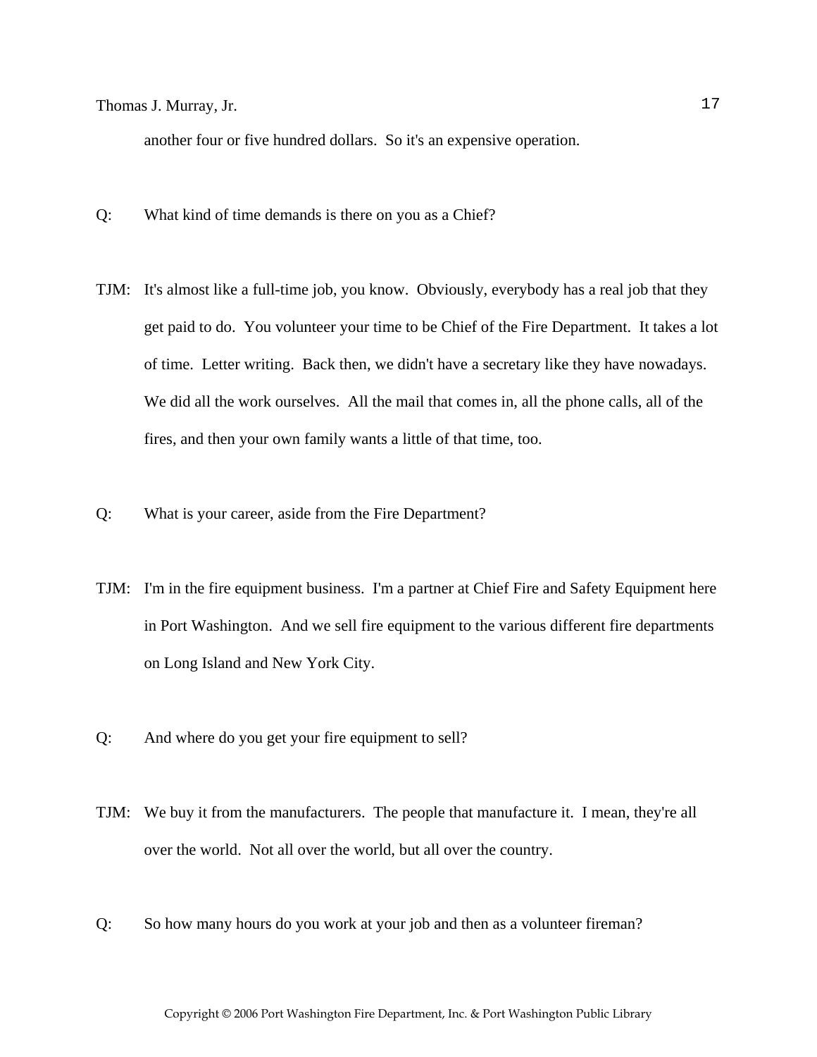another four or five hundred dollars. So it's an expensive operation.

Q: What kind of time demands is there on you as a Chief?

TJM: It's almost like a full-time job, you know. Obviously, everybody has a real job that they get paid to do. You volunteer your time to be Chief of the Fire Department. It takes a lot of time. Letter writing. Back then, we didn't have a secretary like they have nowadays. We did all the work ourselves. All the mail that comes in, all the phone calls, all of the fires, and then your own family wants a little of that time, too.

Q: What is your career, aside from the Fire Department?

TJM: I'm in the fire equipment business. I'm a partner at Chief Fire and Safety Equipment here in Port Washington. And we sell fire equipment to the various different fire departments on Long Island and New York City.

Q: And where do you get your fire equipment to sell?

TJM: We buy it from the manufacturers. The people that manufacture it. I mean, they're all over the world. Not all over the world, but all over the country.

Q: So how many hours do you work at your job and then as a volunteer fireman?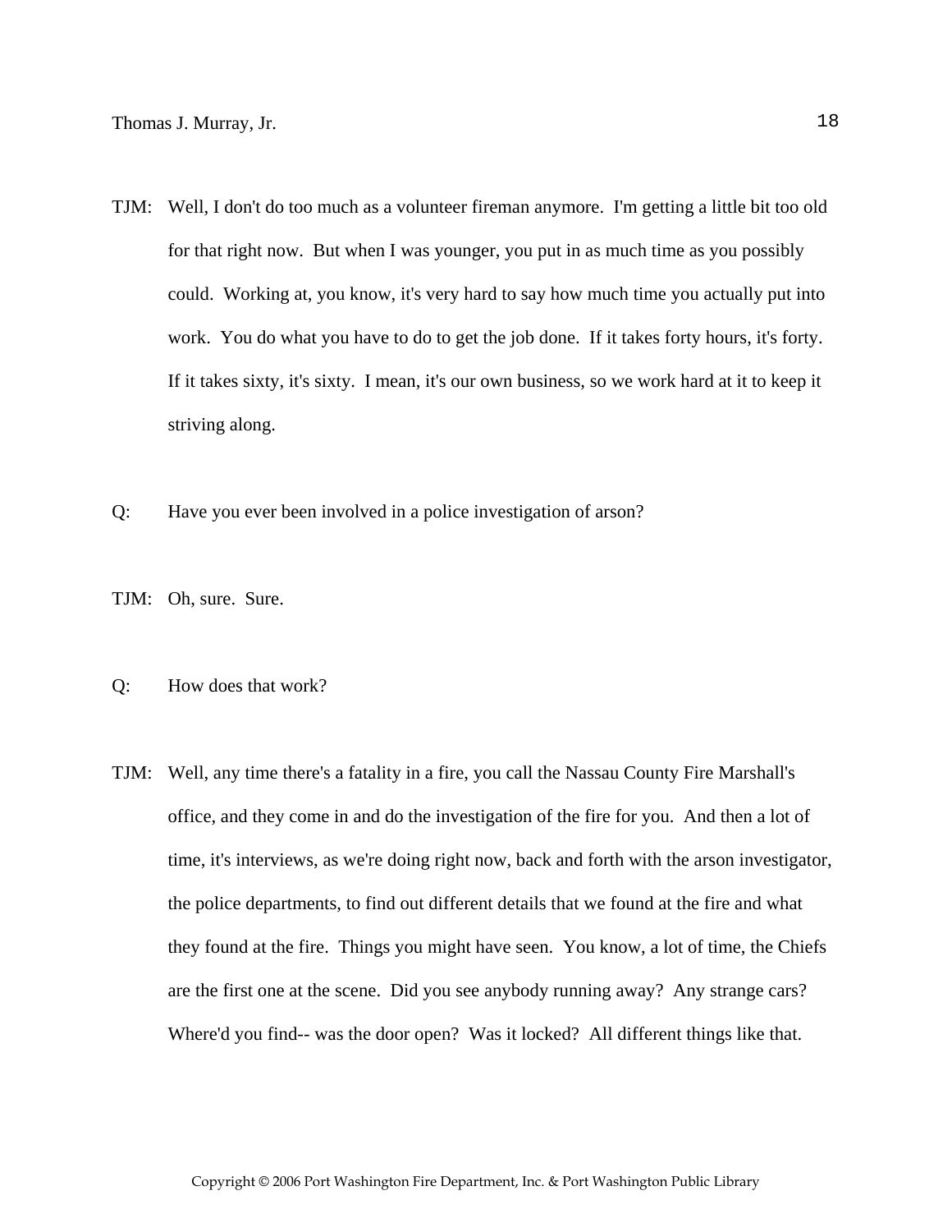TJM: Well, I don't do too much as a volunteer fireman anymore. I'm getting a little bit too old for that right now. But when I was younger, you put in as much time as you possibly could. Working at, you know, it's very hard to say how much time you actually put into work. You do what you have to do to get the job done. If it takes forty hours, it's forty. If it takes sixty, it's sixty. I mean, it's our own business, so we work hard at it to keep it striving along.

Q: Have you ever been involved in a police investigation of arson?

TJM: Oh, sure. Sure.

Q: How does that work?

TJM: Well, any time there's a fatality in a fire, you call the Nassau County Fire Marshall's office, and they come in and do the investigation of the fire for you. And then a lot of time, it's interviews, as we're doing right now, back and forth with the arson investigator, the police departments, to find out different details that we found at the fire and what they found at the fire. Things you might have seen. You know, a lot of time, the Chiefs are the first one at the scene. Did you see anybody running away? Any strange cars? Where'd you find-- was the door open? Was it locked? All different things like that.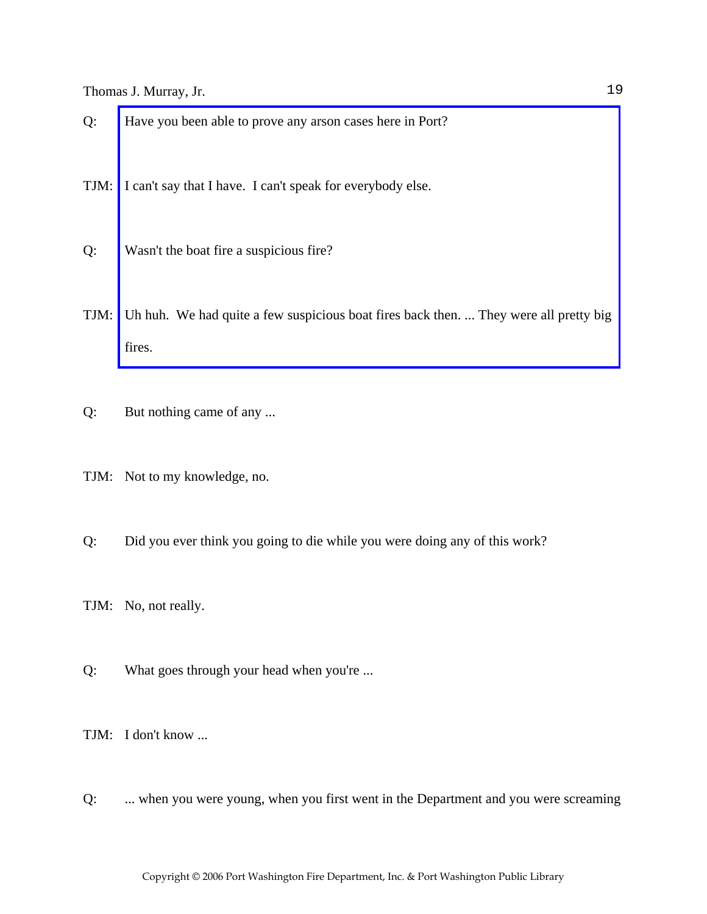Q: Have you been able to prove any arson cases here in Port?

TJM: I can't say that I have. I can't speak for everybody else.

Q: Wasn't the boat fire a suspicious fire?

TJM: Uh huh. We had quite a few suspicious boat fires back then. ... They were all pretty big fires.

Q: But nothing came of any ...

TJM: Not to my knowledge, no.

Q: Did you ever think you going to die while you were doing any of this work?

TJM: No, not really.

Q: What goes through your head when you're ...

TJM: I don't know ...

Q: ... when you were young, when you first went in the Department and you were screaming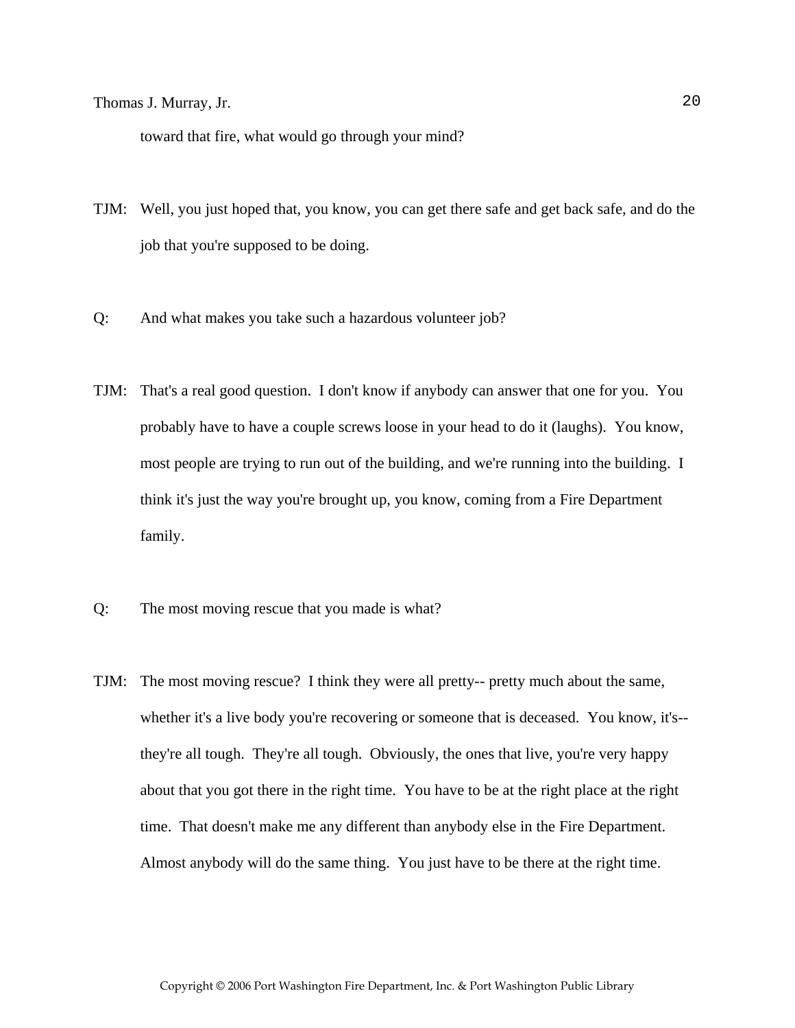toward that fire, what would go through your mind?

TJM: Well, you just hoped that, you know, you can get there safe and get back safe, and do the job that you're supposed to be doing.

Q: And what makes you take such a hazardous volunteer job?

TJM: That's a real good question. I don't know if anybody can answer that one for you. You probably have to have a couple screws loose in your head to do it (laughs). You know, most people are trying to run out of the building, and we're running into the building. I think it's just the way you're brought up, you know, coming from a Fire Department family.

Q: The most moving rescue that you made is what?

TJM: The most moving rescue? I think they were all pretty-- pretty much about the same, whether it's a live body you're recovering or someone that is deceased. You know, it's-- they're all tough. They're all tough. Obviously, the ones that live, you're very happy about that you got there in the right time. You have to be at the right place at the right time. That doesn't make me any different than anybody else in the Fire Department. Almost anybody will do the same thing. You just have to be there at the right time.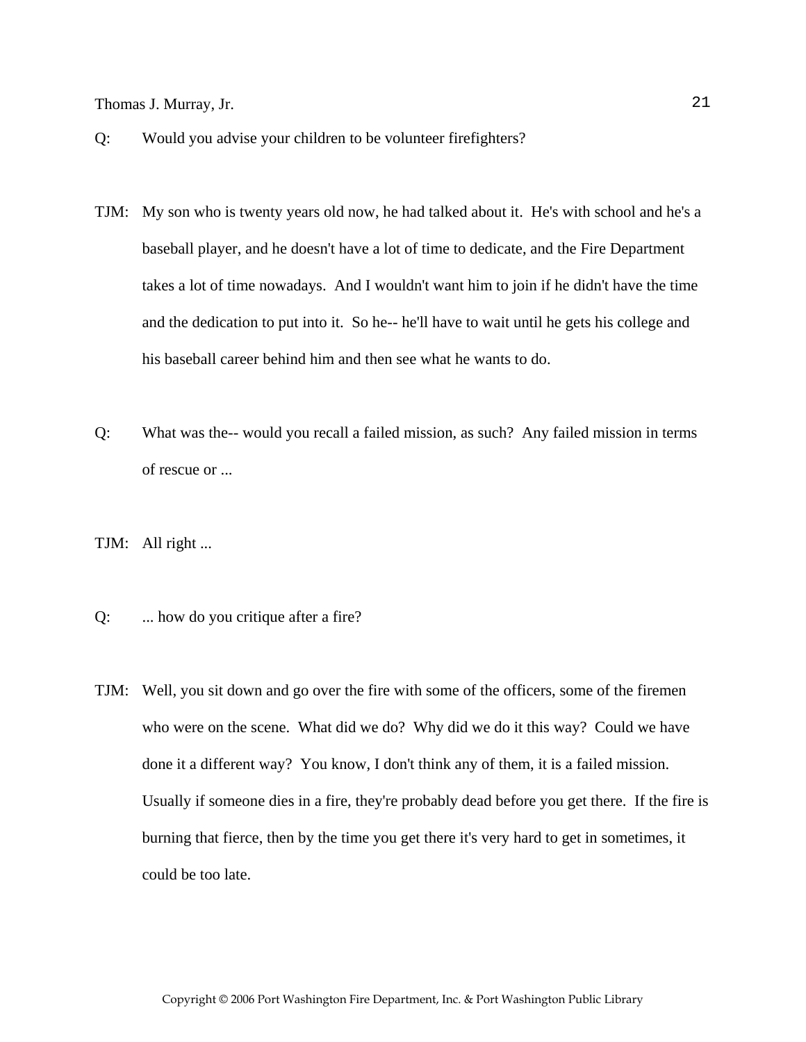Q: Would you advise your children to be volunteer firefighters?

TJM: My son who is twenty years old now, he had talked about it. He's with school and he's a baseball player, and he doesn't have a lot of time to dedicate, and the Fire Department takes a lot of time nowadays. And I wouldn't want him to join if he didn't have the time and the dedication to put into it. So he-- he'll have to wait until he gets his college and his baseball career behind him and then see what he wants to do.

Q: What was the-- would you recall a failed mission, as such? Any failed mission in terms of rescue or ...

TJM: All right ...

Q: ... how do you critique after a fire?

TJM: Well, you sit down and go over the fire with some of the officers, some of the firemen who were on the scene. What did we do? Why did we do it this way? Could we have done it a different way? You know, I don't think any of them, it is a failed mission. Usually if someone dies in a fire, they're probably dead before you get there. If the fire is burning that fierce, then by the time you get there it's very hard to get in sometimes, it could be too late.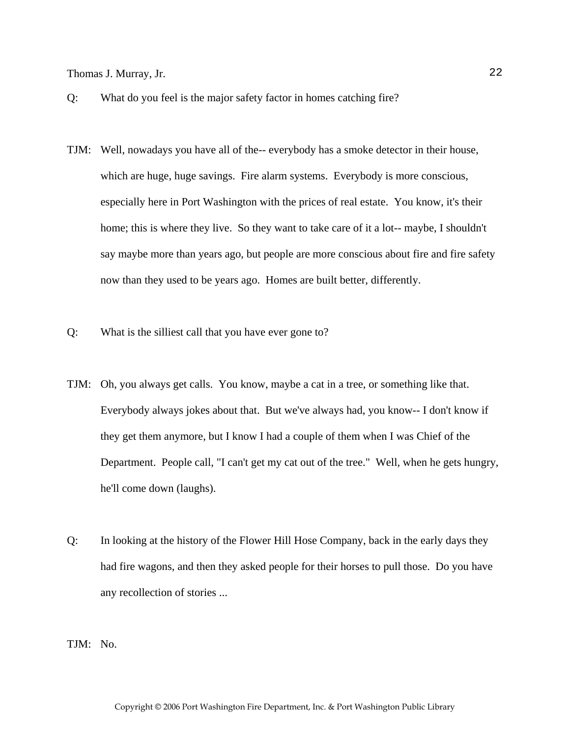Q: What do you feel is the major safety factor in homes catching fire?

TJM: Well, nowadays you have all of the-- everybody has a smoke detector in their house, which are huge, huge savings. Fire alarm systems. Everybody is more conscious, especially here in Port Washington with the prices of real estate. You know, it's their home; this is where they live. So they want to take care of it a lot-- maybe, I shouldn't say maybe more than years ago, but people are more conscious about fire and fire safety now than they used to be years ago. Homes are built better, differently.

Q: What is the silliest call that you have ever gone to?

TJM: Oh, you always get calls. You know, maybe a cat in a tree, or something like that. Everybody always jokes about that. But we've always had, you know-- I don't know if they get them anymore, but I know I had a couple of them when I was Chief of the Department. People call, "I can't get my cat out of the tree." Well, when he gets hungry, he'll come down (laughs).

Q: In looking at the history of the Flower Hill Hose Company, back in the early days they had fire wagons, and then they asked people for their horses to pull those. Do you have any recollection of stories ...

TJM: No.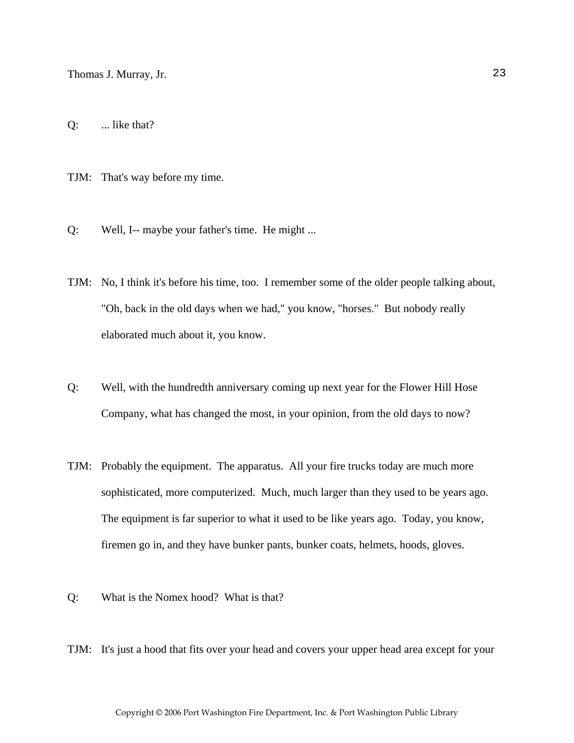Q: ... like that?

TJM: That's way before my time.

Q: Well, I-- maybe your father's time. He might ...

TJM: No, I think it's before his time, too. I remember some of the older people talking about, "Oh, back in the old days when we had," you know, "horses." But nobody really elaborated much about it, you know.

Q: Well, with the hundredth anniversary coming up next year for the Flower Hill Hose Company, what has changed the most, in your opinion, from the old days to now?

TJM: Probably the equipment. The apparatus. All your fire trucks today are much more sophisticated, more computerized. Much, much larger than they used to be years ago. The equipment is far superior to what it used to be like years ago. Today, you know, firemen go in, and they have bunker pants, bunker coats, helmets, hoods, gloves.

Q: What is the Nomex hood? What is that?

TJM: It's just a hood that fits over your head and covers your upper head area except for your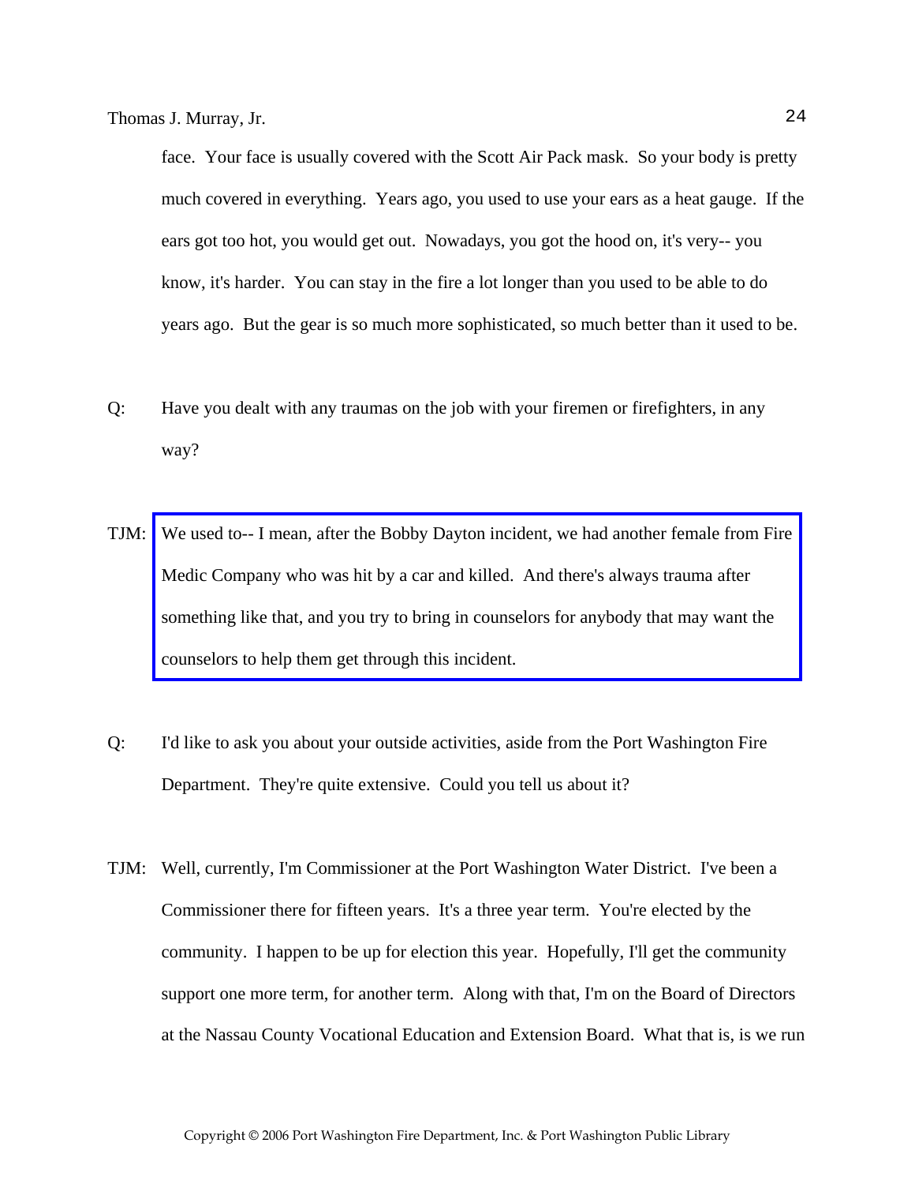face. Your face is usually covered with the Scott Air Pack mask. So your body is pretty much covered in everything. Years ago, you used to use your ears as a heat gauge. If the ears got too hot, you would get out. Nowadays, you got the hood on, it's very-- you know, it's harder. You can stay in the fire a lot longer than you used to be able to do years ago. But the gear is so much more sophisticated, so much better than it used to be.

Q: Have you dealt with any traumas on the job with your firemen or firefighters, in any way?

TJM: We used to-- I mean, after the Bobby Dayton incident, we had another female from Fire Medic Company who was hit by a car and killed. And there's always trauma after something like that, and you try to bring in counselors for anybody that may want the counselors to help them get through this incident.

Q: I'd like to ask you about your outside activities, aside from the Port Washington Fire Department. They're quite extensive. Could you tell us about it?

TJM: Well, currently, I'm Commissioner at the Port Washington Water District. I've been a Commissioner there for fifteen years. It's a three year term. You're elected by the community. I happen to be up for election this year. Hopefully, I'll get the community support one more term, for another term. Along with that, I'm on the Board of Directors at the Nassau County Vocational Education and Extension Board. What that is, is we run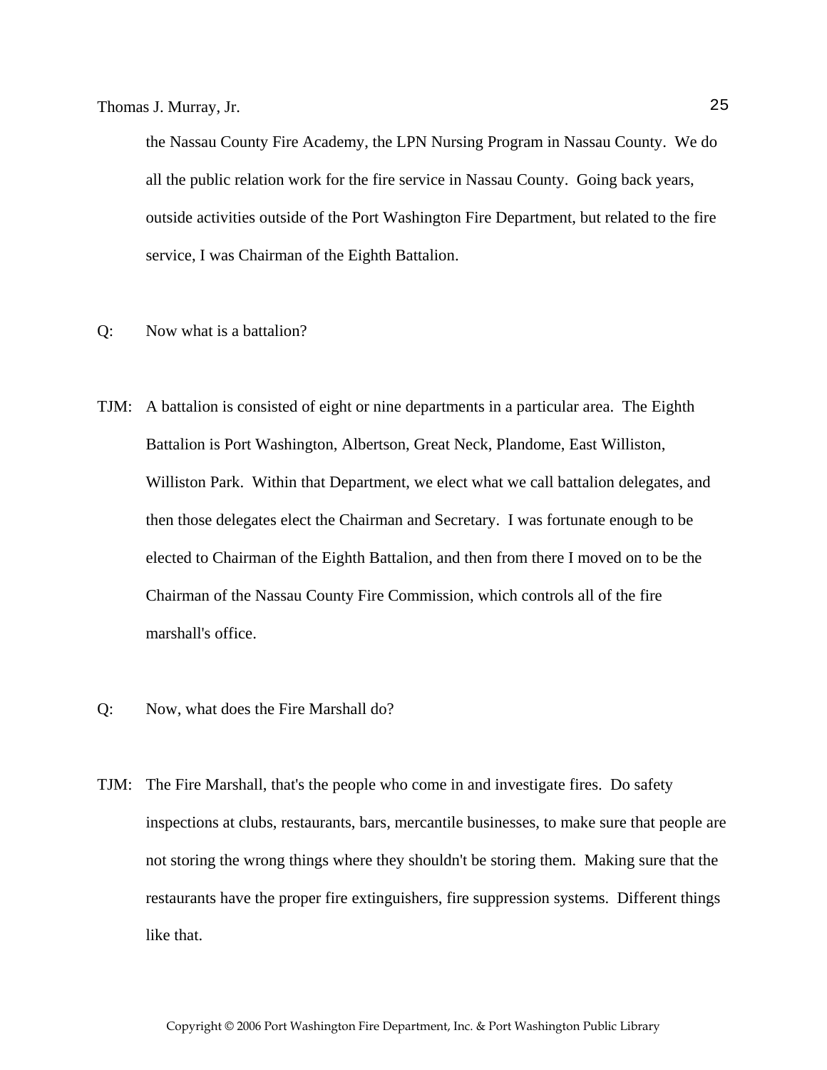the Nassau County Fire Academy, the LPN Nursing Program in Nassau County. We do all the public relation work for the fire service in Nassau County. Going back years, outside activities outside of the Port Washington Fire Department, but related to the fire service, I was Chairman of the Eighth Battalion.

Q: Now what is a battalion?

TJM: A battalion is consisted of eight or nine departments in a particular area. The Eighth Battalion is Port Washington, Albertson, Great Neck, Plandome, East Williston, Williston Park. Within that Department, we elect what we call battalion delegates, and then those delegates elect the Chairman and Secretary. I was fortunate enough to be elected to Chairman of the Eighth Battalion, and then from there I moved on to be the Chairman of the Nassau County Fire Commission, which controls all of the fire marshall's office.

Q: Now, what does the Fire Marshall do?

TJM: The Fire Marshall, that's the people who come in and investigate fires. Do safety inspections at clubs, restaurants, bars, mercantile businesses, to make sure that people are not storing the wrong things where they shouldn't be storing them. Making sure that the restaurants have the proper fire extinguishers, fire suppression systems. Different things like that.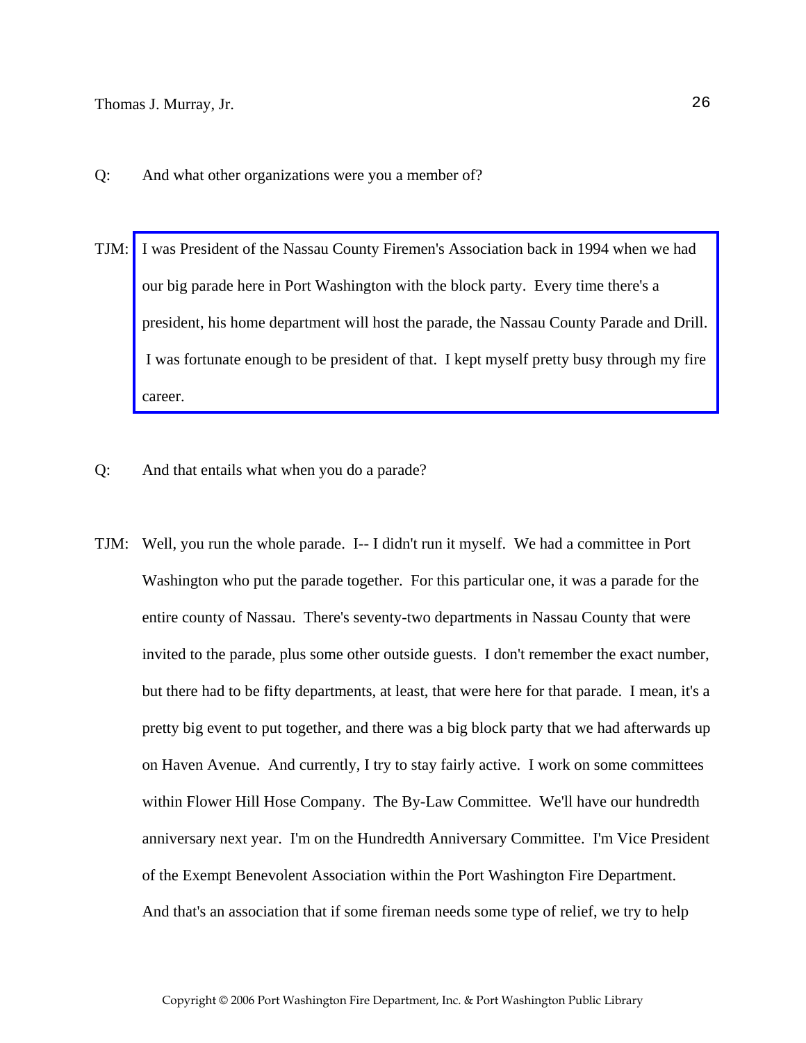Q: And what other organizations were you a member of?

TJM: I was President of the Nassau County Firemen's Association back in 1994 when we had our big parade here in Port Washington with the block party. Every time there's a president, his home department will host the parade, the Nassau County Parade and Drill. I was fortunate enough to be president of that. I kept myself pretty busy through my fire career.

Q: And that entails what when you do a parade?

TJM: Well, you run the whole parade. I-- I didn't run it myself. We had a committee in Port Washington who put the parade together. For this particular one, it was a parade for the entire county of Nassau. There's seventy-two departments in Nassau County that were invited to the parade, plus some other outside guests. I don't remember the exact number, but there had to be fifty departments, at least, that were here for that parade. I mean, it's a pretty big event to put together, and there was a big block party that we had afterwards up on Haven Avenue. And currently, I try to stay fairly active. I work on some committees within Flower Hill Hose Company. The By-Law Committee. We'll have our hundredth anniversary next year. I'm on the Hundredth Anniversary Committee. I'm Vice President of the Exempt Benevolent Association within the Port Washington Fire Department. And that's an association that if some fireman needs some type of relief, we try to help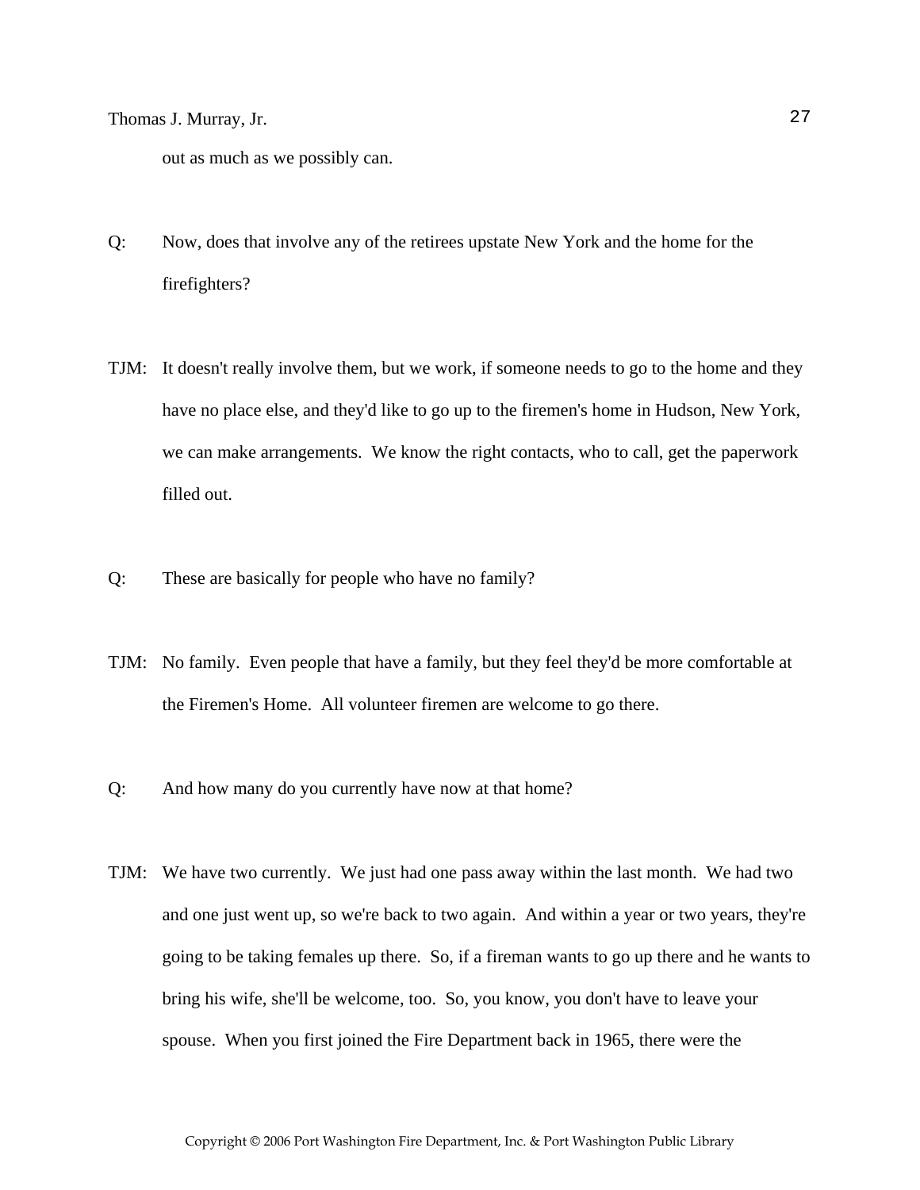out as much as we possibly can.

Q: Now, does that involve any of the retirees upstate New York and the home for the firefighters?

TJM: It doesn't really involve them, but we work, if someone needs to go to the home and they have no place else, and they'd like to go up to the firemen's home in Hudson, New York, we can make arrangements. We know the right contacts, who to call, get the paperwork filled out.

Q: These are basically for people who have no family?

TJM: No family. Even people that have a family, but they feel they'd be more comfortable at the Firemen's Home. All volunteer firemen are welcome to go there.

Q: And how many do you currently have now at that home?

TJM: We have two currently. We just had one pass away within the last month. We had two and one just went up, so we're back to two again. And within a year or two years, they're going to be taking females up there. So, if a fireman wants to go up there and he wants to bring his wife, she'll be welcome, too. So, you know, you don't have to leave your spouse. When you first joined the Fire Department back in 1965, there were the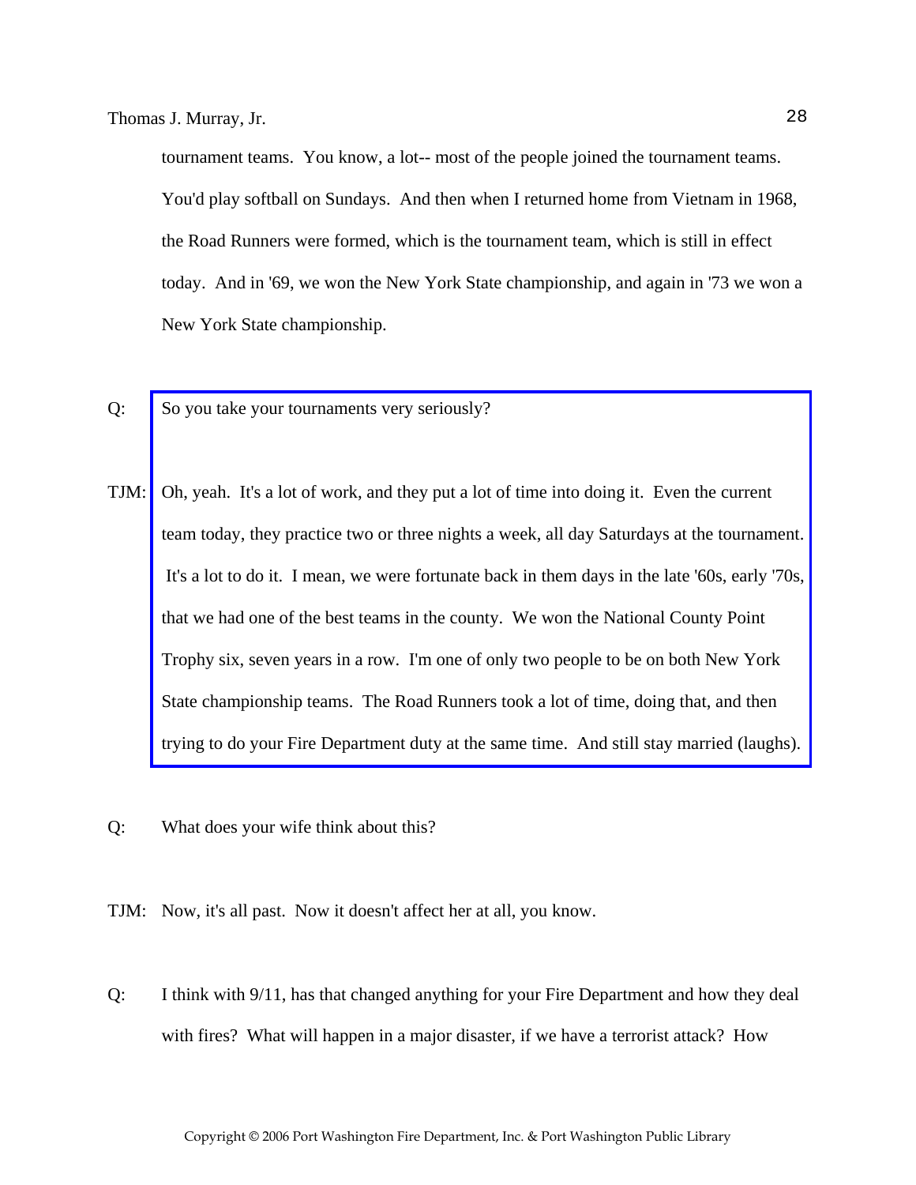tournament teams. You know, a lot-- most of the people joined the tournament teams. You'd play softball on Sundays. And then when I returned home from Vietnam in 1968, the Road Runners were formed, which is the tournament team, which is still in effect today. And in '69, we won the New York State championship, and again in '73 we won a New York State championship.

Q: So you take your tournaments very seriously?

TJM: Oh, yeah. It's a lot of work, and they put a lot of time into doing it. Even the current team today, they practice two or three nights a week, all day Saturdays at the tournament. It's a lot to do it. I mean, we were fortunate back in them days in the late '60s, early '70s, that we had one of the best teams in the county. We won the National County Point Trophy six, seven years in a row. I'm one of only two people to be on both New York State championship teams. The Road Runners took a lot of time, doing that, and then trying to do your Fire Department duty at the same time. And still stay married (laughs).

Q: What does your wife think about this?

TJM: Now, it's all past. Now it doesn't affect her at all, you know.

Q: I think with 9/11, has that changed anything for your Fire Department and how they deal with fires? What will happen in a major disaster, if we have a terrorist attack? How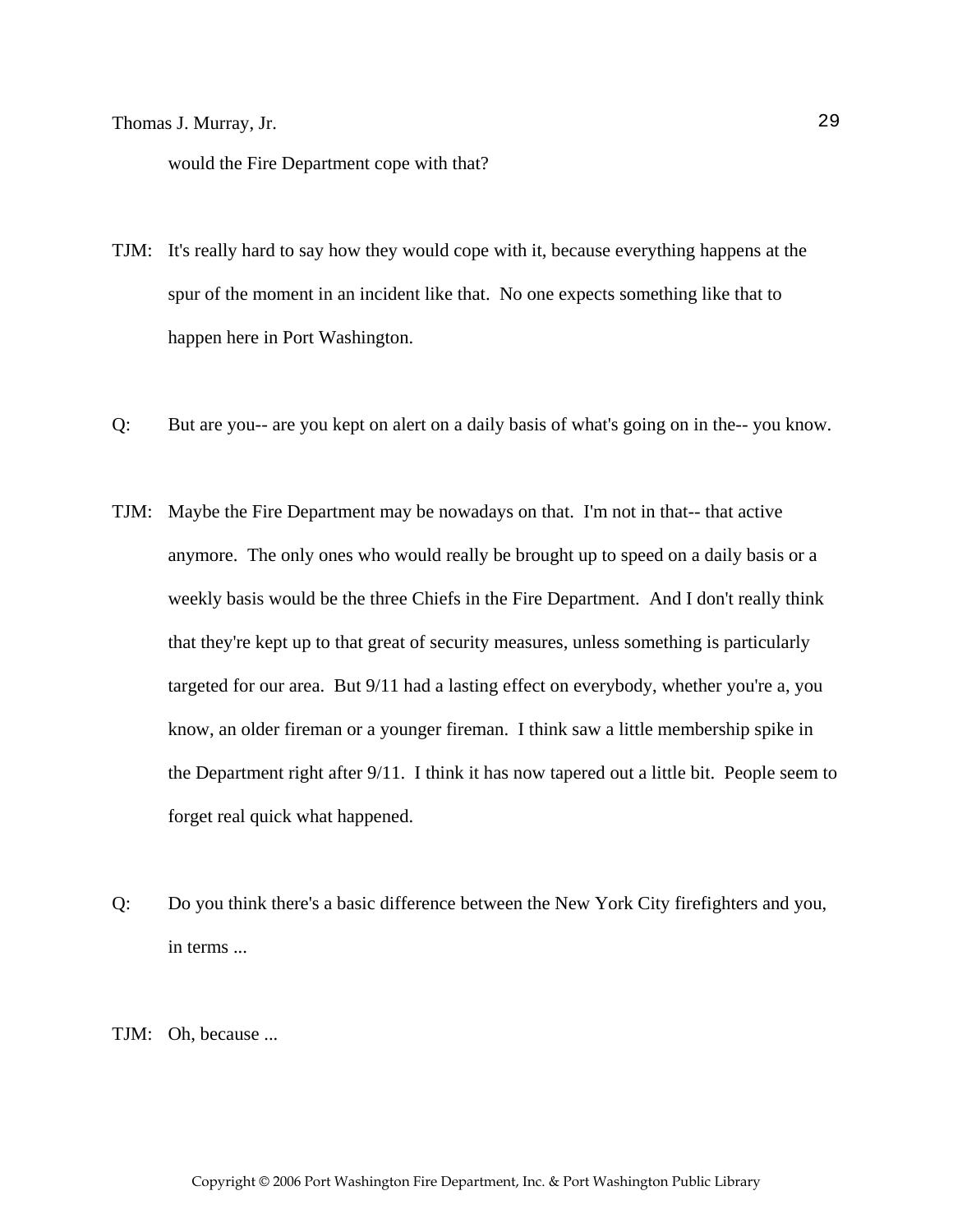would the Fire Department cope with that?

TJM: It's really hard to say how they would cope with it, because everything happens at the spur of the moment in an incident like that. No one expects something like that to happen here in Port Washington.

Q: But are you-- are you kept on alert on a daily basis of what's going on in the-- you know.

TJM: Maybe the Fire Department may be nowadays on that. I'm not in that-- that active anymore. The only ones who would really be brought up to speed on a daily basis or a weekly basis would be the three Chiefs in the Fire Department. And I don't really think that they're kept up to that great of security measures, unless something is particularly targeted for our area. But 9/11 had a lasting effect on everybody, whether you're a, you know, an older fireman or a younger fireman. I think saw a little membership spike in the Department right after 9/11. I think it has now tapered out a little bit. People seem to forget real quick what happened.

Q: Do you think there's a basic difference between the New York City firefighters and you, in terms ...

TJM: Oh, because ...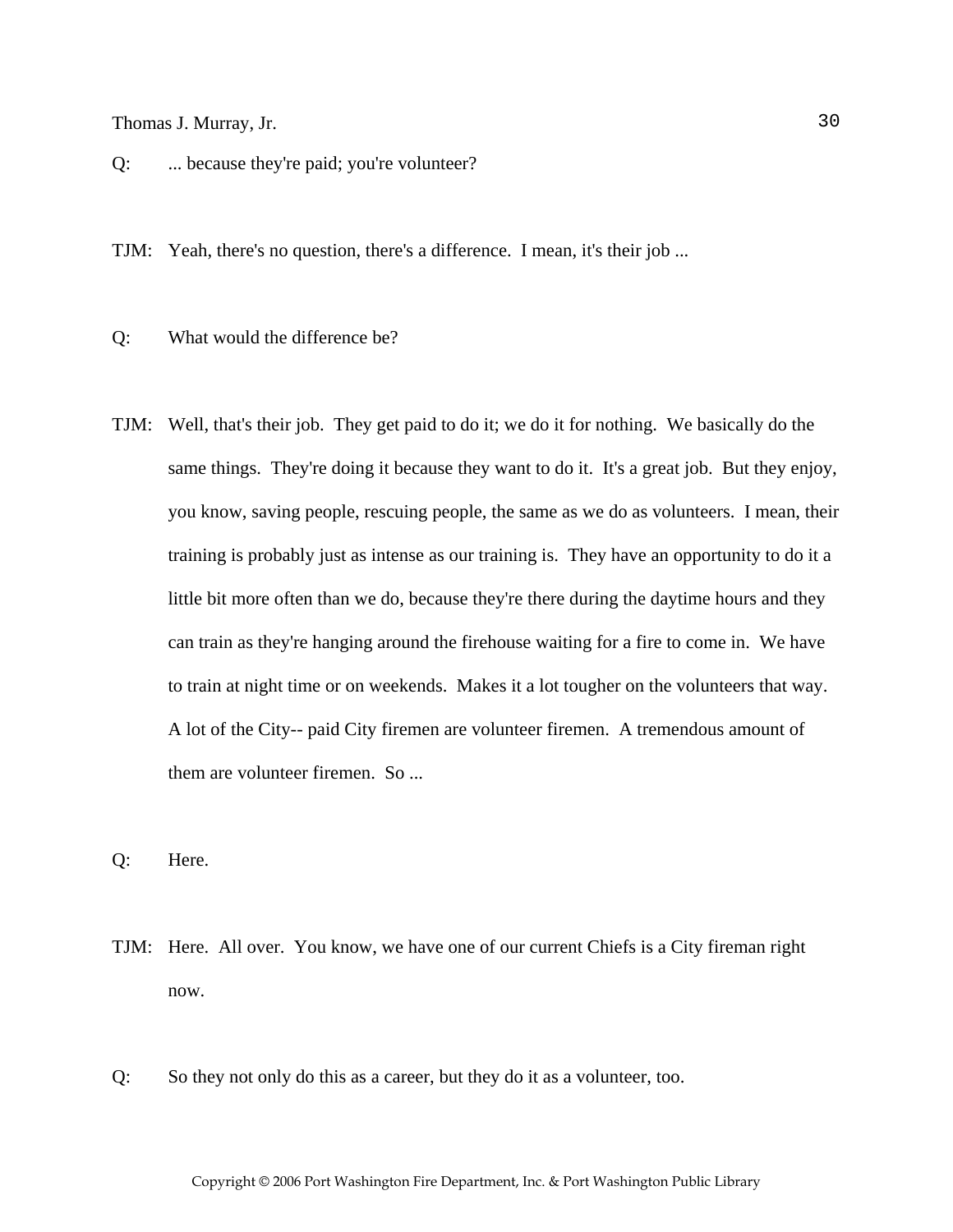Q: ... because they're paid; you're volunteer?

TJM: Yeah, there's no question, there's a difference. I mean, it's their job ...

Q: What would the difference be?

TJM: Well, that's their job. They get paid to do it; we do it for nothing. We basically do the same things. They're doing it because they want to do it. It's a great job. But they enjoy, you know, saving people, rescuing people, the same as we do as volunteers. I mean, their training is probably just as intense as our training is. They have an opportunity to do it a little bit more often than we do, because they're there during the daytime hours and they can train as they're hanging around the firehouse waiting for a fire to come in. We have to train at night time or on weekends. Makes it a lot tougher on the volunteers that way. A lot of the City-- paid City firemen are volunteer firemen. A tremendous amount of them are volunteer firemen. So ...

Q: Here.

TJM: Here. All over. You know, we have one of our current Chiefs is a City fireman right now.

Q: So they not only do this as a career, but they do it as a volunteer, too.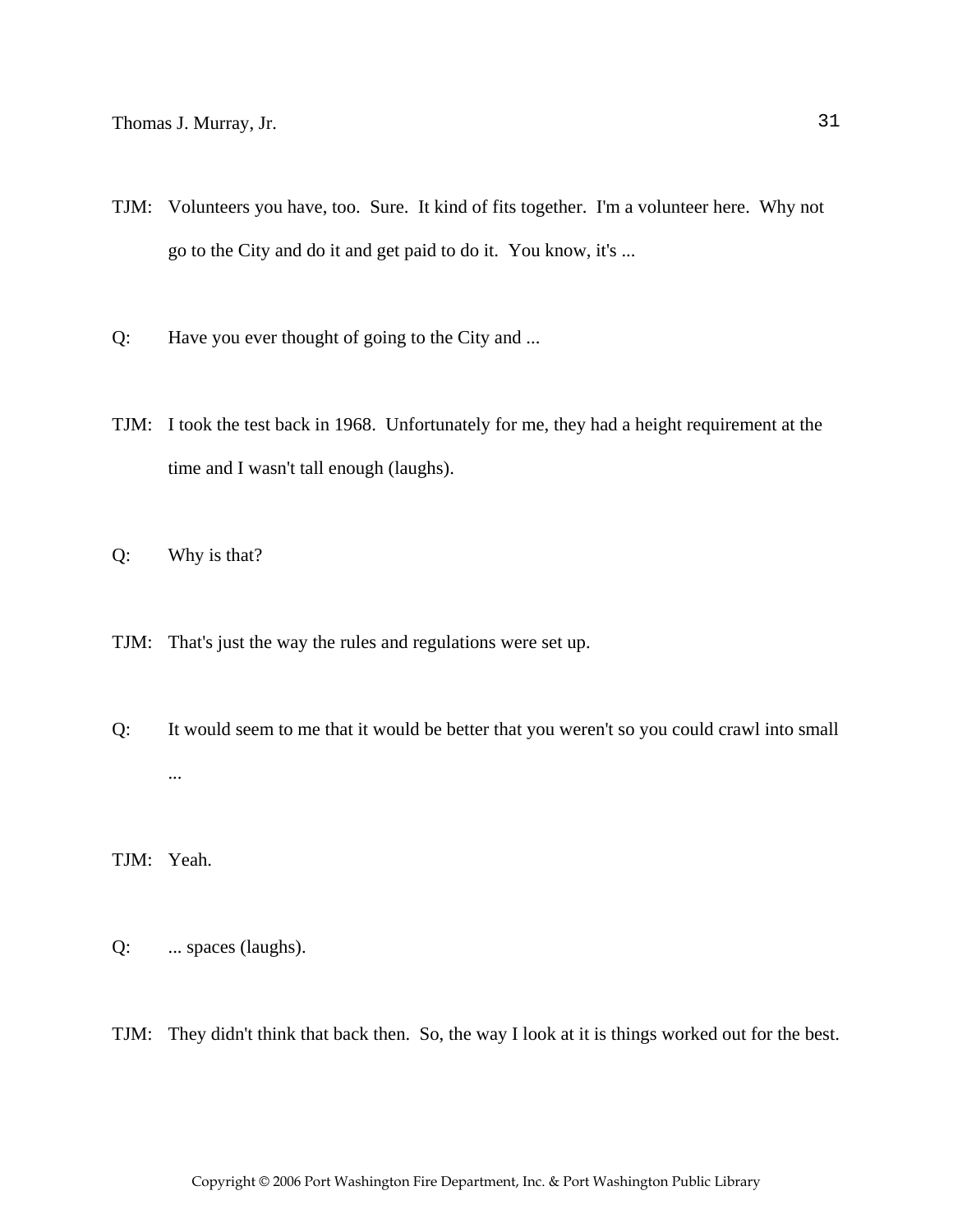TJM: Volunteers you have, too. Sure. It kind of fits together. I'm a volunteer here. Why not go to the City and do it and get paid to do it. You know, it's ...

Q: Have you ever thought of going to the City and ...

TJM: I took the test back in 1968. Unfortunately for me, they had a height requirement at the time and I wasn't tall enough (laughs).

Q: Why is that?

TJM: That's just the way the rules and regulations were set up.

Q: It would seem to me that it would be better that you weren't so you could crawl into small ...

TJM: Yeah.

Q: ... spaces (laughs).

TJM: They didn't think that back then. So, the way I look at it is things worked out for the best.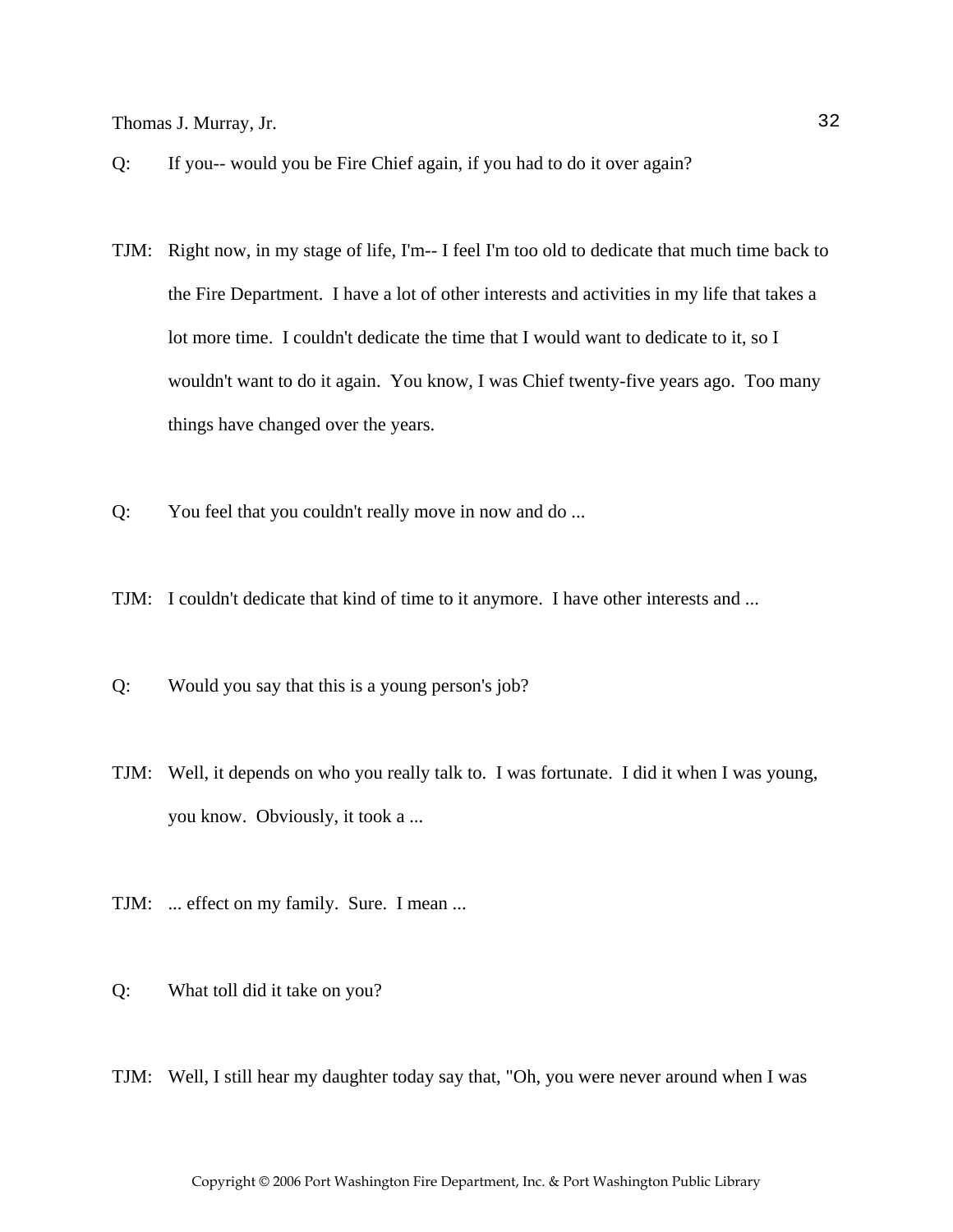Q: If you-- would you be Fire Chief again, if you had to do it over again?

TJM: Right now, in my stage of life, I'm-- I feel I'm too old to dedicate that much time back to the Fire Department. I have a lot of other interests and activities in my life that takes a lot more time. I couldn't dedicate the time that I would want to dedicate to it, so I wouldn't want to do it again. You know, I was Chief twenty-five years ago. Too many things have changed over the years.

Q: You feel that you couldn't really move in now and do ...

TJM: I couldn't dedicate that kind of time to it anymore. I have other interests and ...

Q: Would you say that this is a young person's job?

TJM: Well, it depends on who you really talk to. I was fortunate. I did it when I was young, you know. Obviously, it took a ...

TJM: ... effect on my family. Sure. I mean ...

Q: What toll did it take on you?

TJM: Well, I still hear my daughter today say that, "Oh, you were never around when I was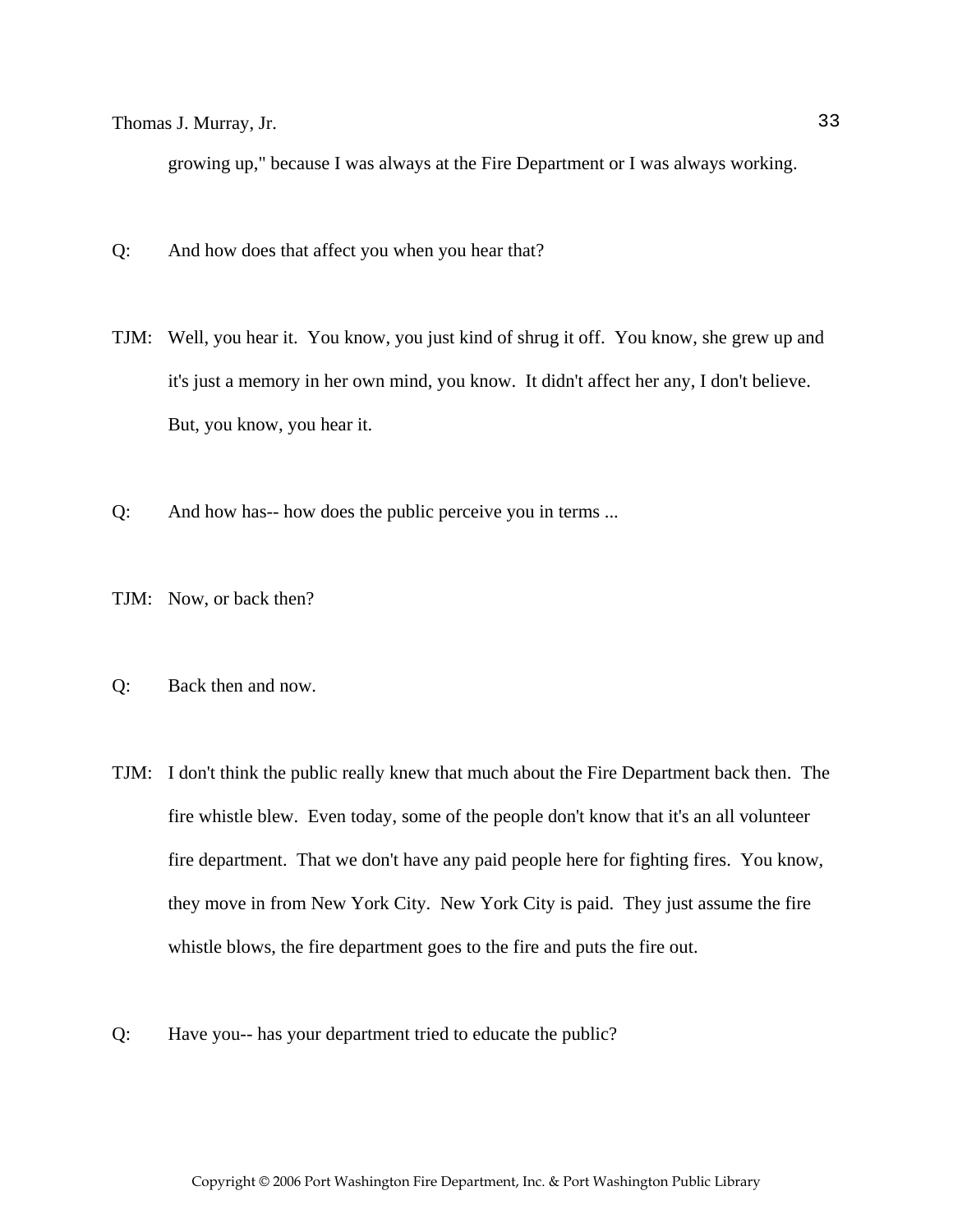growing up," because I was always at the Fire Department or I was always working.

Q: And how does that affect you when you hear that?

TJM: Well, you hear it. You know, you just kind of shrug it off. You know, she grew up and it's just a memory in her own mind, you know. It didn't affect her any, I don't believe. But, you know, you hear it.

Q: And how has-- how does the public perceive you in terms ...

TJM: Now, or back then?

Q: Back then and now.

TJM: I don't think the public really knew that much about the Fire Department back then. The fire whistle blew. Even today, some of the people don't know that it's an all volunteer fire department. That we don't have any paid people here for fighting fires. You know, they move in from New York City. New York City is paid. They just assume the fire whistle blows, the fire department goes to the fire and puts the fire out.

Q: Have you-- has your department tried to educate the public?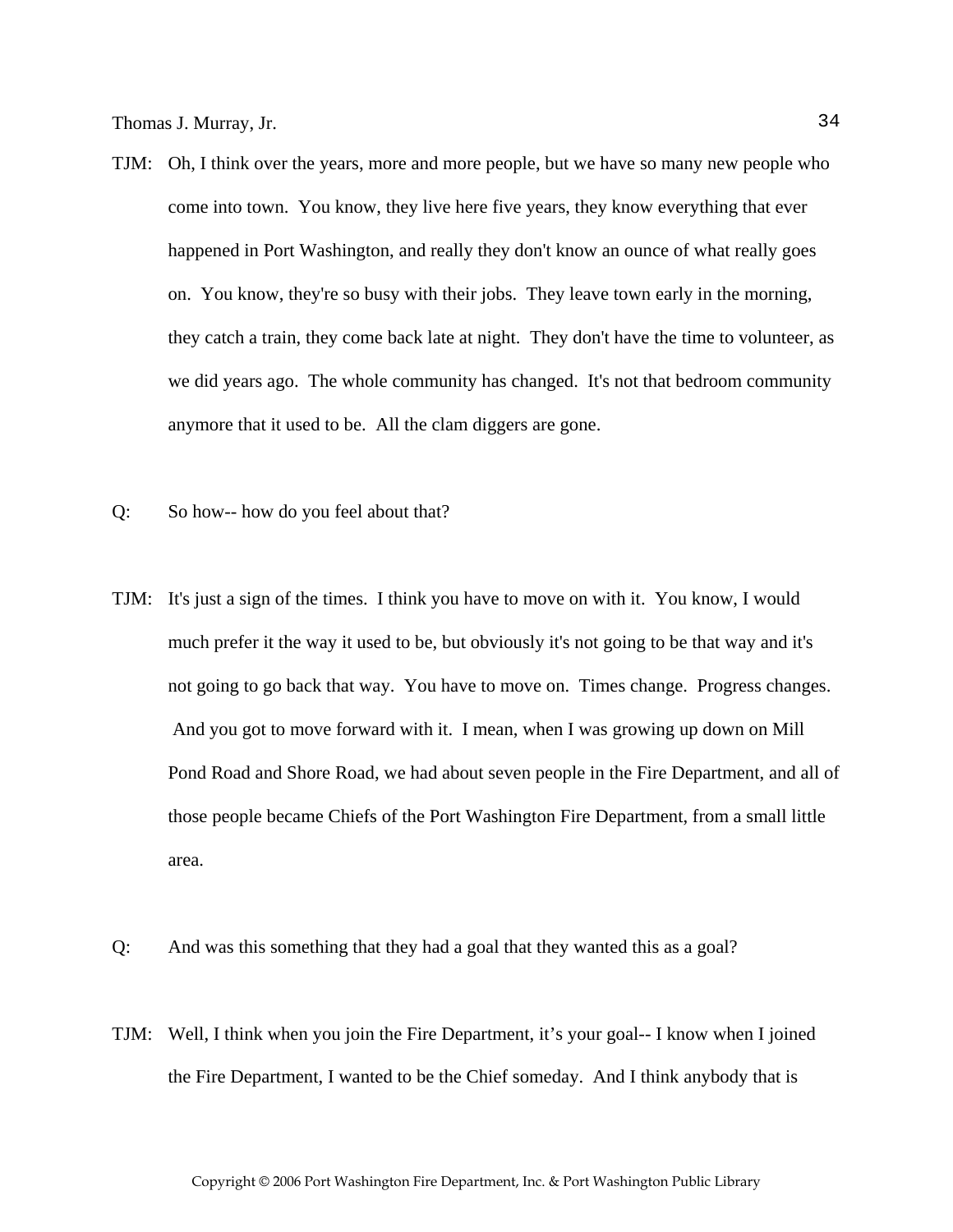TJM: Oh, I think over the years, more and more people, but we have so many new people who come into town. You know, they live here five years, they know everything that ever happened in Port Washington, and really they don't know an ounce of what really goes on. You know, they're so busy with their jobs. They leave town early in the morning, they catch a train, they come back late at night. They don't have the time to volunteer, as we did years ago. The whole community has changed. It's not that bedroom community anymore that it used to be. All the clam diggers are gone.

Q: So how-- how do you feel about that?

TJM: It's just a sign of the times. I think you have to move on with it. You know, I would much prefer it the way it used to be, but obviously it's not going to be that way and it's not going to go back that way. You have to move on. Times change. Progress changes. And you got to move forward with it. I mean, when I was growing up down on Mill Pond Road and Shore Road, we had about seven people in the Fire Department, and all of those people became Chiefs of the Port Washington Fire Department, from a small little area.

Q: And was this something that they had a goal that they wanted this as a goal?

TJM: Well, I think when you join the Fire Department, it's your goal-- I know when I joined the Fire Department, I wanted to be the Chief someday. And I think anybody that is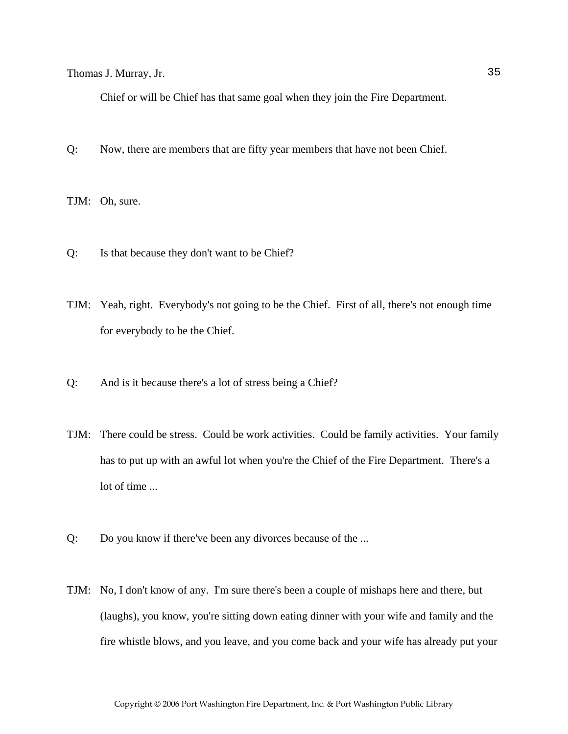Chief or will be Chief has that same goal when they join the Fire Department.

Q: Now, there are members that are fifty year members that have not been Chief.

TJM: Oh, sure.

Q: Is that because they don't want to be Chief?

TJM: Yeah, right. Everybody's not going to be the Chief. First of all, there's not enough time for everybody to be the Chief.

Q: And is it because there's a lot of stress being a Chief?

TJM: There could be stress. Could be work activities. Could be family activities. Your family has to put up with an awful lot when you're the Chief of the Fire Department. There's a lot of time ...

Q: Do you know if there've been any divorces because of the ...

TJM: No, I don't know of any. I'm sure there's been a couple of mishaps here and there, but (laughs), you know, you're sitting down eating dinner with your wife and family and the fire whistle blows, and you leave, and you come back and your wife has already put your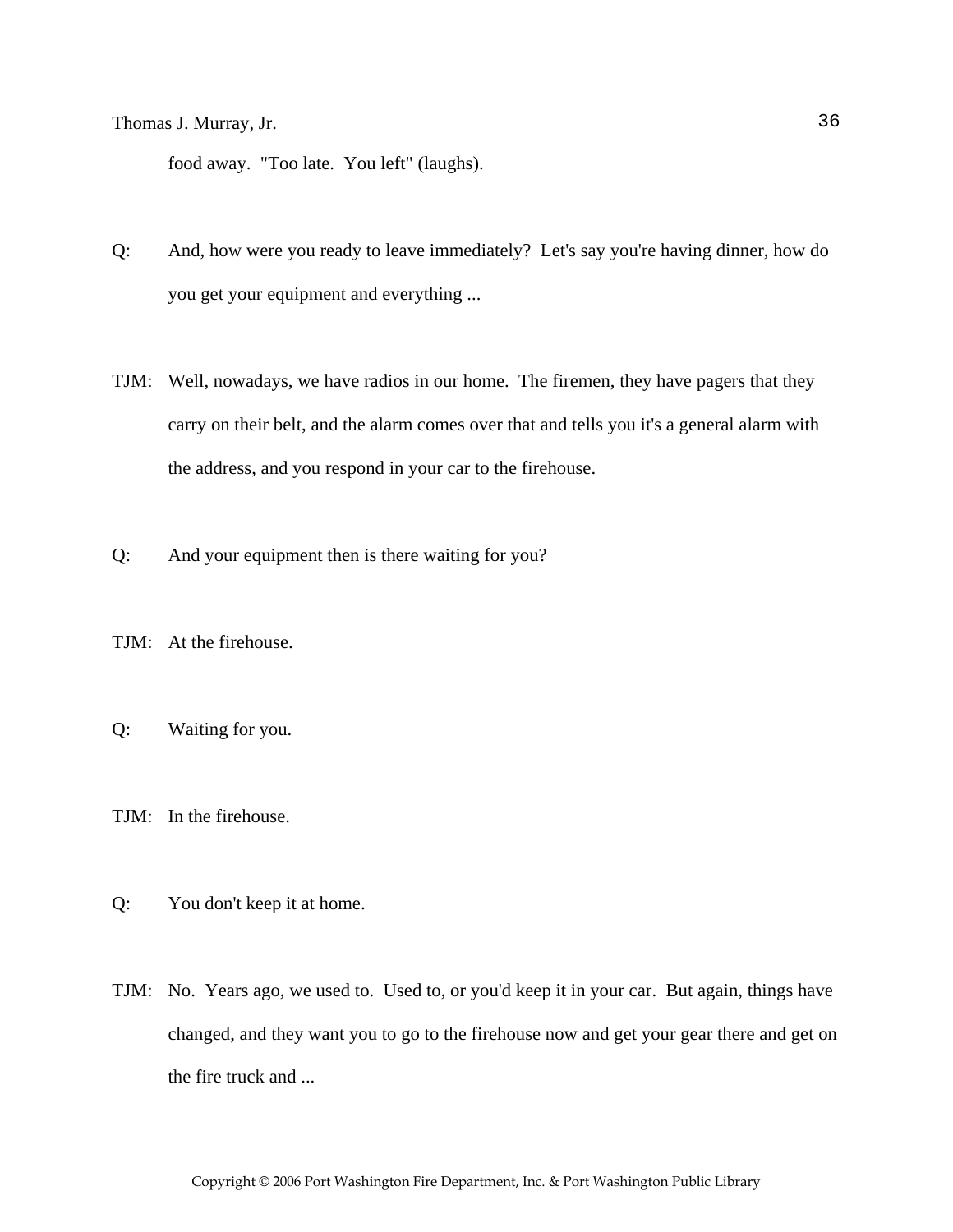food away. "Too late. You left" (laughs).

Q: And, how were you ready to leave immediately? Let's say you're having dinner, how do you get your equipment and everything ...

TJM: Well, nowadays, we have radios in our home. The firemen, they have pagers that they carry on their belt, and the alarm comes over that and tells you it's a general alarm with the address, and you respond in your car to the firehouse.

Q: And your equipment then is there waiting for you?

TJM: At the firehouse.

Q: Waiting for you.

TJM: In the firehouse.

Q: You don't keep it at home.

TJM: No. Years ago, we used to. Used to, or you'd keep it in your car. But again, things have changed, and they want you to go to the firehouse now and get your gear there and get on the fire truck and ...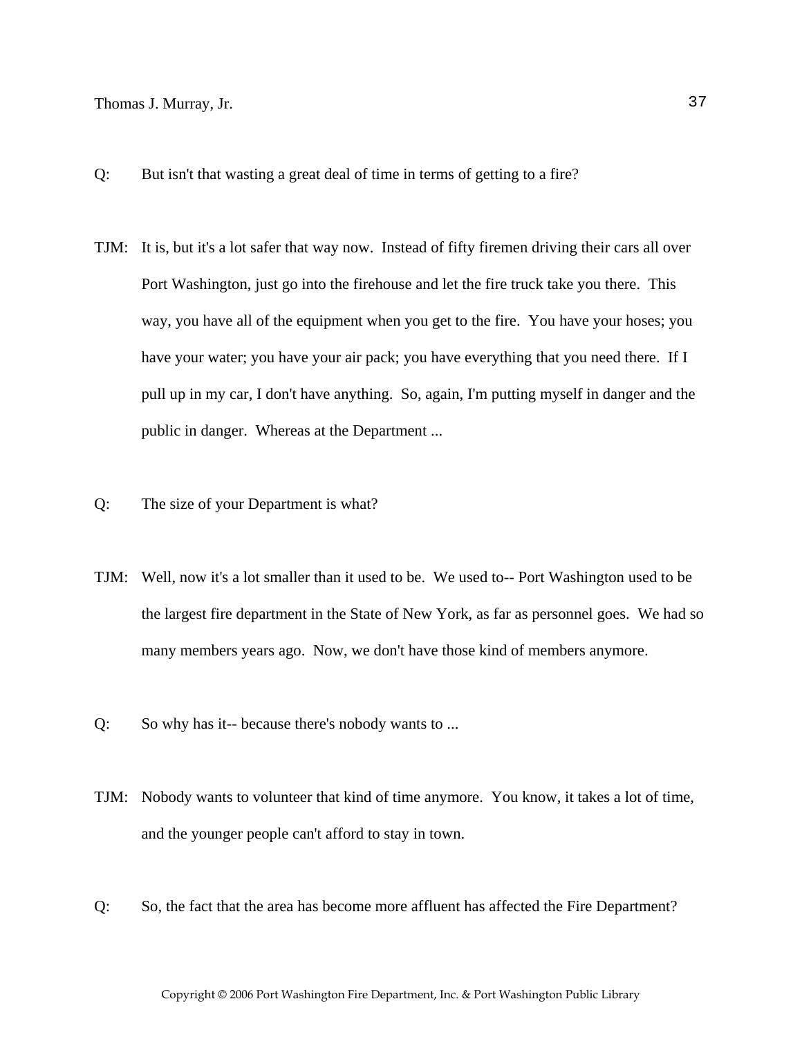Q: But isn't that wasting a great deal of time in terms of getting to a fire?

TJM: It is, but it's a lot safer that way now. Instead of fifty firemen driving their cars all over Port Washington, just go into the firehouse and let the fire truck take you there. This way, you have all of the equipment when you get to the fire. You have your hoses; you have your water; you have your air pack; you have everything that you need there. If I pull up in my car, I don't have anything. So, again, I'm putting myself in danger and the public in danger. Whereas at the Department ...

Q: The size of your Department is what?

TJM: Well, now it's a lot smaller than it used to be. We used to-- Port Washington used to be the largest fire department in the State of New York, as far as personnel goes. We had so many members years ago. Now, we don't have those kind of members anymore.

Q: So why has it-- because there's nobody wants to ...

TJM: Nobody wants to volunteer that kind of time anymore. You know, it takes a lot of time, and the younger people can't afford to stay in town.

Q: So, the fact that the area has become more affluent has affected the Fire Department?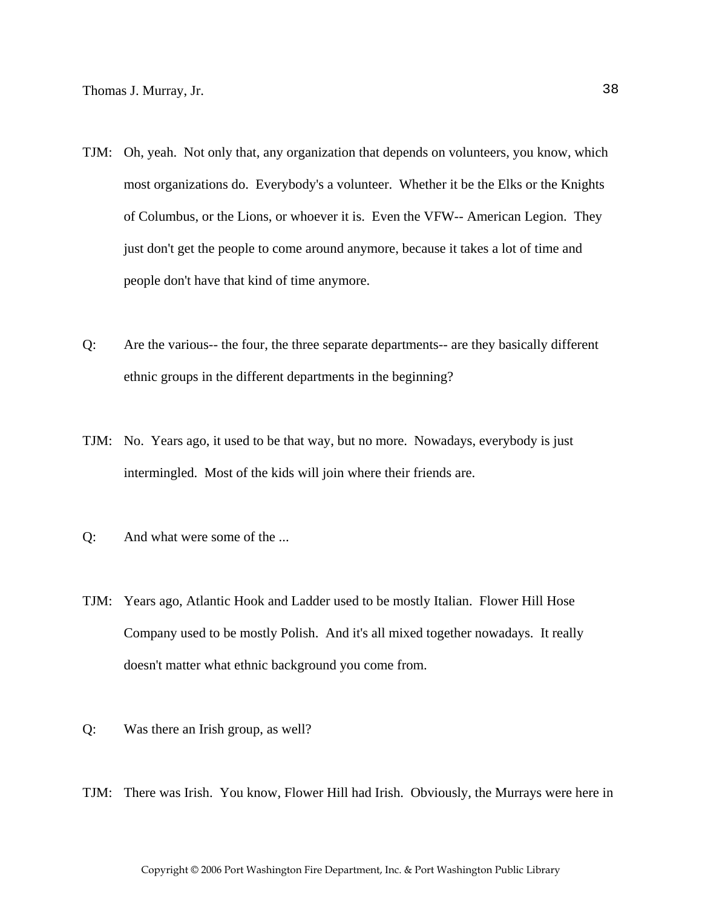TJM: Oh, yeah. Not only that, any organization that depends on volunteers, you know, which most organizations do. Everybody's a volunteer. Whether it be the Elks or the Knights of Columbus, or the Lions, or whoever it is. Even the VFW-- American Legion. They just don't get the people to come around anymore, because it takes a lot of time and people don't have that kind of time anymore.

Q: Are the various-- the four, the three separate departments-- are they basically different ethnic groups in the different departments in the beginning?

TJM: No. Years ago, it used to be that way, but no more. Nowadays, everybody is just intermingled. Most of the kids will join where their friends are.

Q: And what were some of the ...

TJM: Years ago, Atlantic Hook and Ladder used to be mostly Italian. Flower Hill Hose Company used to be mostly Polish. And it's all mixed together nowadays. It really doesn't matter what ethnic background you come from.

Q: Was there an Irish group, as well?

TJM: There was Irish. You know, Flower Hill had Irish. Obviously, the Murrays were here in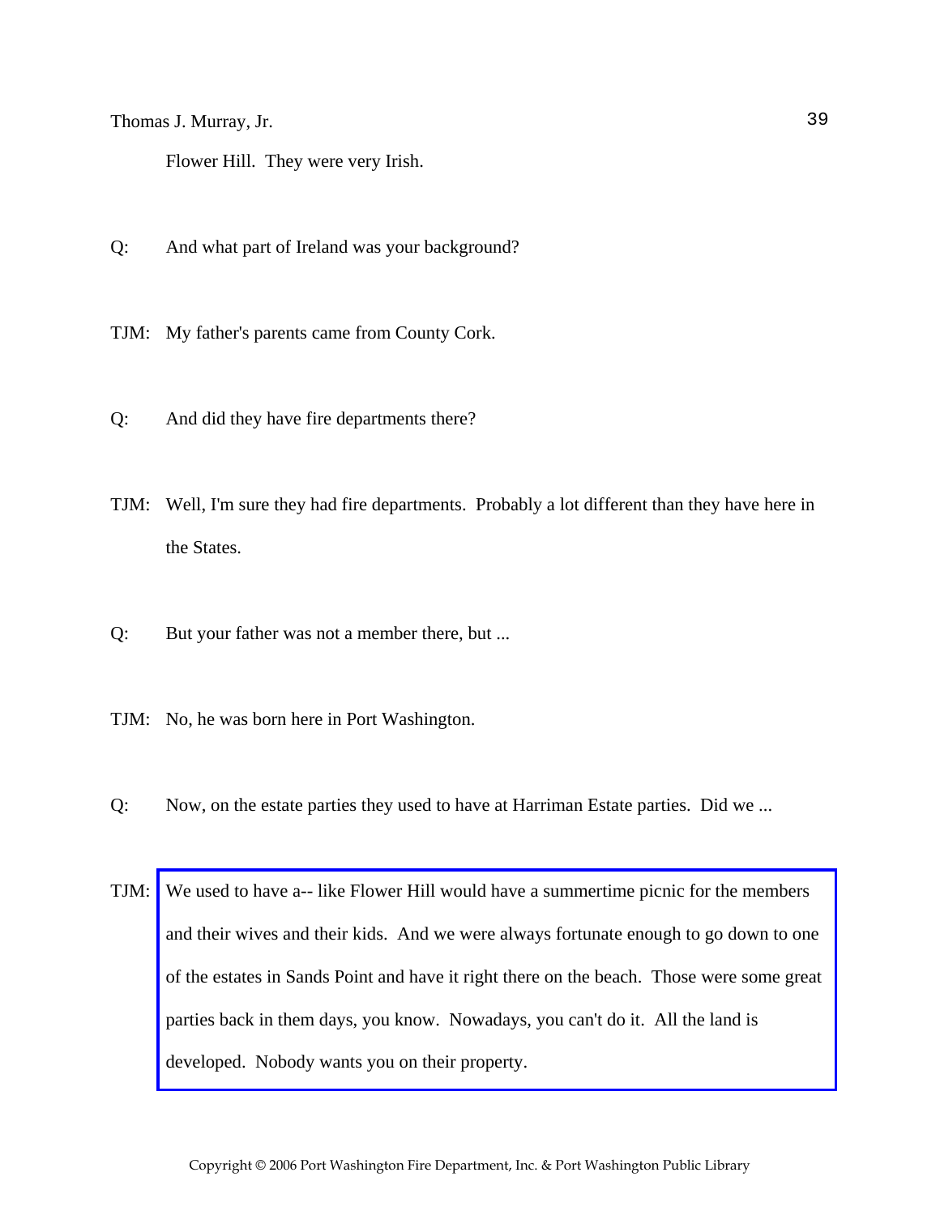Flower Hill. They were very Irish.

Q: And what part of Ireland was your background?

TJM: My father's parents came from County Cork.

Q: And did they have fire departments there?

TJM: Well, I'm sure they had fire departments. Probably a lot different than they have here in the States.

Q: But your father was not a member there, but ...

TJM: No, he was born here in Port Washington.

Q: Now, on the estate parties they used to have at Harriman Estate parties. Did we ...

TJM: We used to have a-- like Flower Hill would have a summertime picnic for the members and their wives and their kids. And we were always fortunate enough to go down to one of the estates in Sands Point and have it right there on the beach. Those were some great parties back in them days, you know. Nowadays, you can't do it. All the land is developed. Nobody wants you on their property.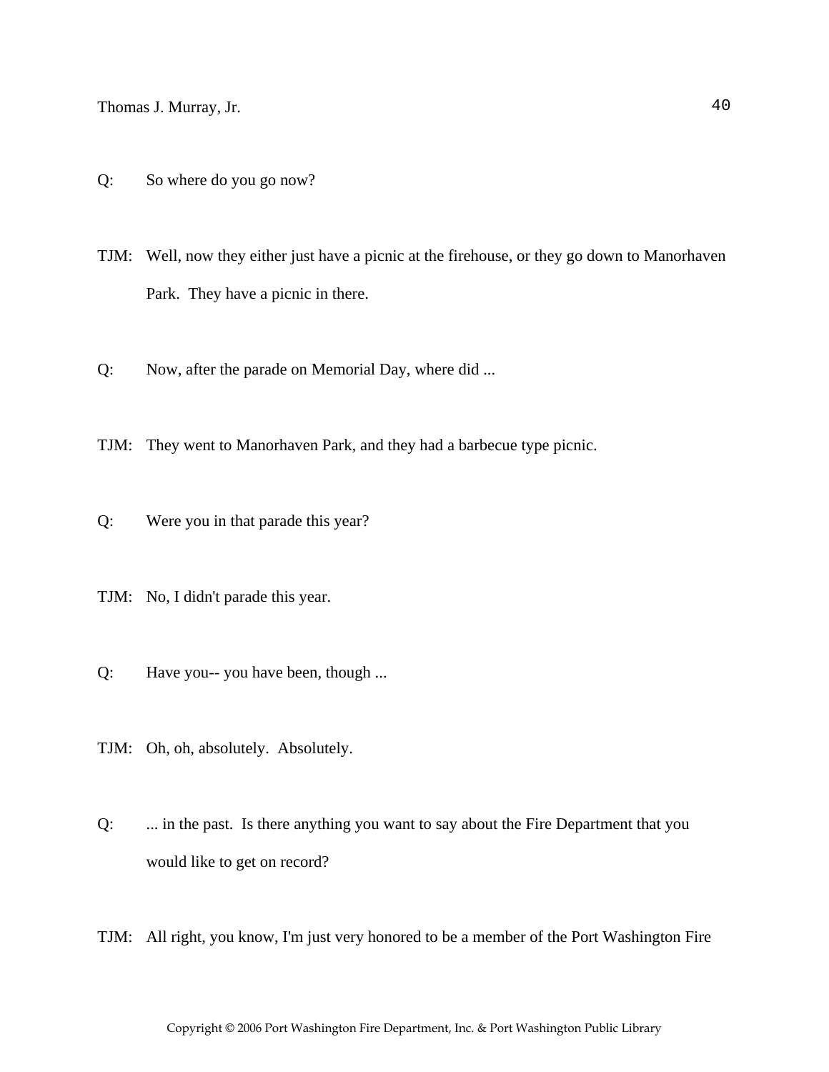Q: So where do you go now?

TJM: Well, now they either just have a picnic at the firehouse, or they go down to Manorhaven Park. They have a picnic in there.

Q: Now, after the parade on Memorial Day, where did ...

TJM: They went to Manorhaven Park, and they had a barbecue type picnic.

Q: Were you in that parade this year?

TJM: No, I didn't parade this year.

Q: Have you-- you have been, though ...

TJM: Oh, oh, absolutely. Absolutely.

Q: ... in the past. Is there anything you want to say about the Fire Department that you would like to get on record?

TJM: All right, you know, I'm just very honored to be a member of the Port Washington Fire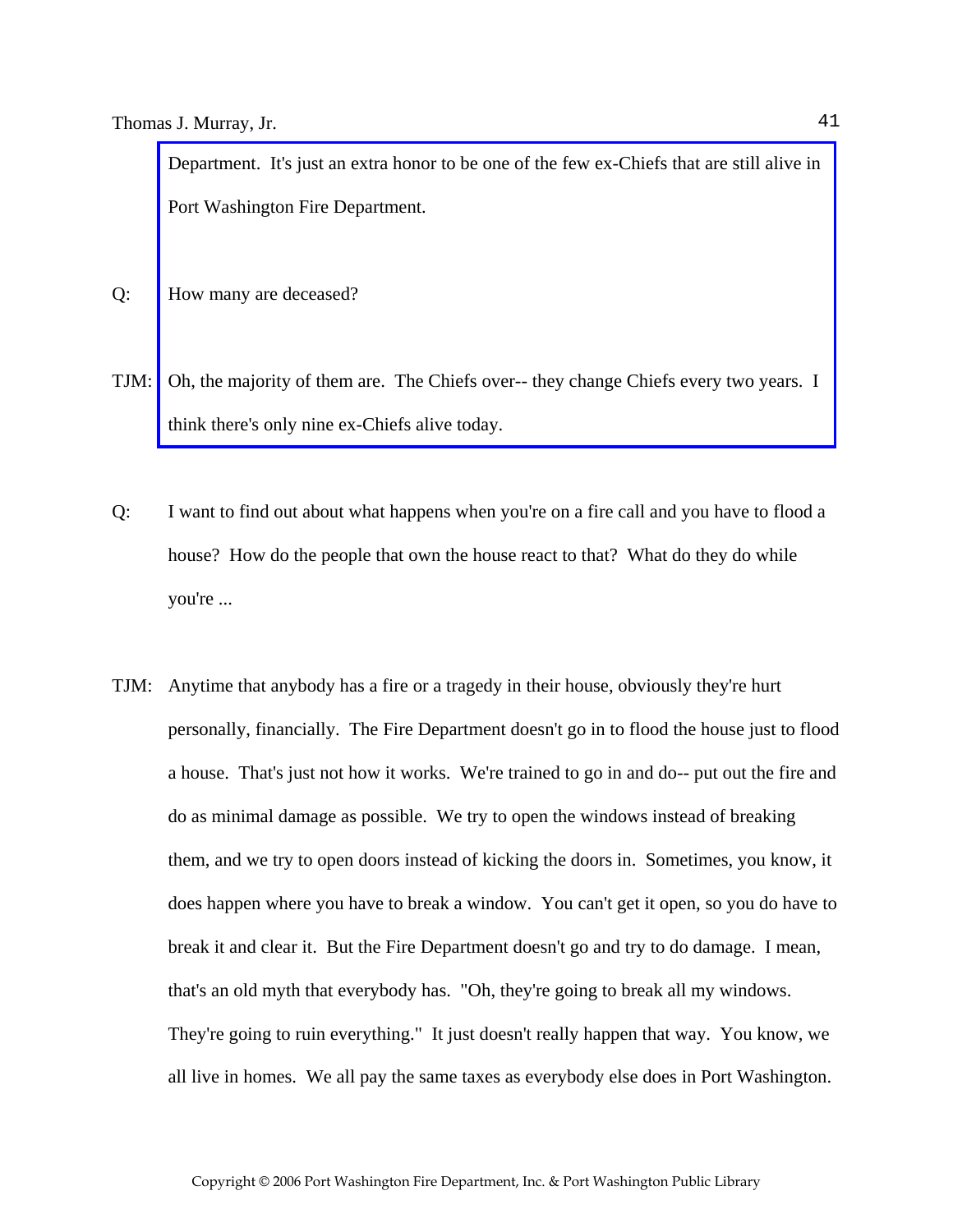Department. It's just an extra honor to be one of the few ex-Chiefs that are still alive in Port Washington Fire Department.

Q: How many are deceased?

TJM: Oh, the majority of them are. The Chiefs over-- they change Chiefs every two years. I think there's only nine ex-Chiefs alive today.

Q: I want to find out about what happens when you're on a fire call and you have to flood a house? How do the people that own the house react to that? What do they do while you're ...

TJM: Anytime that anybody has a fire or a tragedy in their house, obviously they're hurt personally, financially. The Fire Department doesn't go in to flood the house just to flood a house. That's just not how it works. We're trained to go in and do-- put out the fire and do as minimal damage as possible. We try to open the windows instead of breaking them, and we try to open doors instead of kicking the doors in. Sometimes, you know, it does happen where you have to break a window. You can't get it open, so you do have to break it and clear it. But the Fire Department doesn't go and try to do damage. I mean, that's an old myth that everybody has. "Oh, they're going to break all my windows. They're going to ruin everything." It just doesn't really happen that way. You know, we all live in homes. We all pay the same taxes as everybody else does in Port Washington.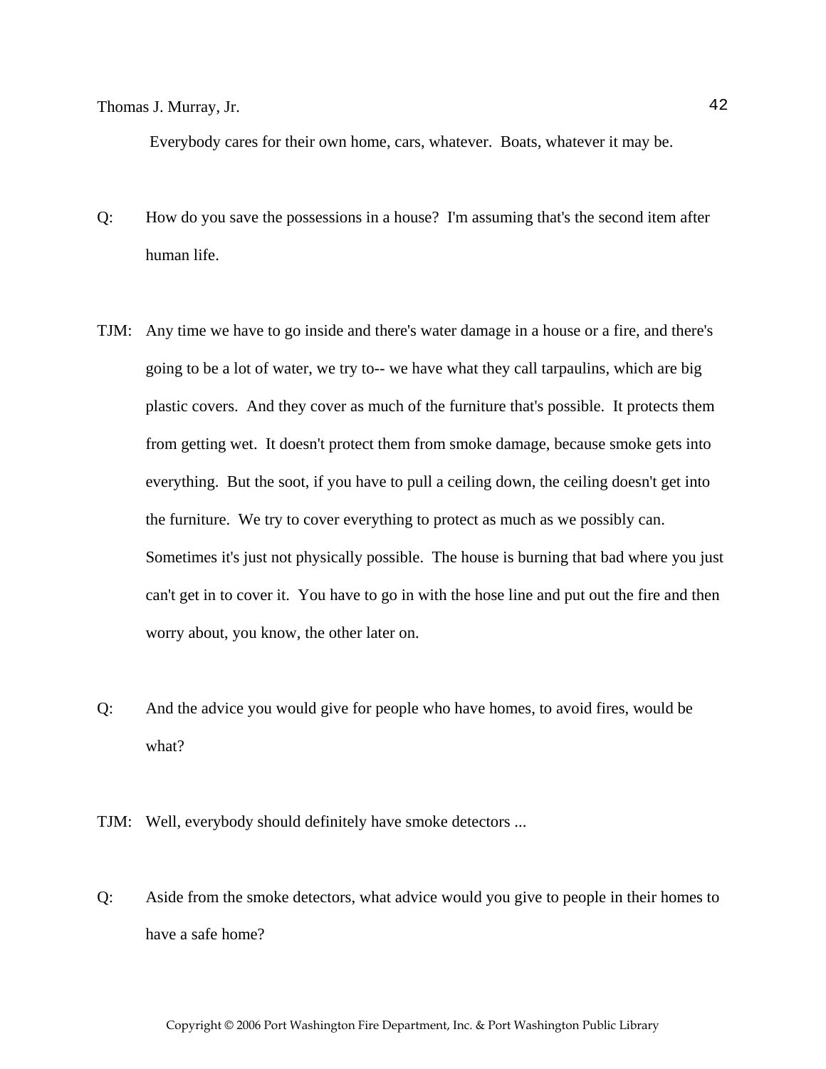Everybody cares for their own home, cars, whatever. Boats, whatever it may be.

Q: How do you save the possessions in a house? I'm assuming that's the second item after human life.

TJM: Any time we have to go inside and there's water damage in a house or a fire, and there's going to be a lot of water, we try to-- we have what they call tarpaulins, which are big plastic covers. And they cover as much of the furniture that's possible. It protects them from getting wet. It doesn't protect them from smoke damage, because smoke gets into everything. But the soot, if you have to pull a ceiling down, the ceiling doesn't get into the furniture. We try to cover everything to protect as much as we possibly can. Sometimes it's just not physically possible. The house is burning that bad where you just can't get in to cover it. You have to go in with the hose line and put out the fire and then worry about, you know, the other later on.

Q: And the advice you would give for people who have homes, to avoid fires, would be what?

TJM: Well, everybody should definitely have smoke detectors ...

Q: Aside from the smoke detectors, what advice would you give to people in their homes to have a safe home?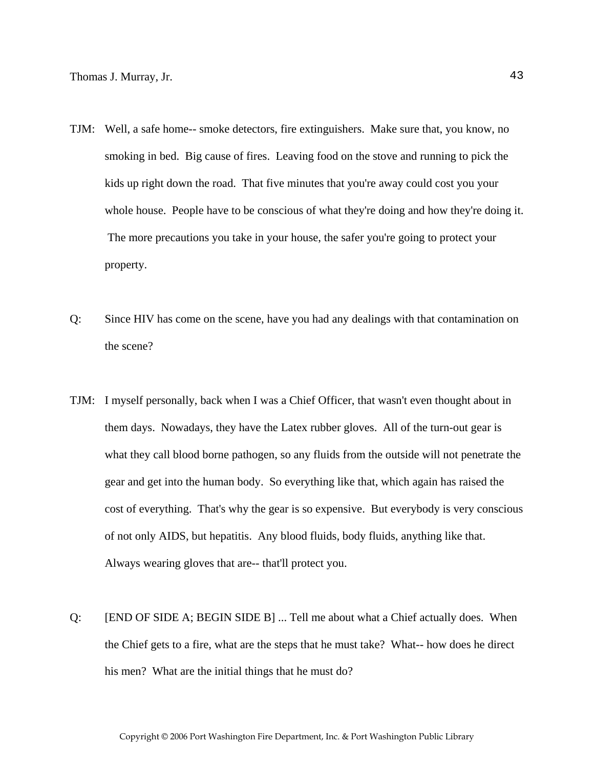TJM: Well, a safe home-- smoke detectors, fire extinguishers. Make sure that, you know, no smoking in bed. Big cause of fires. Leaving food on the stove and running to pick the kids up right down the road. That five minutes that you're away could cost you your whole house. People have to be conscious of what they're doing and how they're doing it. The more precautions you take in your house, the safer you're going to protect your property.

Q: Since HIV has come on the scene, have you had any dealings with that contamination on the scene?

TJM: I myself personally, back when I was a Chief Officer, that wasn't even thought about in them days. Nowadays, they have the Latex rubber gloves. All of the turn-out gear is what they call blood borne pathogen, so any fluids from the outside will not penetrate the gear and get into the human body. So everything like that, which again has raised the cost of everything. That's why the gear is so expensive. But everybody is very conscious of not only AIDS, but hepatitis. Any blood fluids, body fluids, anything like that. Always wearing gloves that are-- that'll protect you.

Q: [END OF SIDE A; BEGIN SIDE B] ... Tell me about what a Chief actually does. When the Chief gets to a fire, what are the steps that he must take? What-- how does he direct his men? What are the initial things that he must do?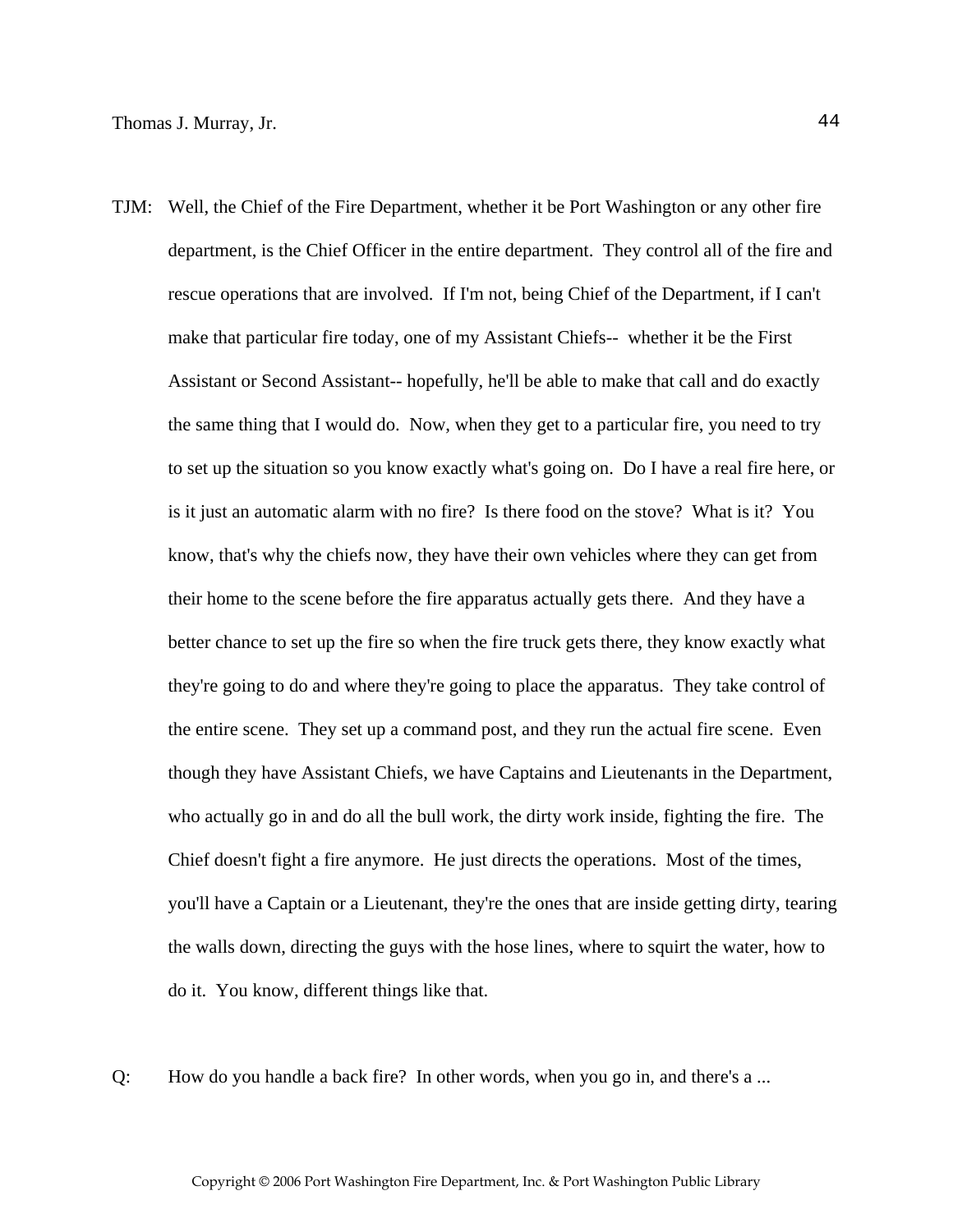TJM: Well, the Chief of the Fire Department, whether it be Port Washington or any other fire department, is the Chief Officer in the entire department. They control all of the fire and rescue operations that are involved. If I'm not, being Chief of the Department, if I can't make that particular fire today, one of my Assistant Chiefs-- whether it be the First Assistant or Second Assistant-- hopefully, he'll be able to make that call and do exactly the same thing that I would do. Now, when they get to a particular fire, you need to try to set up the situation so you know exactly what's going on. Do I have a real fire here, or is it just an automatic alarm with no fire? Is there food on the stove? What is it? You know, that's why the chiefs now, they have their own vehicles where they can get from their home to the scene before the fire apparatus actually gets there. And they have a better chance to set up the fire so when the fire truck gets there, they know exactly what they're going to do and where they're going to place the apparatus. They take control of the entire scene. They set up a command post, and they run the actual fire scene. Even though they have Assistant Chiefs, we have Captains and Lieutenants in the Department, who actually go in and do all the bull work, the dirty work inside, fighting the fire. The Chief doesn't fight a fire anymore. He just directs the operations. Most of the times, you'll have a Captain or a Lieutenant, they're the ones that are inside getting dirty, tearing the walls down, directing the guys with the hose lines, where to squirt the water, how to do it. You know, different things like that.

Q: How do you handle a back fire? In other words, when you go in, and there's a ...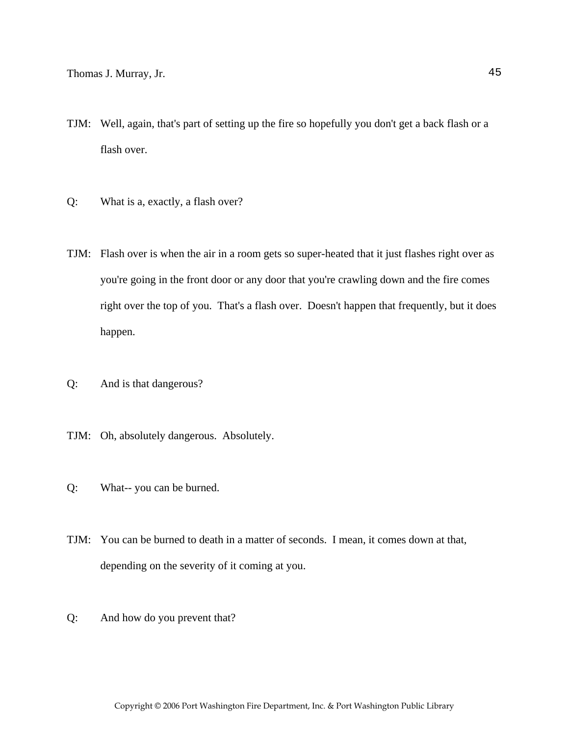TJM: Well, again, that's part of setting up the fire so hopefully you don't get a back flash or a flash over.

Q: What is a, exactly, a flash over?

TJM: Flash over is when the air in a room gets so super-heated that it just flashes right over as you're going in the front door or any door that you're crawling down and the fire comes right over the top of you. That's a flash over. Doesn't happen that frequently, but it does happen.

Q: And is that dangerous?

TJM: Oh, absolutely dangerous. Absolutely.

Q: What-- you can be burned.

TJM: You can be burned to death in a matter of seconds. I mean, it comes down at that, depending on the severity of it coming at you.

Q: And how do you prevent that?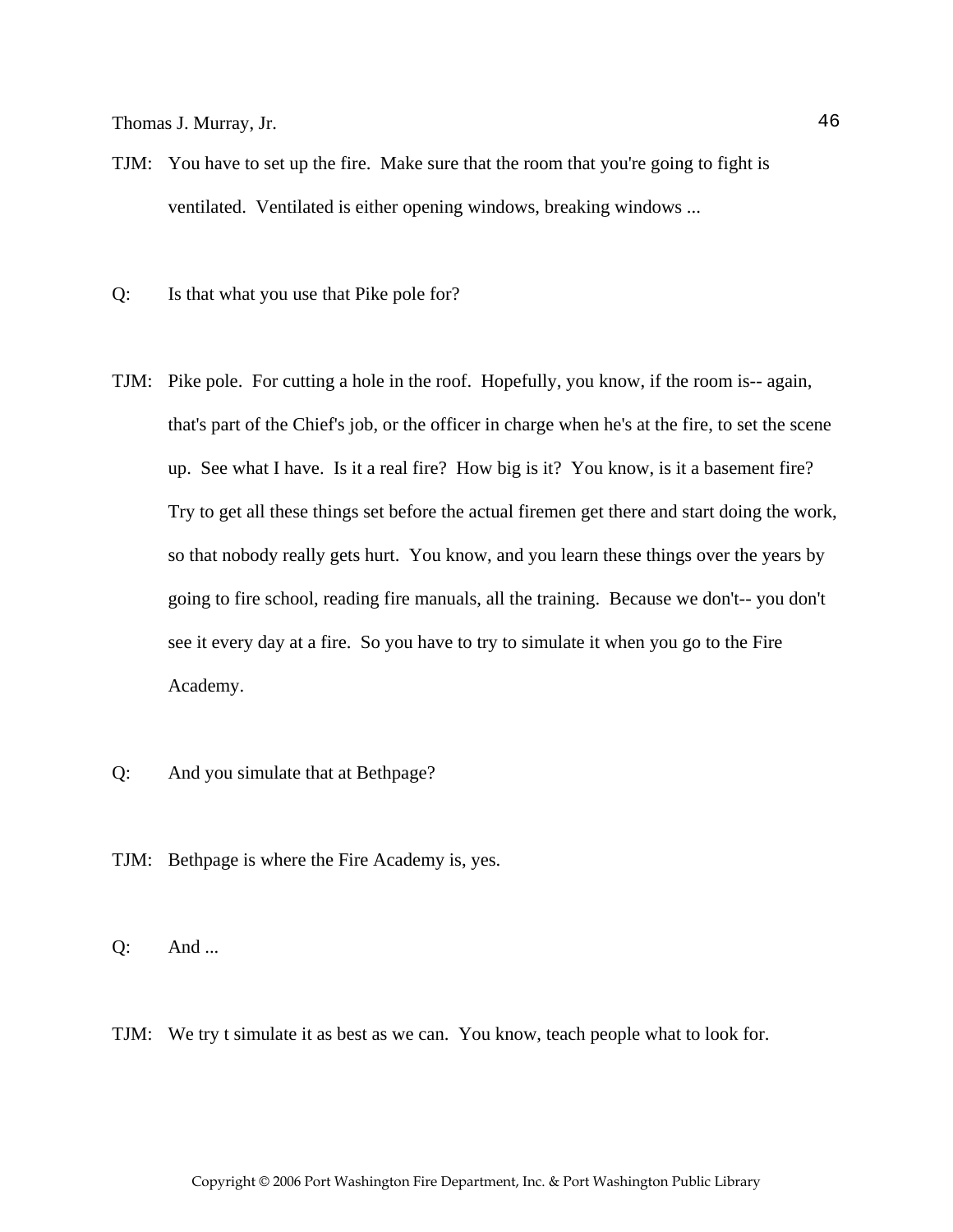TJM: You have to set up the fire. Make sure that the room that you're going to fight is ventilated. Ventilated is either opening windows, breaking windows ...

Q: Is that what you use that Pike pole for?

TJM: Pike pole. For cutting a hole in the roof. Hopefully, you know, if the room is-- again, that's part of the Chief's job, or the officer in charge when he's at the fire, to set the scene up. See what I have. Is it a real fire? How big is it? You know, is it a basement fire? Try to get all these things set before the actual firemen get there and start doing the work, so that nobody really gets hurt. You know, and you learn these things over the years by going to fire school, reading fire manuals, all the training. Because we don't-- you don't see it every day at a fire. So you have to try to simulate it when you go to the Fire Academy.

Q: And you simulate that at Bethpage?

TJM: Bethpage is where the Fire Academy is, yes.

Q: And ...

TJM: We try t simulate it as best as we can. You know, teach people what to look for.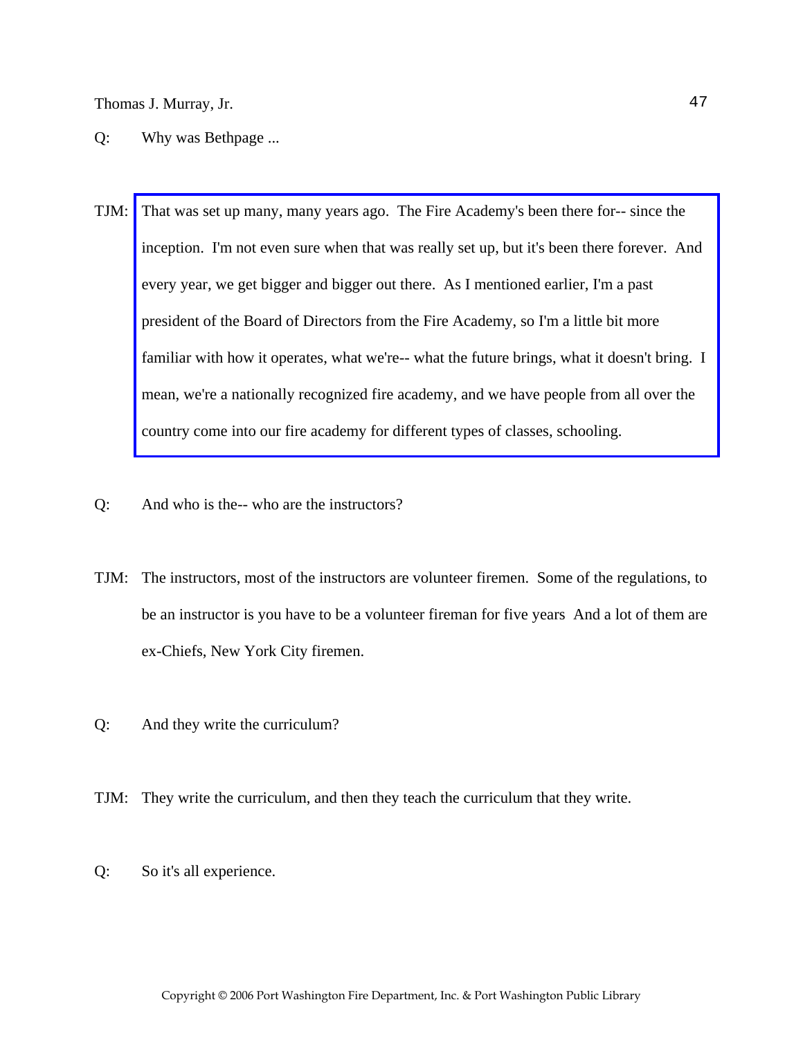Q: Why was Bethpage ...

TJM: That was set up many, many years ago. The Fire Academy's been there for-- since the inception. I'm not even sure when that was really set up, but it's been there forever. And every year, we get bigger and bigger out there. As I mentioned earlier, I'm a past president of the Board of Directors from the Fire Academy, so I'm a little bit more familiar with how it operates, what we're-- what the future brings, what it doesn't bring. I mean, we're a nationally recognized fire academy, and we have people from all over the country come into our fire academy for different types of classes, schooling.

Q: And who is the-- who are the instructors?

TJM: The instructors, most of the instructors are volunteer firemen. Some of the regulations, to be an instructor is you have to be a volunteer fireman for five years And a lot of them are ex-Chiefs, New York City firemen.

Q: And they write the curriculum?

TJM: They write the curriculum, and then they teach the curriculum that they write.

Q: So it's all experience.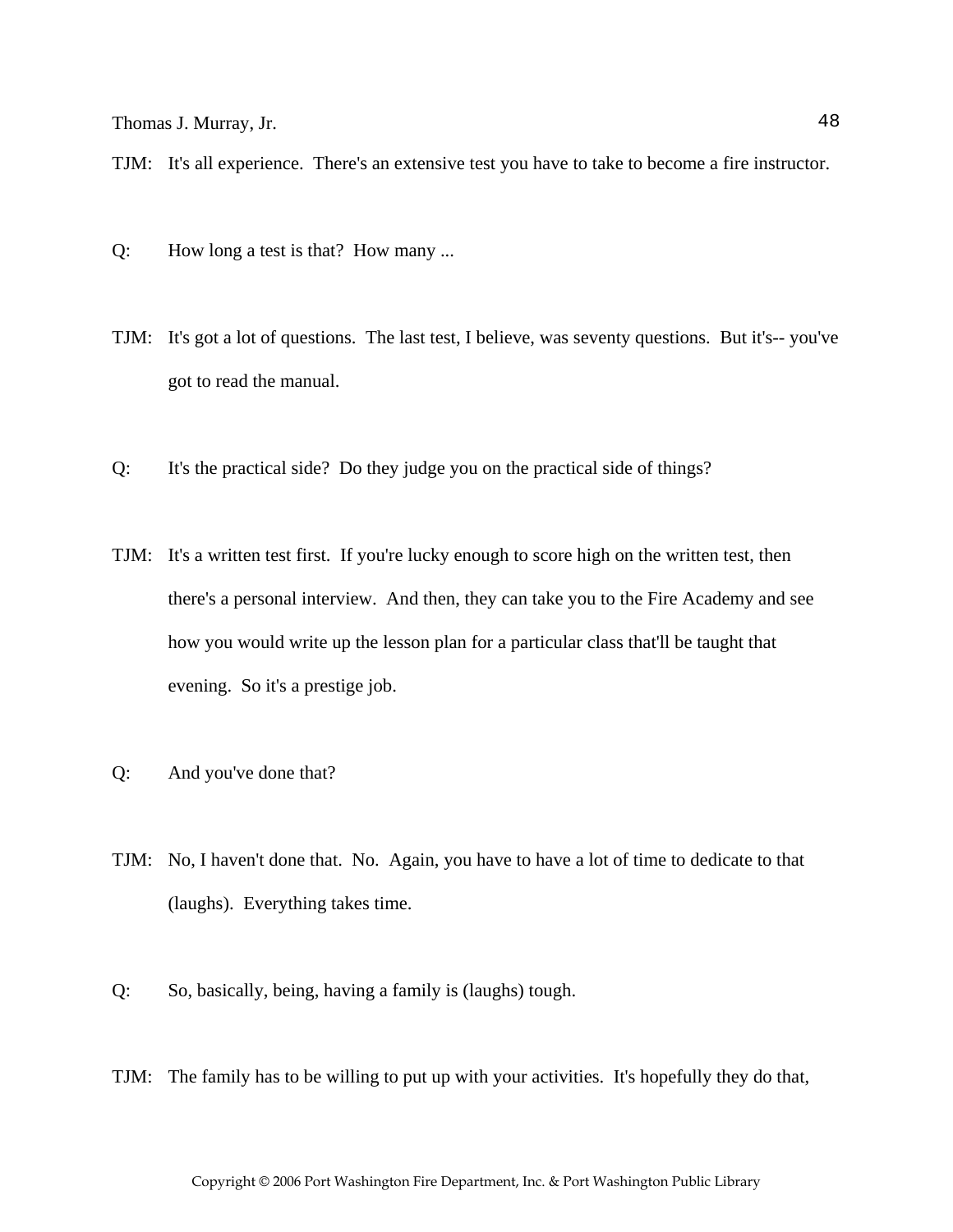TJM: It's all experience. There's an extensive test you have to take to become a fire instructor.

Q: How long a test is that? How many ...

TJM: It's got a lot of questions. The last test, I believe, was seventy questions. But it's-- you've got to read the manual.

Q: It's the practical side? Do they judge you on the practical side of things?

TJM: It's a written test first. If you're lucky enough to score high on the written test, then there's a personal interview. And then, they can take you to the Fire Academy and see how you would write up the lesson plan for a particular class that'll be taught that evening. So it's a prestige job.

Q: And you've done that?

TJM: No, I haven't done that. No. Again, you have to have a lot of time to dedicate to that (laughs). Everything takes time.

Q: So, basically, being, having a family is (laughs) tough.

TJM: The family has to be willing to put up with your activities. It's hopefully they do that,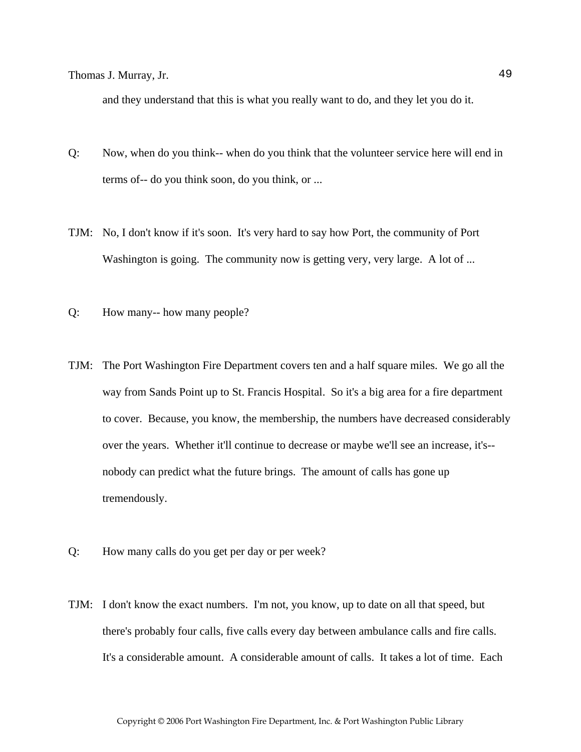and they understand that this is what you really want to do, and they let you do it.

Q: Now, when do you think-- when do you think that the volunteer service here will end in terms of-- do you think soon, do you think, or ...

TJM: No, I don't know if it's soon. It's very hard to say how Port, the community of Port Washington is going. The community now is getting very, very large. A lot of ...

Q: How many-- how many people?

TJM: The Port Washington Fire Department covers ten and a half square miles. We go all the way from Sands Point up to St. Francis Hospital. So it's a big area for a fire department to cover. Because, you know, the membership, the numbers have decreased considerably over the years. Whether it'll continue to decrease or maybe we'll see an increase, it's-- nobody can predict what the future brings. The amount of calls has gone up tremendously.

Q: How many calls do you get per day or per week?

TJM: I don't know the exact numbers. I'm not, you know, up to date on all that speed, but there's probably four calls, five calls every day between ambulance calls and fire calls. It's a considerable amount. A considerable amount of calls. It takes a lot of time. Each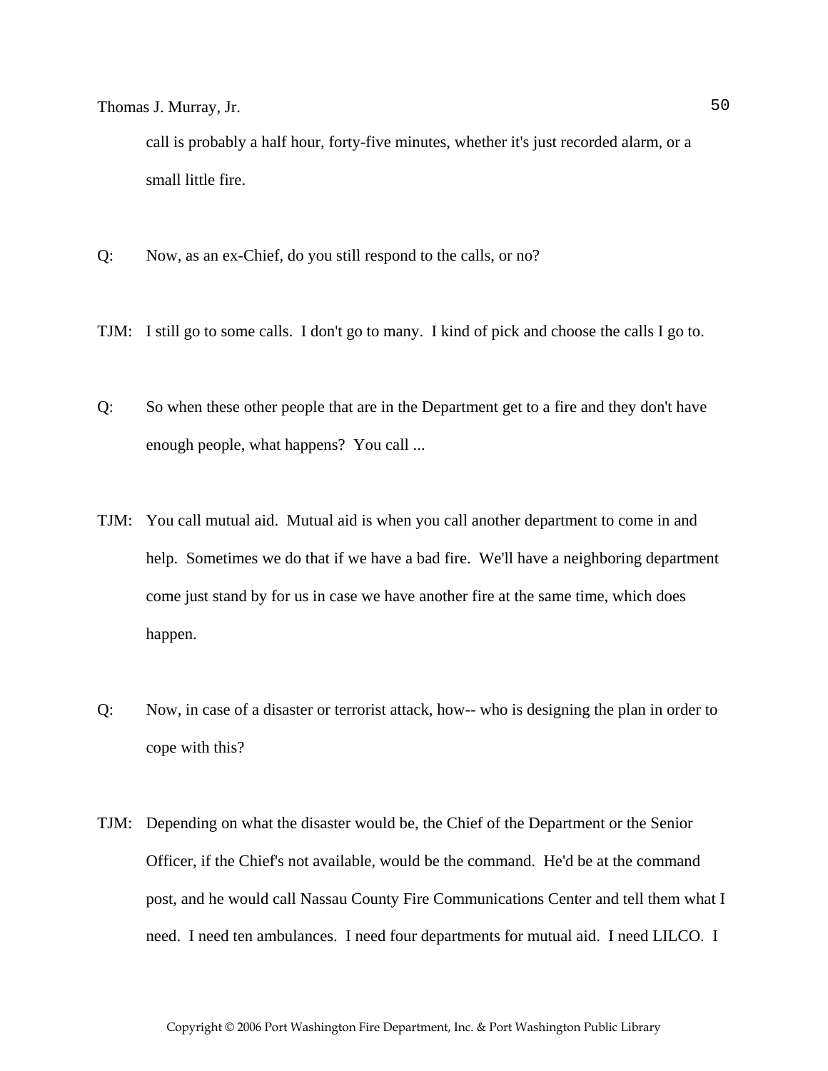call is probably a half hour, forty-five minutes, whether it's just recorded alarm, or a small little fire.

Q: Now, as an ex-Chief, do you still respond to the calls, or no?

TJM: I still go to some calls. I don't go to many. I kind of pick and choose the calls I go to.

Q: So when these other people that are in the Department get to a fire and they don't have enough people, what happens? You call ...

TJM: You call mutual aid. Mutual aid is when you call another department to come in and help. Sometimes we do that if we have a bad fire. We'll have a neighboring department come just stand by for us in case we have another fire at the same time, which does happen.

Q: Now, in case of a disaster or terrorist attack, how-- who is designing the plan in order to cope with this?

TJM: Depending on what the disaster would be, the Chief of the Department or the Senior Officer, if the Chief's not available, would be the command. He'd be at the command post, and he would call Nassau County Fire Communications Center and tell them what I need. I need ten ambulances. I need four departments for mutual aid. I need LILCO. I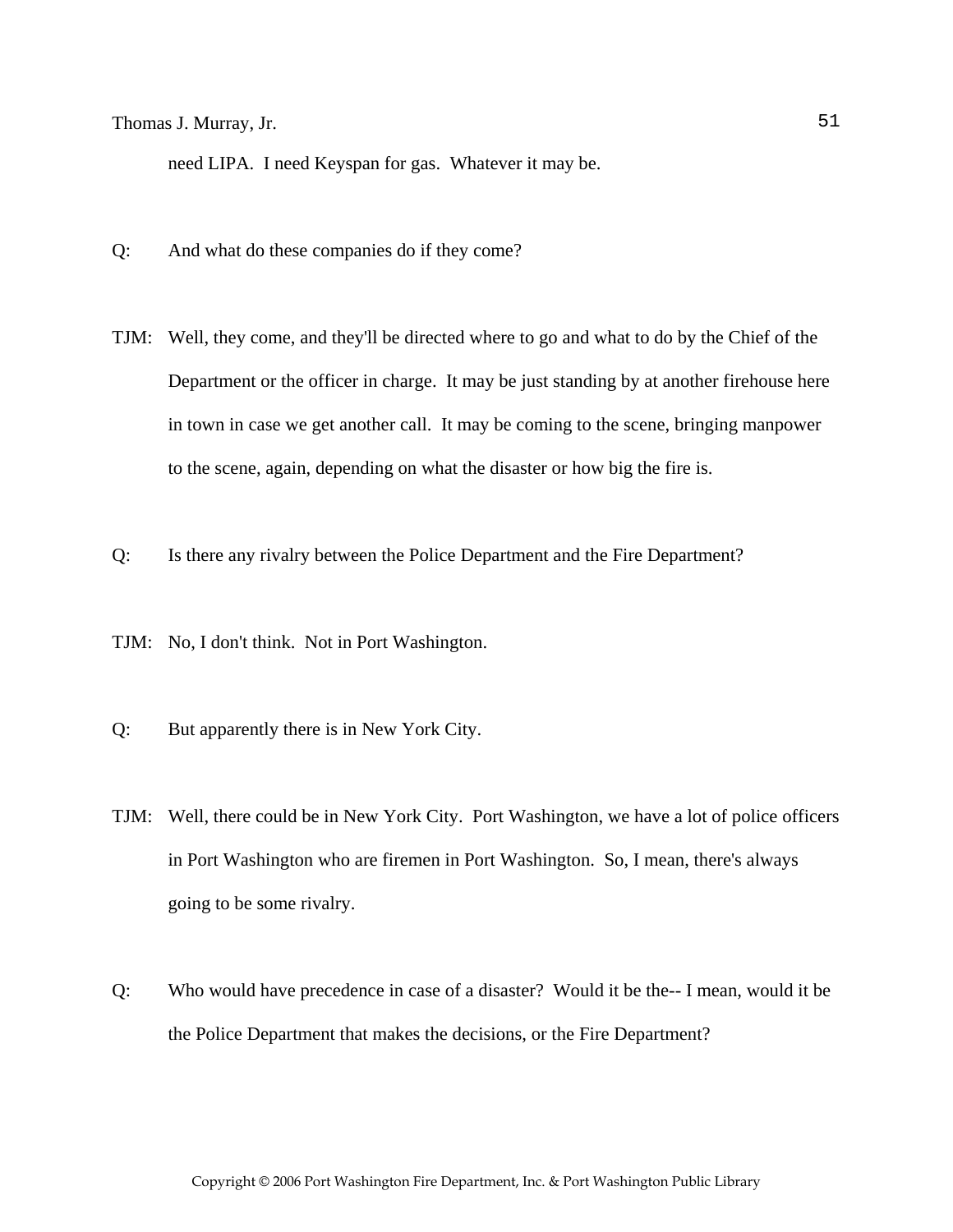need LIPA. I need Keyspan for gas. Whatever it may be.

Q: And what do these companies do if they come?

TJM: Well, they come, and they'll be directed where to go and what to do by the Chief of the Department or the officer in charge. It may be just standing by at another firehouse here in town in case we get another call. It may be coming to the scene, bringing manpower to the scene, again, depending on what the disaster or how big the fire is.

Q: Is there any rivalry between the Police Department and the Fire Department?

TJM: No, I don't think. Not in Port Washington.

Q: But apparently there is in New York City.

TJM: Well, there could be in New York City. Port Washington, we have a lot of police officers in Port Washington who are firemen in Port Washington. So, I mean, there's always going to be some rivalry.

Q: Who would have precedence in case of a disaster? Would it be the-- I mean, would it be the Police Department that makes the decisions, or the Fire Department?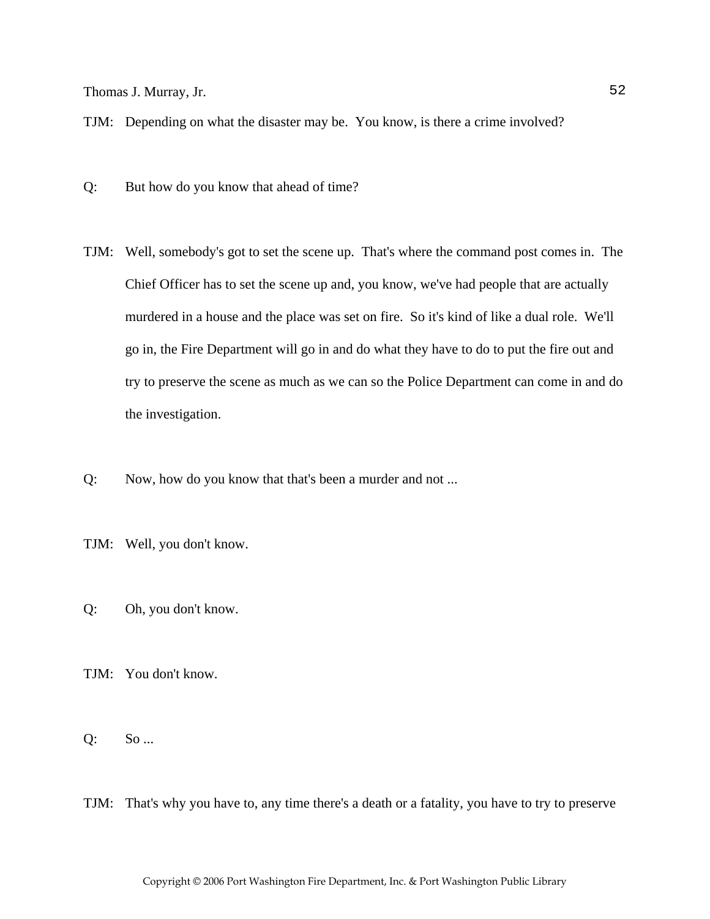TJM: Depending on what the disaster may be. You know, is there a crime involved?

Q: But how do you know that ahead of time?

TJM: Well, somebody's got to set the scene up. That's where the command post comes in. The Chief Officer has to set the scene up and, you know, we've had people that are actually murdered in a house and the place was set on fire. So it's kind of like a dual role. We'll go in, the Fire Department will go in and do what they have to do to put the fire out and try to preserve the scene as much as we can so the Police Department can come in and do the investigation.

Q: Now, how do you know that that's been a murder and not ...

TJM: Well, you don't know.

Q: Oh, you don't know.

TJM: You don't know.

Q: So ...

TJM: That's why you have to, any time there's a death or a fatality, you have to try to preserve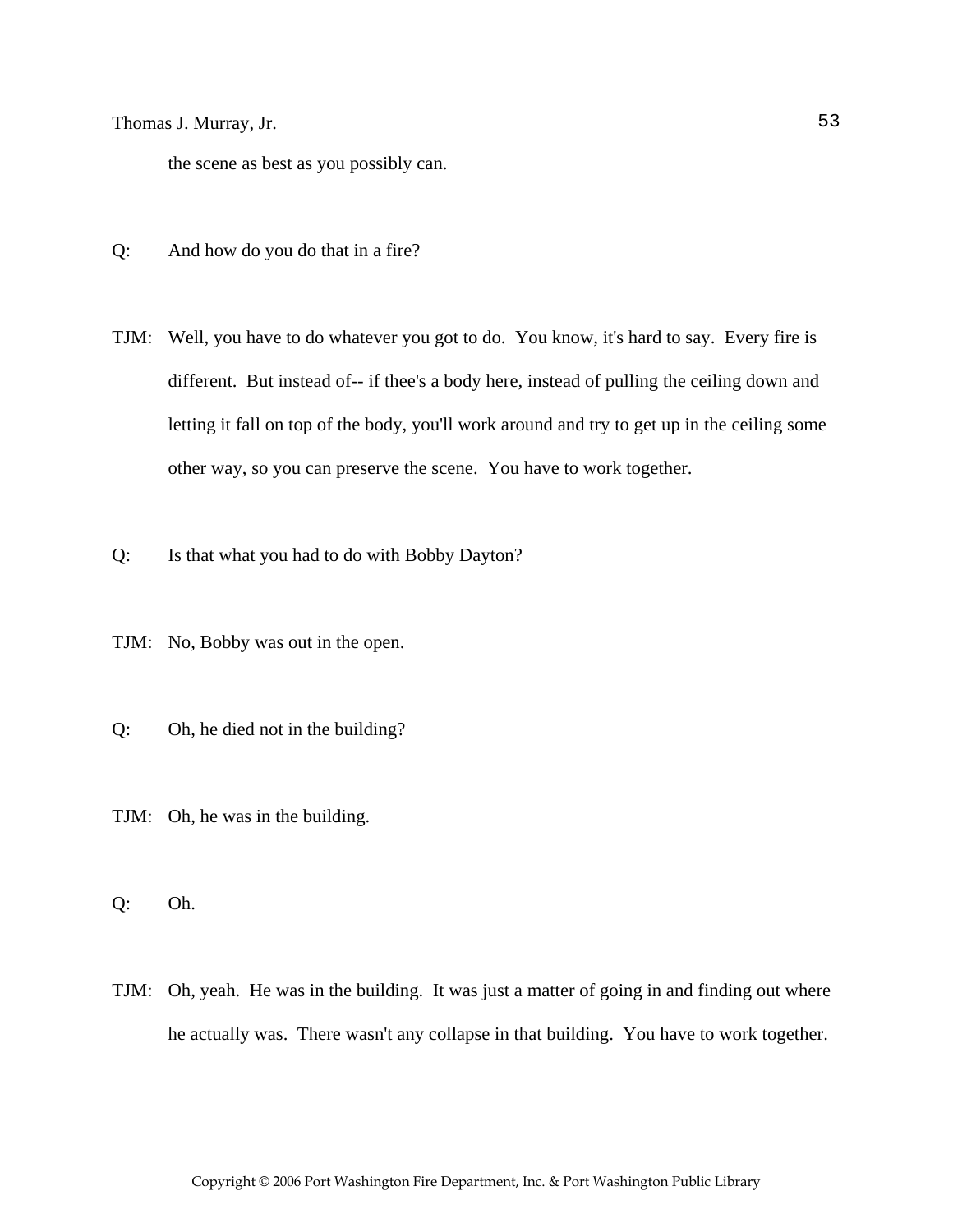the scene as best as you possibly can.

Q: And how do you do that in a fire?

TJM: Well, you have to do whatever you got to do. You know, it's hard to say. Every fire is different. But instead of-- if thee's a body here, instead of pulling the ceiling down and letting it fall on top of the body, you'll work around and try to get up in the ceiling some other way, so you can preserve the scene. You have to work together.

Q: Is that what you had to do with Bobby Dayton?

TJM: No, Bobby was out in the open.

Q: Oh, he died not in the building?

TJM: Oh, he was in the building.

Q: Oh.

TJM: Oh, yeah. He was in the building. It was just a matter of going in and finding out where he actually was. There wasn't any collapse in that building. You have to work together.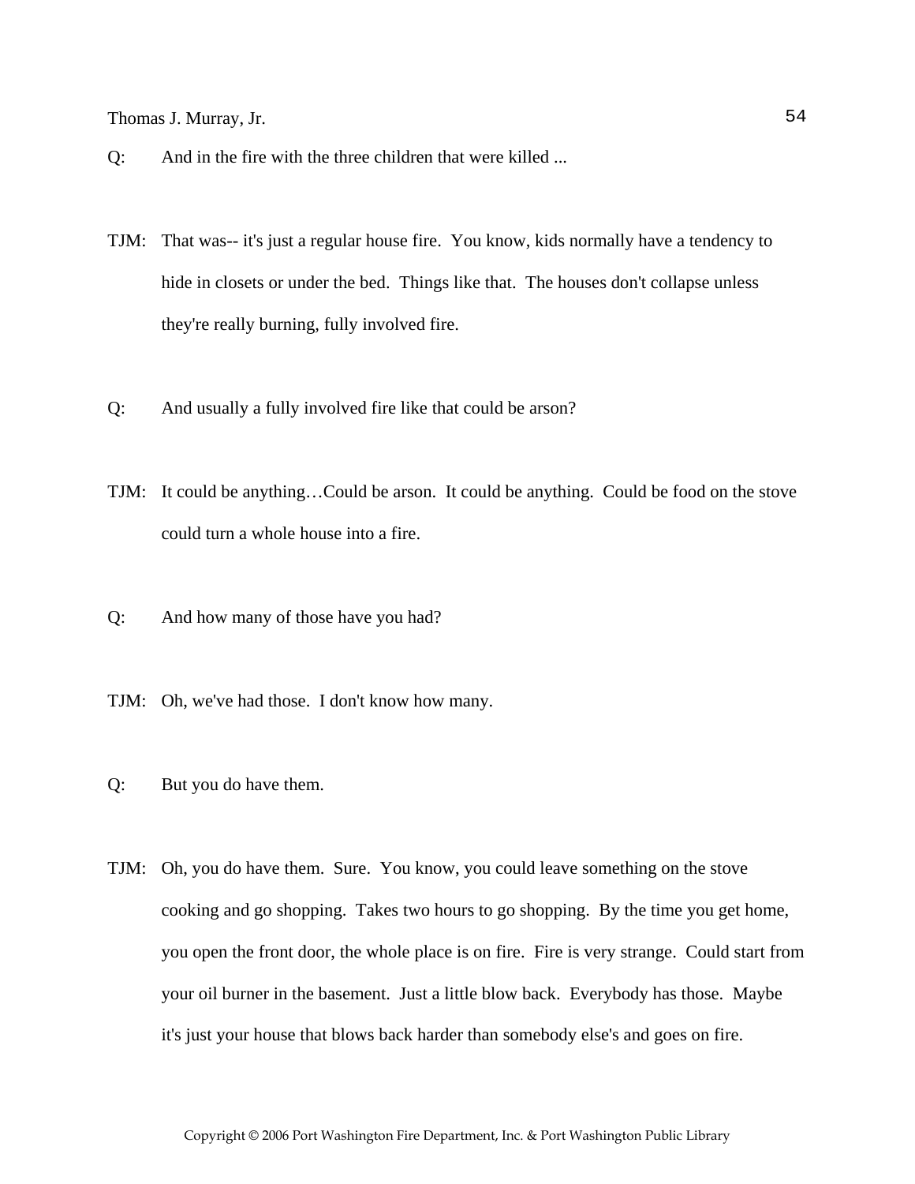Q: And in the fire with the three children that were killed ...

TJM: That was-- it's just a regular house fire. You know, kids normally have a tendency to hide in closets or under the bed. Things like that. The houses don't collapse unless they're really burning, fully involved fire.

Q: And usually a fully involved fire like that could be arson?

TJM: It could be anything…Could be arson. It could be anything. Could be food on the stove could turn a whole house into a fire.

Q: And how many of those have you had?

TJM: Oh, we've had those. I don't know how many.

Q: But you do have them.

TJM: Oh, you do have them. Sure. You know, you could leave something on the stove cooking and go shopping. Takes two hours to go shopping. By the time you get home, you open the front door, the whole place is on fire. Fire is very strange. Could start from your oil burner in the basement. Just a little blow back. Everybody has those. Maybe it's just your house that blows back harder than somebody else's and goes on fire.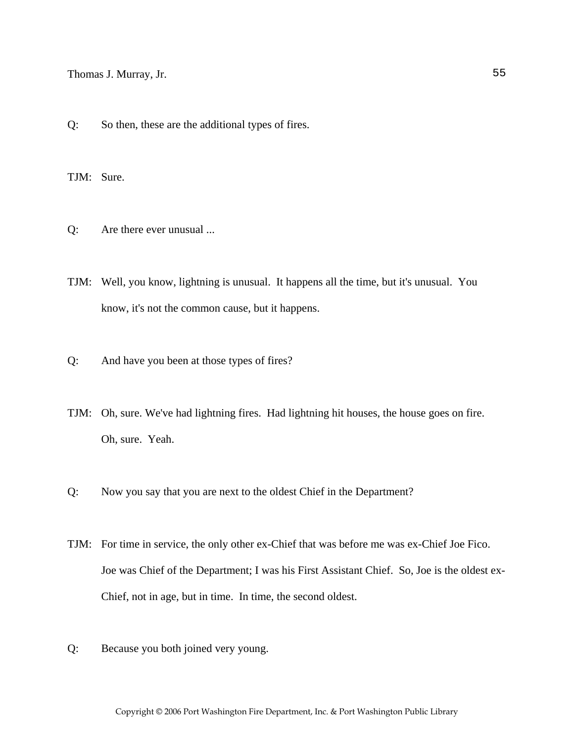Q: So then, these are the additional types of fires.

TJM: Sure.

Q: Are there ever unusual ...

TJM: Well, you know, lightning is unusual. It happens all the time, but it's unusual. You know, it's not the common cause, but it happens.

Q: And have you been at those types of fires?

TJM: Oh, sure. We've had lightning fires. Had lightning hit houses, the house goes on fire. Oh, sure. Yeah.

Q: Now you say that you are next to the oldest Chief in the Department?

TJM: For time in service, the only other ex-Chief that was before me was ex-Chief Joe Fico. Joe was Chief of the Department; I was his First Assistant Chief. So, Joe is the oldest ex-Chief, not in age, but in time. In time, the second oldest.

Q: Because you both joined very young.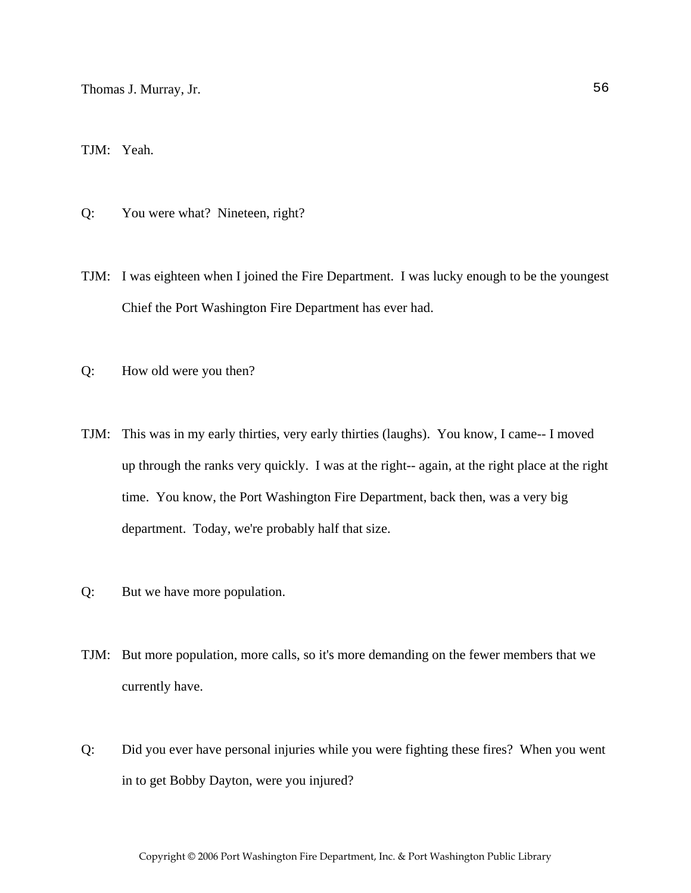TJM: Yeah.

Q: You were what? Nineteen, right?

TJM: I was eighteen when I joined the Fire Department. I was lucky enough to be the youngest Chief the Port Washington Fire Department has ever had.

Q: How old were you then?

TJM: This was in my early thirties, very early thirties (laughs). You know, I came-- I moved up through the ranks very quickly. I was at the right-- again, at the right place at the right time. You know, the Port Washington Fire Department, back then, was a very big department. Today, we're probably half that size.

Q: But we have more population.

TJM: But more population, more calls, so it's more demanding on the fewer members that we currently have.

Q: Did you ever have personal injuries while you were fighting these fires? When you went in to get Bobby Dayton, were you injured?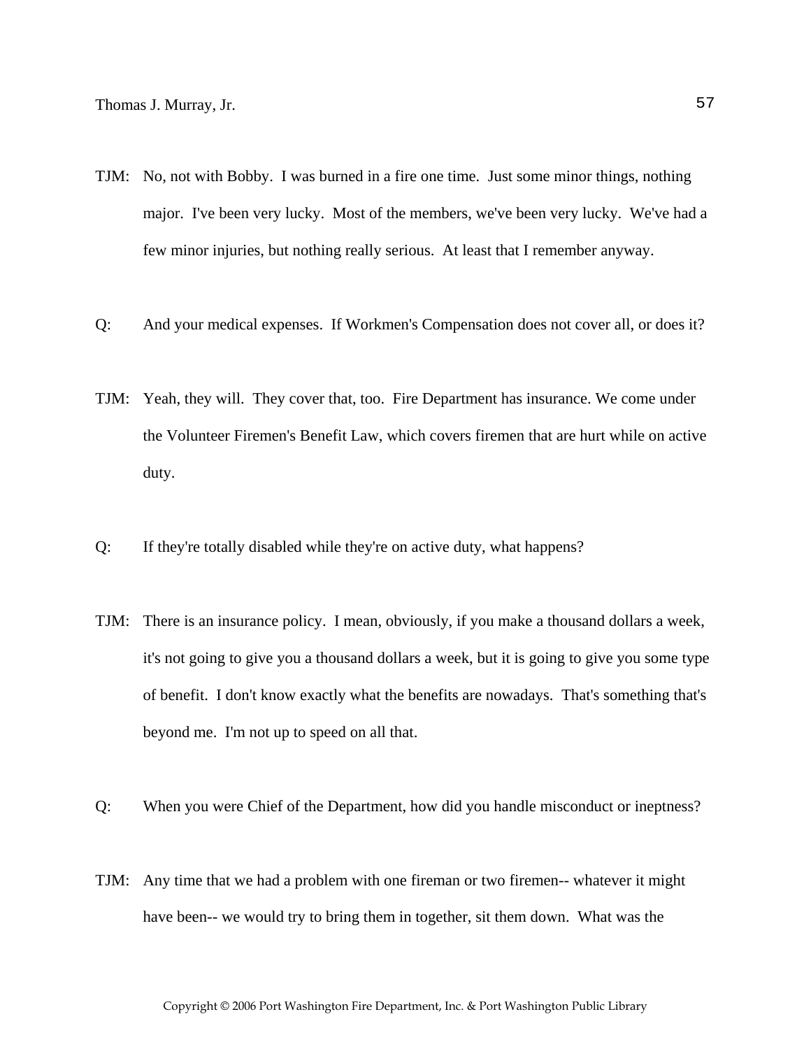TJM: No, not with Bobby. I was burned in a fire one time. Just some minor things, nothing major. I've been very lucky. Most of the members, we've been very lucky. We've had a few minor injuries, but nothing really serious. At least that I remember anyway.

Q: And your medical expenses. If Workmen's Compensation does not cover all, or does it?

TJM: Yeah, they will. They cover that, too. Fire Department has insurance. We come under the Volunteer Firemen's Benefit Law, which covers firemen that are hurt while on active duty.

Q: If they're totally disabled while they're on active duty, what happens?

TJM: There is an insurance policy. I mean, obviously, if you make a thousand dollars a week, it's not going to give you a thousand dollars a week, but it is going to give you some type of benefit. I don't know exactly what the benefits are nowadays. That's something that's beyond me. I'm not up to speed on all that.

Q: When you were Chief of the Department, how did you handle misconduct or ineptness?

TJM: Any time that we had a problem with one fireman or two firemen-- whatever it might have been-- we would try to bring them in together, sit them down. What was the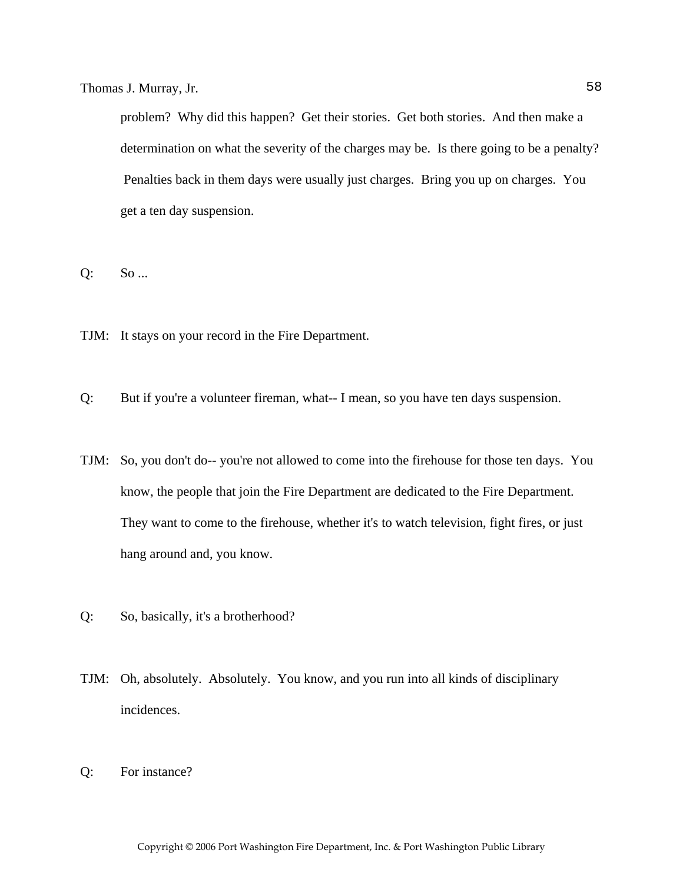problem? Why did this happen? Get their stories. Get both stories. And then make a determination on what the severity of the charges may be. Is there going to be a penalty? Penalties back in them days were usually just charges. Bring you up on charges. You get a ten day suspension.

Q: So ...

TJM: It stays on your record in the Fire Department.

Q: But if you're a volunteer fireman, what-- I mean, so you have ten days suspension.

TJM: So, you don't do-- you're not allowed to come into the firehouse for those ten days. You know, the people that join the Fire Department are dedicated to the Fire Department. They want to come to the firehouse, whether it's to watch television, fight fires, or just hang around and, you know.

Q: So, basically, it's a brotherhood?

TJM: Oh, absolutely. Absolutely. You know, and you run into all kinds of disciplinary incidences.

Q: For instance?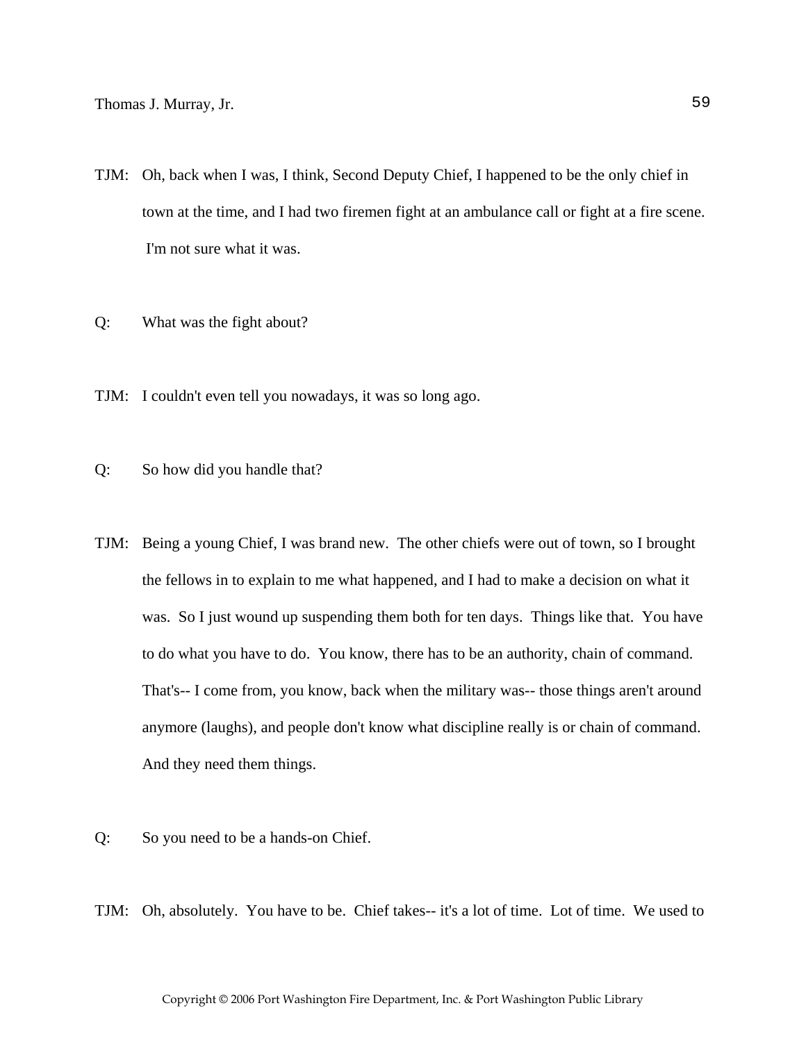TJM: Oh, back when I was, I think, Second Deputy Chief, I happened to be the only chief in town at the time, and I had two firemen fight at an ambulance call or fight at a fire scene. I'm not sure what it was.

Q: What was the fight about?

TJM: I couldn't even tell you nowadays, it was so long ago.

Q: So how did you handle that?

TJM: Being a young Chief, I was brand new. The other chiefs were out of town, so I brought the fellows in to explain to me what happened, and I had to make a decision on what it was. So I just wound up suspending them both for ten days. Things like that. You have to do what you have to do. You know, there has to be an authority, chain of command. That's-- I come from, you know, back when the military was-- those things aren't around anymore (laughs), and people don't know what discipline really is or chain of command. And they need them things.

Q: So you need to be a hands-on Chief.

TJM: Oh, absolutely. You have to be. Chief takes-- it's a lot of time. Lot of time. We used to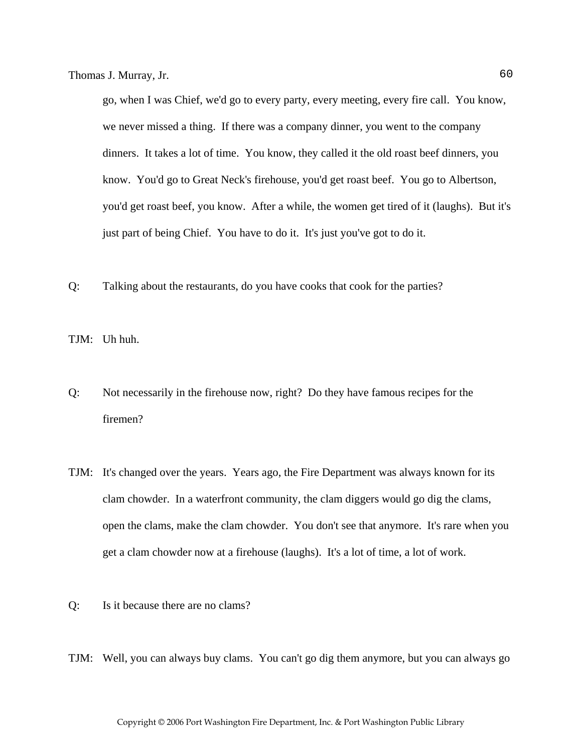go, when I was Chief, we'd go to every party, every meeting, every fire call. You know, we never missed a thing. If there was a company dinner, you went to the company dinners. It takes a lot of time. You know, they called it the old roast beef dinners, you know. You'd go to Great Neck's firehouse, you'd get roast beef. You go to Albertson, you'd get roast beef, you know. After a while, the women get tired of it (laughs). But it's just part of being Chief. You have to do it. It's just you've got to do it.

Q: Talking about the restaurants, do you have cooks that cook for the parties?

TJM: Uh huh.

Q: Not necessarily in the firehouse now, right? Do they have famous recipes for the firemen?

TJM: It's changed over the years. Years ago, the Fire Department was always known for its clam chowder. In a waterfront community, the clam diggers would go dig the clams, open the clams, make the clam chowder. You don't see that anymore. It's rare when you get a clam chowder now at a firehouse (laughs). It's a lot of time, a lot of work.

Q: Is it because there are no clams?

TJM: Well, you can always buy clams. You can't go dig them anymore, but you can always go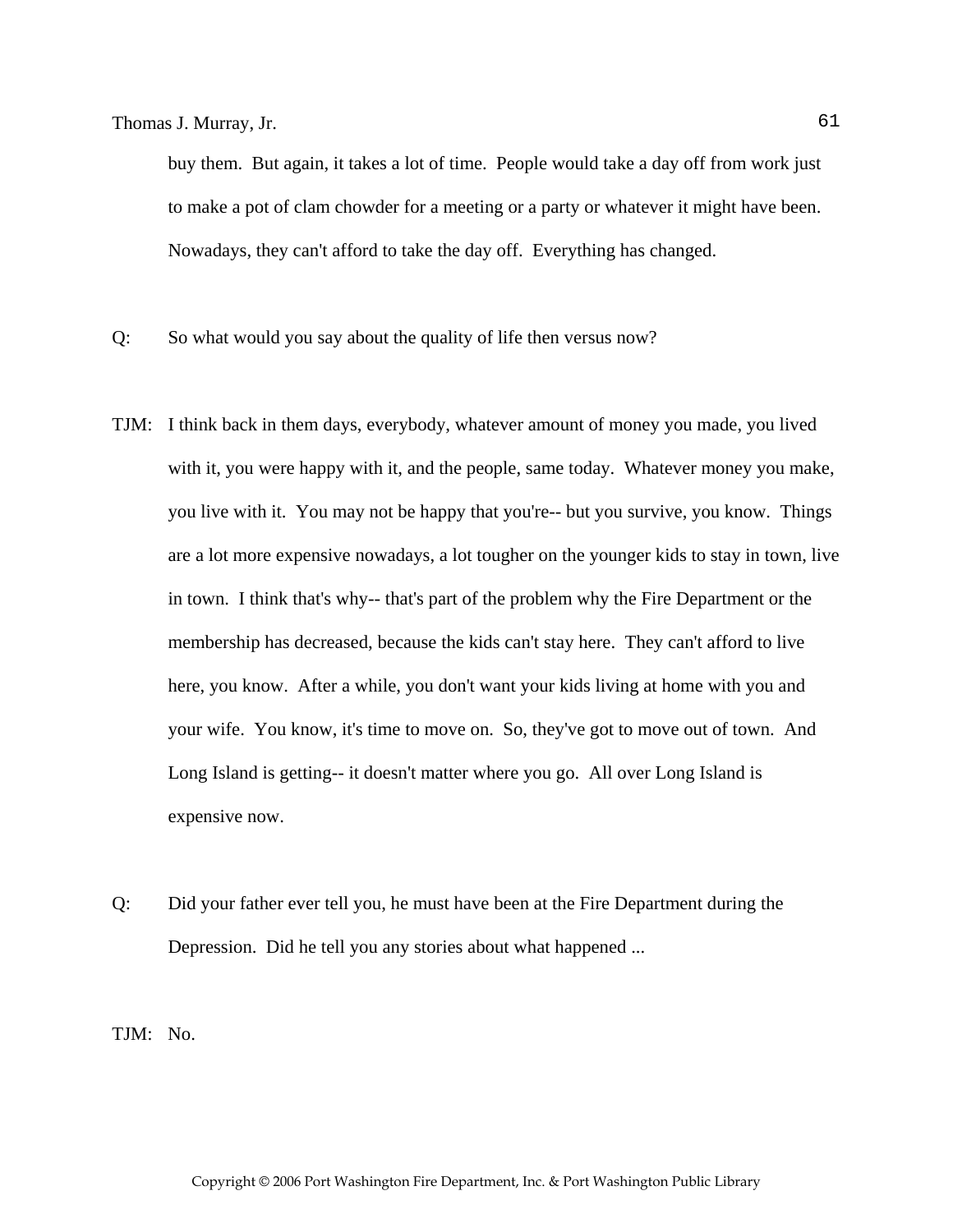buy them.  But again, it takes a lot of time.  People would take a day off from work just to make a pot of clam chowder for a meeting or a party or whatever it might have been. Nowadays, they can't afford to take the day off.  Everything has changed.

Q:	So what would you say about the quality of life then versus now?

TJM:	I think back in them days, everybody, whatever amount of money you made, you lived with it, you were happy with it, and the people, same today.  Whatever money you make, you live with it.  You may not be happy that you're-- but you survive, you know.  Things are a lot more expensive nowadays, a lot tougher on the younger kids to stay in town, live in town.  I think that's why-- that's part of the problem why the Fire Department or the membership has decreased, because the kids can't stay here.  They can't afford to live here, you know.  After a while, you don't want your kids living at home with you and your wife.  You know, it's time to move on.  So, they've got to move out of town.  And Long Island is getting-- it doesn't matter where you go.  All over Long Island is expensive now.

Q:	Did your father ever tell you, he must have been at the Fire Department during the Depression.  Did he tell you any stories about what happened ...

TJM:	No.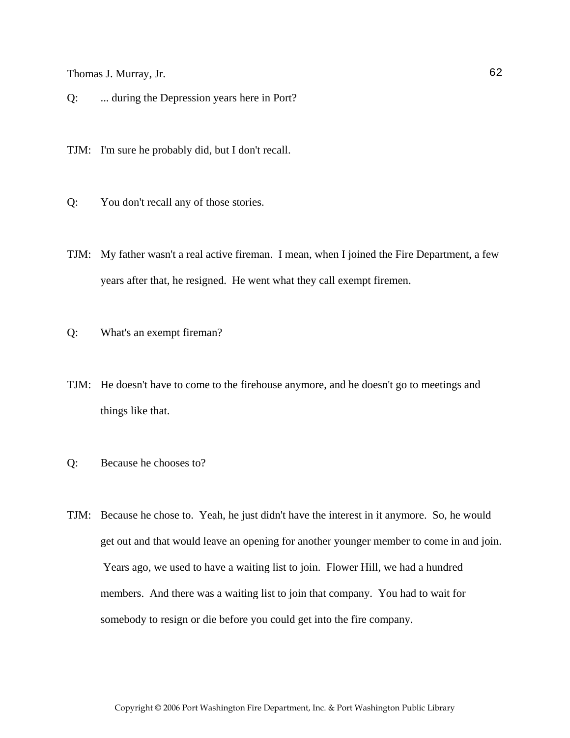Q: ... during the Depression years here in Port?

TJM: I'm sure he probably did, but I don't recall.

Q: You don't recall any of those stories.

TJM: My father wasn't a real active fireman. I mean, when I joined the Fire Department, a few years after that, he resigned. He went what they call exempt firemen.

Q: What's an exempt fireman?

TJM: He doesn't have to come to the firehouse anymore, and he doesn't go to meetings and things like that.

Q: Because he chooses to?

TJM: Because he chose to. Yeah, he just didn't have the interest in it anymore. So, he would get out and that would leave an opening for another younger member to come in and join. Years ago, we used to have a waiting list to join. Flower Hill, we had a hundred members. And there was a waiting list to join that company. You had to wait for somebody to resign or die before you could get into the fire company.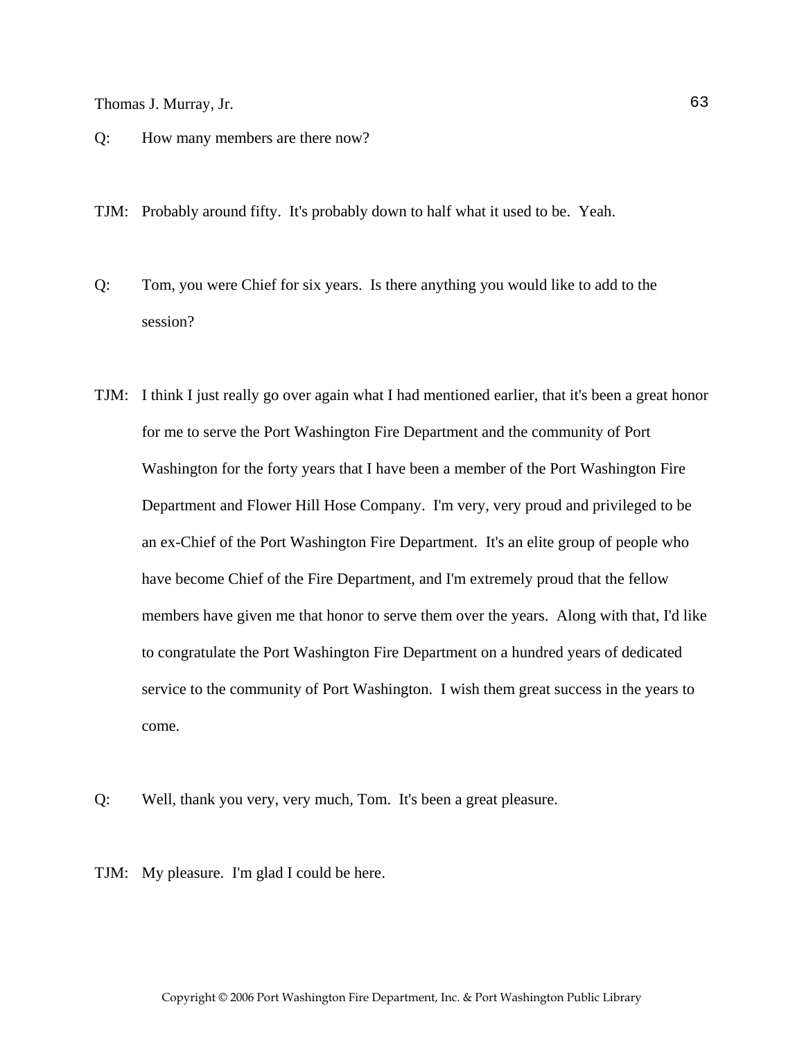Q: How many members are there now?

TJM: Probably around fifty. It's probably down to half what it used to be. Yeah.

Q: Tom, you were Chief for six years. Is there anything you would like to add to the session?

TJM: I think I just really go over again what I had mentioned earlier, that it's been a great honor for me to serve the Port Washington Fire Department and the community of Port Washington for the forty years that I have been a member of the Port Washington Fire Department and Flower Hill Hose Company. I'm very, very proud and privileged to be an ex-Chief of the Port Washington Fire Department. It's an elite group of people who have become Chief of the Fire Department, and I'm extremely proud that the fellow members have given me that honor to serve them over the years. Along with that, I'd like to congratulate the Port Washington Fire Department on a hundred years of dedicated service to the community of Port Washington. I wish them great success in the years to come.

Q: Well, thank you very, very much, Tom. It's been a great pleasure.

TJM: My pleasure. I'm glad I could be here.